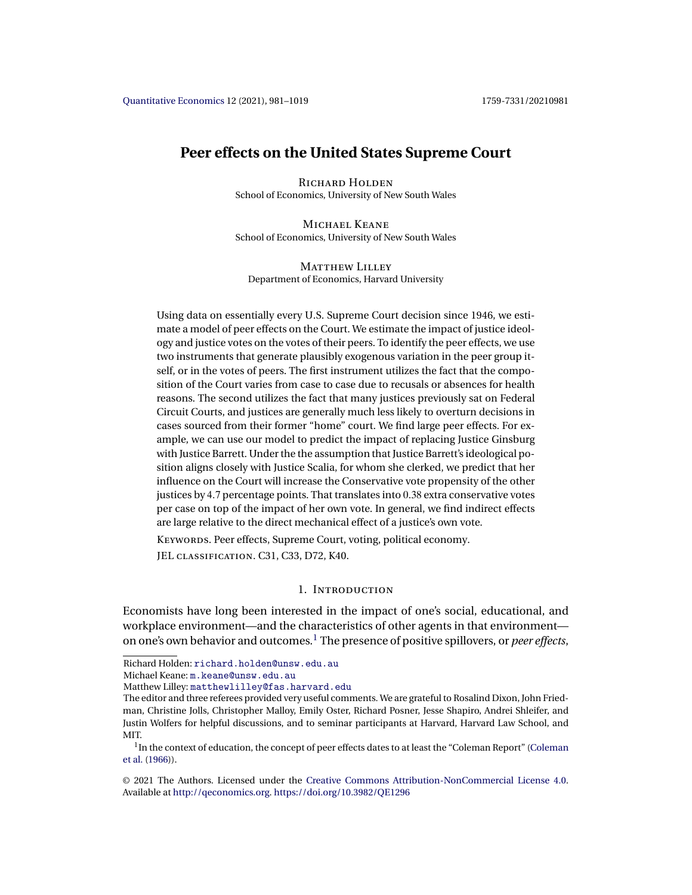# Peer effects on the United States Supreme Court

Richard Holden
School of Economics, University of New South Wales

Michael Keane
School of Economics, University of New South Wales

Matthew Lilley
Department of Economics, Harvard University

Using data on essentially every U.S. Supreme Court decision since 1946, we estimate a model of peer effects on the Court. We estimate the impact of justice ideology and justice votes on the votes of their peers. To identify the peer effects, we use two instruments that generate plausibly exogenous variation in the peer group itself, or in the votes of peers. The first instrument utilizes the fact that the composition of the Court varies from case to case due to recusals or absences for health reasons. The second utilizes the fact that many justices previously sat on Federal Circuit Courts, and justices are generally much less likely to overturn decisions in cases sourced from their former "home" court. We find large peer effects. For example, we can use our model to predict the impact of replacing Justice Ginsburg with Justice Barrett. Under the the assumption that Justice Barrett's ideological position aligns closely with Justice Scalia, for whom she clerked, we predict that her influence on the Court will increase the Conservative vote propensity of the other justices by 4.7 percentage points. That translates into 0.38 extra conservative votes per case on top of the impact of her own vote. In general, we find indirect effects are large relative to the direct mechanical effect of a justice's own vote.

Keywords. Peer effects, Supreme Court, voting, political economy.

JEL classification. C31, C33, D72, K40.

## 1. Introduction

Economists have long been interested in the impact of one's social, educational, and workplace environment—and the characteristics of other agents in that environment—on one's own behavior and outcomes.[1] The presence of positive spillovers, or *peer effects*,

---

Richard Holden: richard.holden@unsw.edu.au
Michael Keane: m.keane@unsw.edu.au
Matthew Lilley: matthewlilley@fas.harvard.edu

The editor and three referees provided very useful comments. We are grateful to Rosalind Dixon, John Friedman, Christine Jolls, Christopher Malloy, Emily Oster, Richard Posner, Jesse Shapiro, Andrei Shleifer, and Justin Wolfers for helpful discussions, and to seminar participants at Harvard, Harvard Law School, and MIT.

[1] In the context of education, the concept of peer effects dates to at least the "Coleman Report" (Coleman et al. (1966)).

© 2021 The Authors. Licensed under the Creative Commons Attribution-NonCommercial License 4.0. Available at http://qeconomics.org. https://doi.org/10.3982/QE1296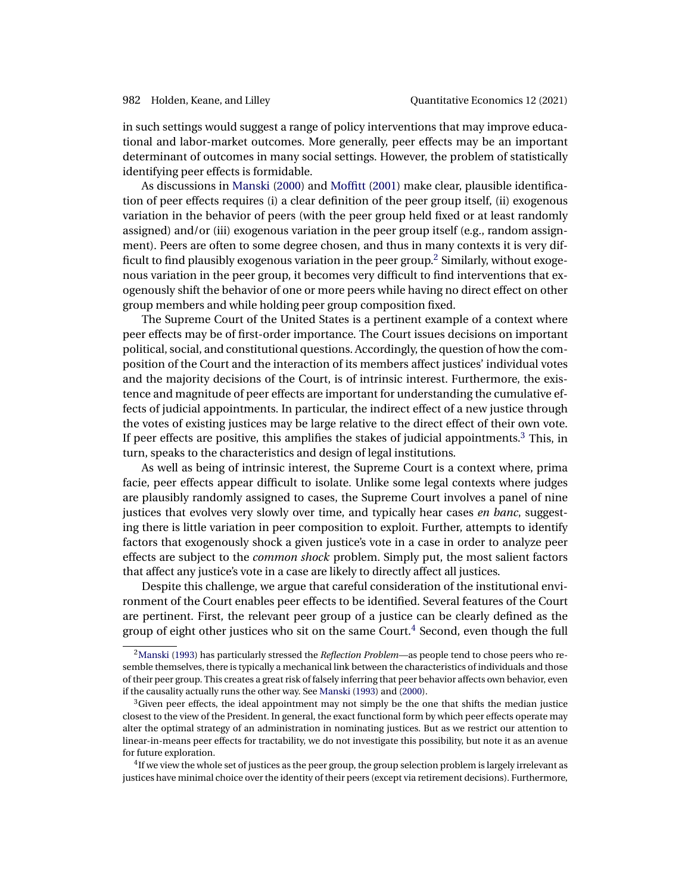in such settings would suggest a range of policy interventions that may improve educational and labor-market outcomes. More generally, peer effects may be an important determinant of outcomes in many social settings. However, the problem of statistically identifying peer effects is formidable.

As discussions in Manski (2000) and Moffitt (2001) make clear, plausible identification of peer effects requires (i) a clear definition of the peer group itself, (ii) exogenous variation in the behavior of peers (with the peer group held fixed or at least randomly assigned) and/or (iii) exogenous variation in the peer group itself (e.g., random assignment). Peers are often to some degree chosen, and thus in many contexts it is very difficult to find plausibly exogenous variation in the peer group.[2] Similarly, without exogenous variation in the peer group, it becomes very difficult to find interventions that exogenously shift the behavior of one or more peers while having no direct effect on other group members and while holding peer group composition fixed.

The Supreme Court of the United States is a pertinent example of a context where peer effects may be of first-order importance. The Court issues decisions on important political, social, and constitutional questions. Accordingly, the question of how the composition of the Court and the interaction of its members affect justices' individual votes and the majority decisions of the Court, is of intrinsic interest. Furthermore, the existence and magnitude of peer effects are important for understanding the cumulative effects of judicial appointments. In particular, the indirect effect of a new justice through the votes of existing justices may be large relative to the direct effect of their own vote. If peer effects are positive, this amplifies the stakes of judicial appointments.[3] This, in turn, speaks to the characteristics and design of legal institutions.

As well as being of intrinsic interest, the Supreme Court is a context where, prima facie, peer effects appear difficult to isolate. Unlike some legal contexts where judges are plausibly randomly assigned to cases, the Supreme Court involves a panel of nine justices that evolves very slowly over time, and typically hear cases *en banc*, suggesting there is little variation in peer composition to exploit. Further, attempts to identify factors that exogenously shock a given justice's vote in a case in order to analyze peer effects are subject to the *common shock* problem. Simply put, the most salient factors that affect any justice's vote in a case are likely to directly affect all justices.

Despite this challenge, we argue that careful consideration of the institutional environment of the Court enables peer effects to be identified. Several features of the Court are pertinent. First, the relevant peer group of a justice can be clearly defined as the group of eight other justices who sit on the same Court.[4] Second, even though the full

[2] Manski (1993) has particularly stressed the *Reflection Problem*—as people tend to chose peers who resemble themselves, there is typically a mechanical link between the characteristics of individuals and those of their peer group. This creates a great risk of falsely inferring that peer behavior affects own behavior, even if the causality actually runs the other way. See Manski (1993) and (2000).

[3] Given peer effects, the ideal appointment may not simply be the one that shifts the median justice closest to the view of the President. In general, the exact functional form by which peer effects operate may alter the optimal strategy of an administration in nominating justices. But as we restrict our attention to linear-in-means peer effects for tractability, we do not investigate this possibility, but note it as an avenue for future exploration.

[4] If we view the whole set of justices as the peer group, the group selection problem is largely irrelevant as justices have minimal choice over the identity of their peers (except via retirement decisions). Furthermore,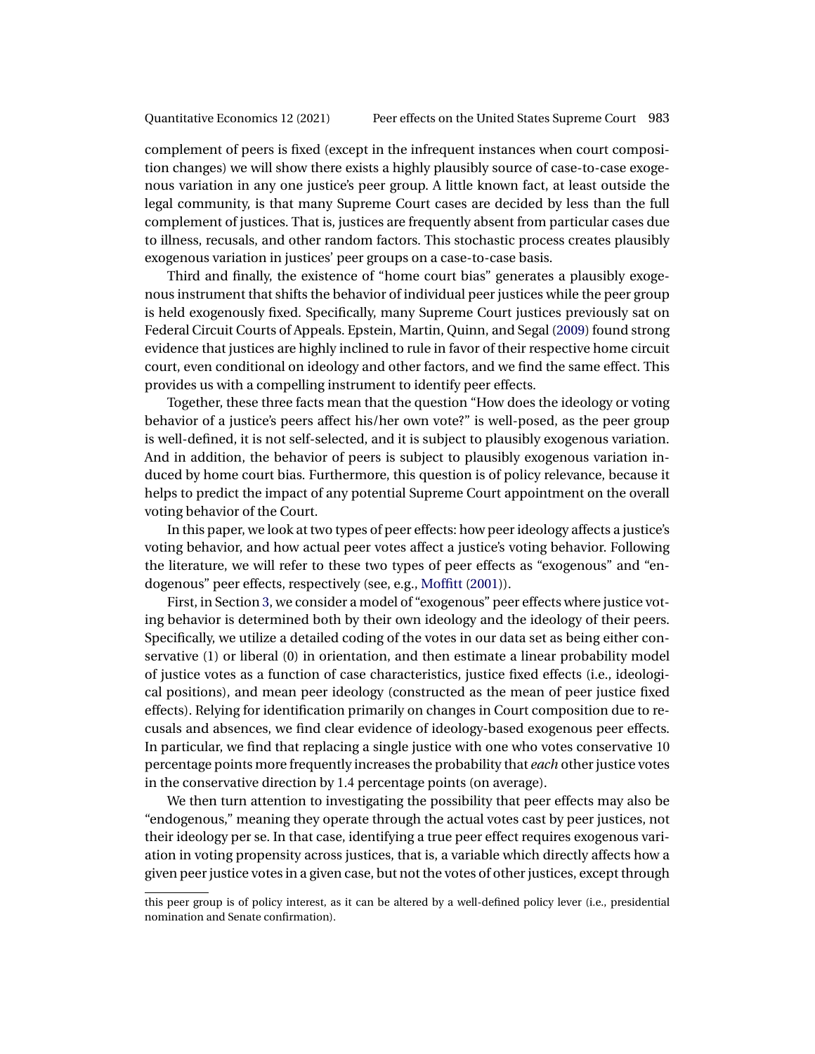complement of peers is fixed (except in the infrequent instances when court composition changes) we will show there exists a highly plausibly source of case-to-case exogenous variation in any one justice's peer group. A little known fact, at least outside the legal community, is that many Supreme Court cases are decided by less than the full complement of justices. That is, justices are frequently absent from particular cases due to illness, recusals, and other random factors. This stochastic process creates plausibly exogenous variation in justices' peer groups on a case-to-case basis.

Third and finally, the existence of "home court bias" generates a plausibly exogenous instrument that shifts the behavior of individual peer justices while the peer group is held exogenously fixed. Specifically, many Supreme Court justices previously sat on Federal Circuit Courts of Appeals. Epstein, Martin, Quinn, and Segal (2009) found strong evidence that justices are highly inclined to rule in favor of their respective home circuit court, even conditional on ideology and other factors, and we find the same effect. This provides us with a compelling instrument to identify peer effects.

Together, these three facts mean that the question "How does the ideology or voting behavior of a justice's peers affect his/her own vote?" is well-posed, as the peer group is well-defined, it is not self-selected, and it is subject to plausibly exogenous variation. And in addition, the behavior of peers is subject to plausibly exogenous variation induced by home court bias. Furthermore, this question is of policy relevance, because it helps to predict the impact of any potential Supreme Court appointment on the overall voting behavior of the Court.

In this paper, we look at two types of peer effects: how peer ideology affects a justice's voting behavior, and how actual peer votes affect a justice's voting behavior. Following the literature, we will refer to these two types of peer effects as "exogenous" and "endogenous" peer effects, respectively (see, e.g., Moffitt (2001)).

First, in Section 3, we consider a model of "exogenous" peer effects where justice voting behavior is determined both by their own ideology and the ideology of their peers. Specifically, we utilize a detailed coding of the votes in our data set as being either conservative (1) or liberal (0) in orientation, and then estimate a linear probability model of justice votes as a function of case characteristics, justice fixed effects (i.e., ideological positions), and mean peer ideology (constructed as the mean of peer justice fixed effects). Relying for identification primarily on changes in Court composition due to recusals and absences, we find clear evidence of ideology-based exogenous peer effects. In particular, we find that replacing a single justice with one who votes conservative 10 percentage points more frequently increases the probability that *each* other justice votes in the conservative direction by 1.4 percentage points (on average).

We then turn attention to investigating the possibility that peer effects may also be "endogenous," meaning they operate through the actual votes cast by peer justices, not their ideology per se. In that case, identifying a true peer effect requires exogenous variation in voting propensity across justices, that is, a variable which directly affects how a given peer justice votes in a given case, but not the votes of other justices, except through

this peer group is of policy interest, as it can be altered by a well-defined policy lever (i.e., presidential nomination and Senate confirmation).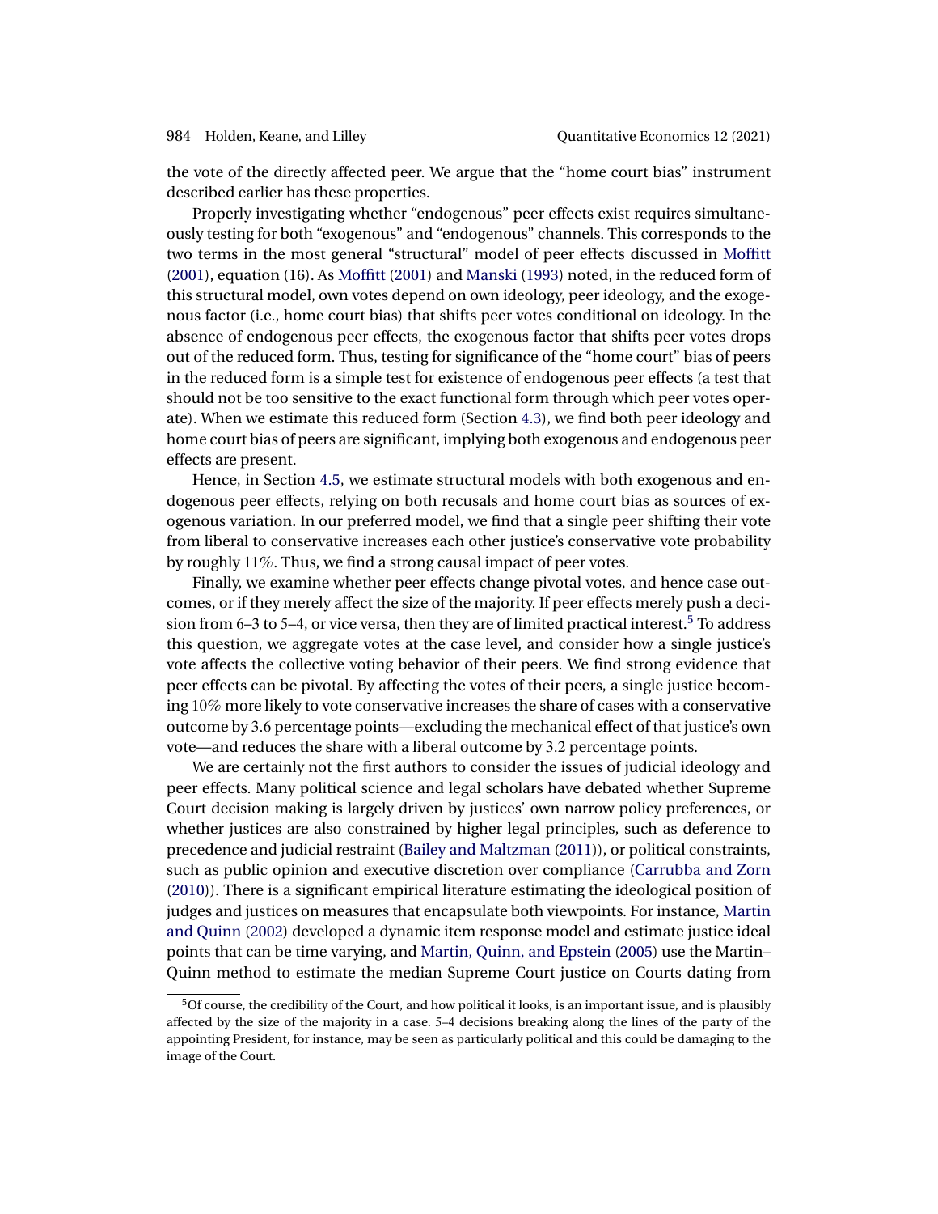the vote of the directly affected peer. We argue that the "home court bias" instrument described earlier has these properties.

Properly investigating whether "endogenous" peer effects exist requires simultaneously testing for both "exogenous" and "endogenous" channels. This corresponds to the two terms in the most general "structural" model of peer effects discussed in Moffitt (2001), equation (16). As Moffitt (2001) and Manski (1993) noted, in the reduced form of this structural model, own votes depend on own ideology, peer ideology, and the exogenous factor (i.e., home court bias) that shifts peer votes conditional on ideology. In the absence of endogenous peer effects, the exogenous factor that shifts peer votes drops out of the reduced form. Thus, testing for significance of the "home court" bias of peers in the reduced form is a simple test for existence of endogenous peer effects (a test that should not be too sensitive to the exact functional form through which peer votes operate). When we estimate this reduced form (Section 4.3), we find both peer ideology and home court bias of peers are significant, implying both exogenous and endogenous peer effects are present.

Hence, in Section 4.5, we estimate structural models with both exogenous and endogenous peer effects, relying on both recusals and home court bias as sources of exogenous variation. In our preferred model, we find that a single peer shifting their vote from liberal to conservative increases each other justice's conservative vote probability by roughly 11%. Thus, we find a strong causal impact of peer votes.

Finally, we examine whether peer effects change pivotal votes, and hence case outcomes, or if they merely affect the size of the majority. If peer effects merely push a decision from 6–3 to 5–4, or vice versa, then they are of limited practical interest.[5] To address this question, we aggregate votes at the case level, and consider how a single justice's vote affects the collective voting behavior of their peers. We find strong evidence that peer effects can be pivotal. By affecting the votes of their peers, a single justice becoming 10% more likely to vote conservative increases the share of cases with a conservative outcome by 3.6 percentage points—excluding the mechanical effect of that justice's own vote—and reduces the share with a liberal outcome by 3.2 percentage points.

We are certainly not the first authors to consider the issues of judicial ideology and peer effects. Many political science and legal scholars have debated whether Supreme Court decision making is largely driven by justices' own narrow policy preferences, or whether justices are also constrained by higher legal principles, such as deference to precedence and judicial restraint (Bailey and Maltzman (2011)), or political constraints, such as public opinion and executive discretion over compliance (Carrubba and Zorn (2010)). There is a significant empirical literature estimating the ideological position of judges and justices on measures that encapsulate both viewpoints. For instance, Martin and Quinn (2002) developed a dynamic item response model and estimate justice ideal points that can be time varying, and Martin, Quinn, and Epstein (2005) use the Martin–Quinn method to estimate the median Supreme Court justice on Courts dating from

[5] Of course, the credibility of the Court, and how political it looks, is an important issue, and is plausibly affected by the size of the majority in a case. 5–4 decisions breaking along the lines of the party of the appointing President, for instance, may be seen as particularly political and this could be damaging to the image of the Court.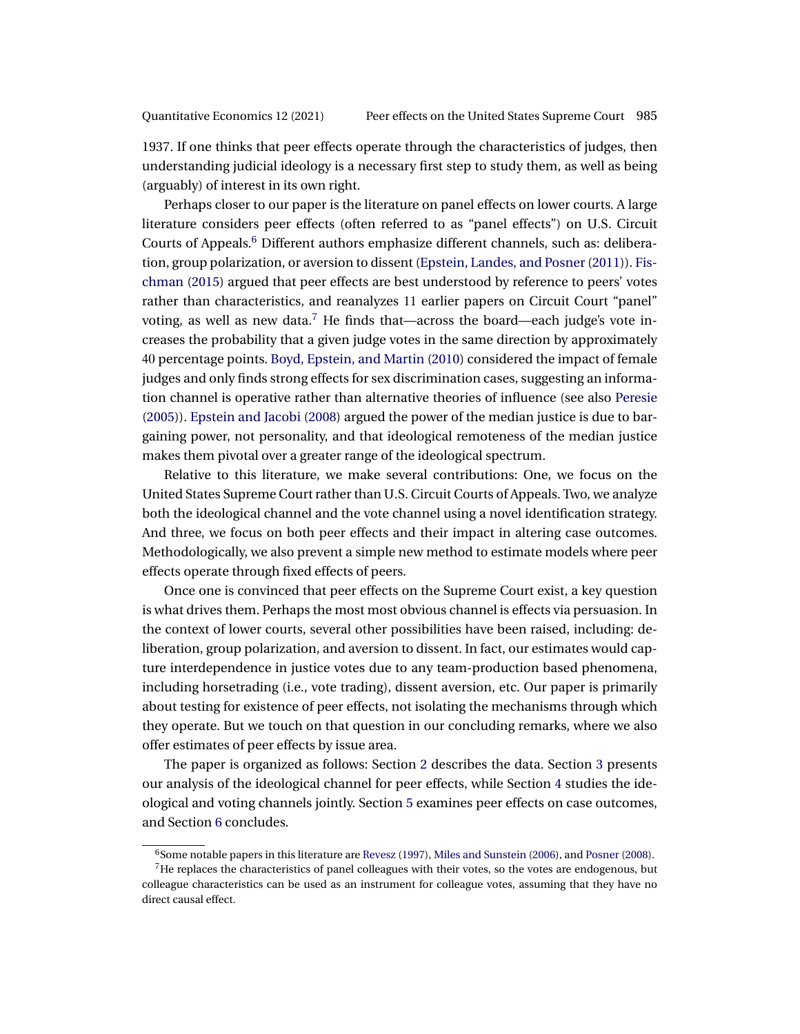1937. If one thinks that peer effects operate through the characteristics of judges, then understanding judicial ideology is a necessary first step to study them, as well as being (arguably) of interest in its own right.

Perhaps closer to our paper is the literature on panel effects on lower courts. A large literature considers peer effects (often referred to as "panel effects") on U.S. Circuit Courts of Appeals.[6] Different authors emphasize different channels, such as: deliberation, group polarization, or aversion to dissent (Epstein, Landes, and Posner (2011)). Fischman (2015) argued that peer effects are best understood by reference to peers' votes rather than characteristics, and reanalyzes 11 earlier papers on Circuit Court "panel" voting, as well as new data.[7] He finds that—across the board—each judge's vote increases the probability that a given judge votes in the same direction by approximately 40 percentage points. Boyd, Epstein, and Martin (2010) considered the impact of female judges and only finds strong effects for sex discrimination cases, suggesting an information channel is operative rather than alternative theories of influence (see also Peresie (2005)). Epstein and Jacobi (2008) argued the power of the median justice is due to bargaining power, not personality, and that ideological remoteness of the median justice makes them pivotal over a greater range of the ideological spectrum.

Relative to this literature, we make several contributions: One, we focus on the United States Supreme Court rather than U.S. Circuit Courts of Appeals. Two, we analyze both the ideological channel and the vote channel using a novel identification strategy. And three, we focus on both peer effects and their impact in altering case outcomes. Methodologically, we also prevent a simple new method to estimate models where peer effects operate through fixed effects of peers.

Once one is convinced that peer effects on the Supreme Court exist, a key question is what drives them. Perhaps the most most obvious channel is effects via persuasion. In the context of lower courts, several other possibilities have been raised, including: deliberation, group polarization, and aversion to dissent. In fact, our estimates would capture interdependence in justice votes due to any team-production based phenomena, including horsetrading (i.e., vote trading), dissent aversion, etc. Our paper is primarily about testing for existence of peer effects, not isolating the mechanisms through which they operate. But we touch on that question in our concluding remarks, where we also offer estimates of peer effects by issue area.

The paper is organized as follows: Section 2 describes the data. Section 3 presents our analysis of the ideological channel for peer effects, while Section 4 studies the ideological and voting channels jointly. Section 5 examines peer effects on case outcomes, and Section 6 concludes.

[6] Some notable papers in this literature are Revesz (1997), Miles and Sunstein (2006), and Posner (2008).

[7] He replaces the characteristics of panel colleagues with their votes, so the votes are endogenous, but colleague characteristics can be used as an instrument for colleague votes, assuming that they have no direct causal effect.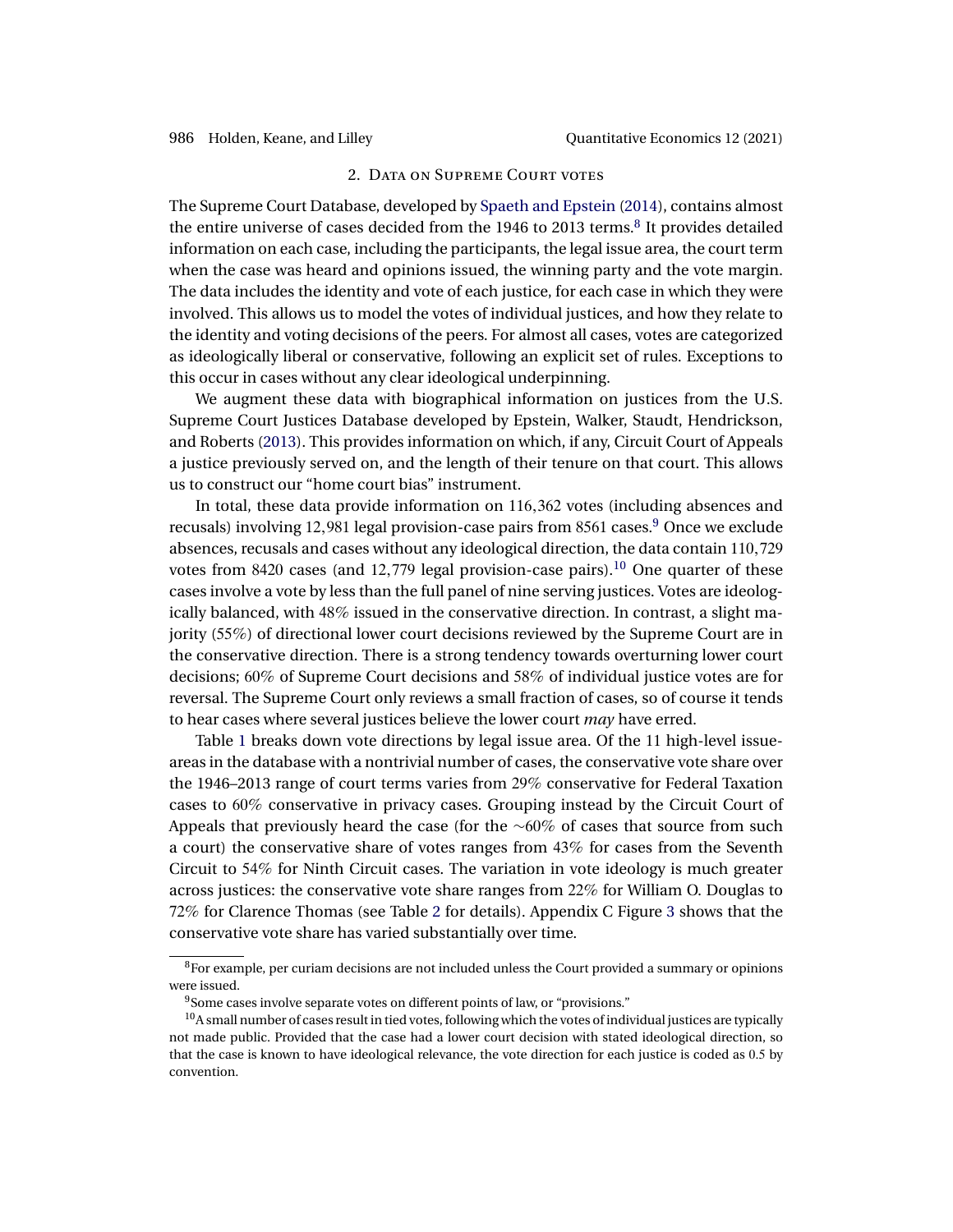## 2. Data on Supreme Court votes

The Supreme Court Database, developed by Spaeth and Epstein (2014), contains almost the entire universe of cases decided from the 1946 to 2013 terms.[8] It provides detailed information on each case, including the participants, the legal issue area, the court term when the case was heard and opinions issued, the winning party and the vote margin. The data includes the identity and vote of each justice, for each case in which they were involved. This allows us to model the votes of individual justices, and how they relate to the identity and voting decisions of the peers. For almost all cases, votes are categorized as ideologically liberal or conservative, following an explicit set of rules. Exceptions to this occur in cases without any clear ideological underpinning.

We augment these data with biographical information on justices from the U.S. Supreme Court Justices Database developed by Epstein, Walker, Staudt, Hendrickson, and Roberts (2013). This provides information on which, if any, Circuit Court of Appeals a justice previously served on, and the length of their tenure on that court. This allows us to construct our "home court bias" instrument.

In total, these data provide information on 116,362 votes (including absences and recusals) involving 12,981 legal provision-case pairs from 8561 cases.[9] Once we exclude absences, recusals and cases without any ideological direction, the data contain 110,729 votes from 8420 cases (and 12,779 legal provision-case pairs).[10] One quarter of these cases involve a vote by less than the full panel of nine serving justices. Votes are ideologically balanced, with 48% issued in the conservative direction. In contrast, a slight majority (55%) of directional lower court decisions reviewed by the Supreme Court are in the conservative direction. There is a strong tendency towards overturning lower court decisions; 60% of Supreme Court decisions and 58% of individual justice votes are for reversal. The Supreme Court only reviews a small fraction of cases, so of course it tends to hear cases where several justices believe the lower court *may* have erred.

Table 1 breaks down vote directions by legal issue area. Of the 11 high-level issue-areas in the database with a nontrivial number of cases, the conservative vote share over the 1946–2013 range of court terms varies from 29% conservative for Federal Taxation cases to 60% conservative in privacy cases. Grouping instead by the Circuit Court of Appeals that previously heard the case (for the ~60% of cases that source from such a court) the conservative share of votes ranges from 43% for cases from the Seventh Circuit to 54% for Ninth Circuit cases. The variation in vote ideology is much greater across justices: the conservative vote share ranges from 22% for William O. Douglas to 72% for Clarence Thomas (see Table 2 for details). Appendix C Figure 3 shows that the conservative vote share has varied substantially over time.

---

[8] For example, per curiam decisions are not included unless the Court provided a summary or opinions were issued.

[9] Some cases involve separate votes on different points of law, or "provisions."

[10] A small number of cases result in tied votes, following which the votes of individual justices are typically not made public. Provided that the case had a lower court decision with stated ideological direction, so that the case is known to have ideological relevance, the vote direction for each justice is coded as 0.5 by convention.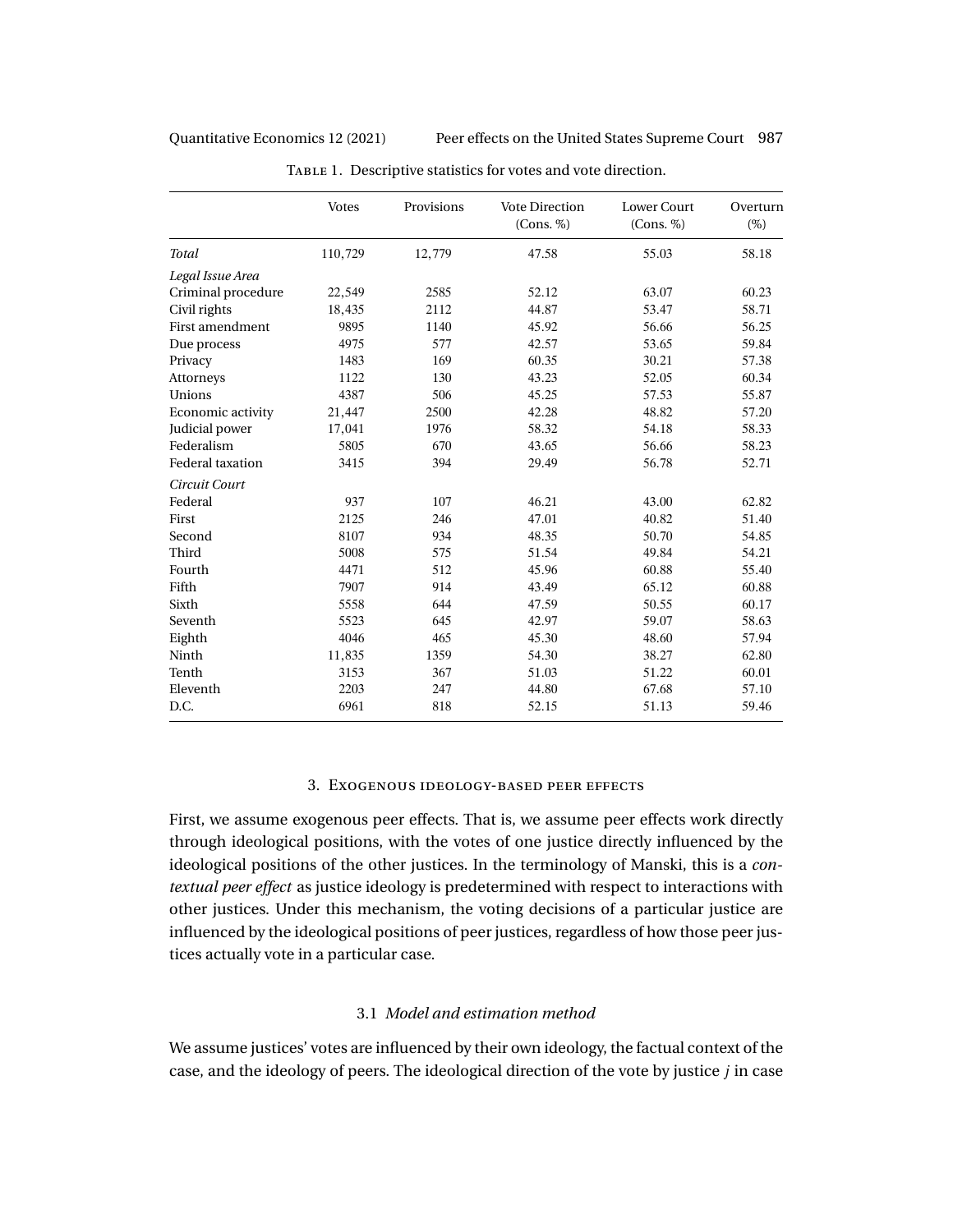Table 1. Descriptive statistics for votes and vote direction.

| | Votes | Provisions | Vote Direction (Cons. %) | Lower Court (Cons. %) | Overturn (%) |
|---|---|---|---|---|---|
| *Total* | 110,729 | 12,779 | 47.58 | 55.03 | 58.18 |
| *Legal Issue Area* | | | | | |
| Criminal procedure | 22,549 | 2585 | 52.12 | 63.07 | 60.23 |
| Civil rights | 18,435 | 2112 | 44.87 | 53.47 | 58.71 |
| First amendment | 9895 | 1140 | 45.92 | 56.66 | 56.25 |
| Due process | 4975 | 577 | 42.57 | 53.65 | 59.84 |
| Privacy | 1483 | 169 | 60.35 | 30.21 | 57.38 |
| Attorneys | 1122 | 130 | 43.23 | 52.05 | 60.34 |
| Unions | 4387 | 506 | 45.25 | 57.53 | 55.87 |
| Economic activity | 21,447 | 2500 | 42.28 | 48.82 | 57.20 |
| Judicial power | 17,041 | 1976 | 58.32 | 54.18 | 58.33 |
| Federalism | 5805 | 670 | 43.65 | 56.66 | 58.23 |
| Federal taxation | 3415 | 394 | 29.49 | 56.78 | 52.71 |
| *Circuit Court* | | | | | |
| Federal | 937 | 107 | 46.21 | 43.00 | 62.82 |
| First | 2125 | 246 | 47.01 | 40.82 | 51.40 |
| Second | 8107 | 934 | 48.35 | 50.70 | 54.85 |
| Third | 5008 | 575 | 51.54 | 49.84 | 54.21 |
| Fourth | 4471 | 512 | 45.96 | 60.88 | 55.40 |
| Fifth | 7907 | 914 | 43.49 | 65.12 | 60.88 |
| Sixth | 5558 | 644 | 47.59 | 50.55 | 60.17 |
| Seventh | 5523 | 645 | 42.97 | 59.07 | 58.63 |
| Eighth | 4046 | 465 | 45.30 | 48.60 | 57.94 |
| Ninth | 11,835 | 1359 | 54.30 | 38.27 | 62.80 |
| Tenth | 3153 | 367 | 51.03 | 51.22 | 60.01 |
| Eleventh | 2203 | 247 | 44.80 | 67.68 | 57.10 |
| D.C. | 6961 | 818 | 52.15 | 51.13 | 59.46 |

## 3. Exogenous ideology-based peer effects

First, we assume exogenous peer effects. That is, we assume peer effects work directly through ideological positions, with the votes of one justice directly influenced by the ideological positions of the other justices. In the terminology of Manski, this is a *contextual peer effect* as justice ideology is predetermined with respect to interactions with other justices. Under this mechanism, the voting decisions of a particular justice are influenced by the ideological positions of peer justices, regardless of how those peer justices actually vote in a particular case.

### 3.1 *Model and estimation method*

We assume justices' votes are influenced by their own ideology, the factual context of the case, and the ideology of peers. The ideological direction of the vote by justice $j$ in case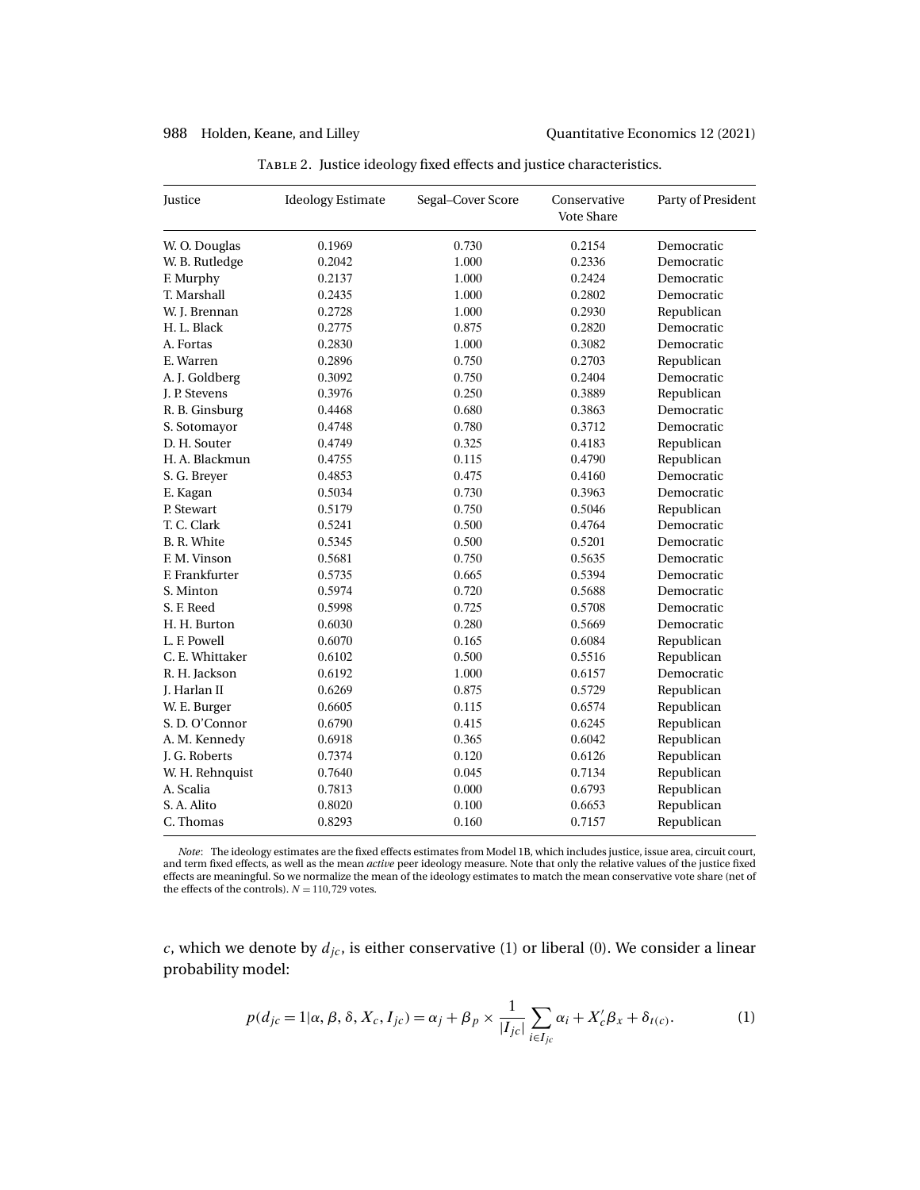Table 2. Justice ideology fixed effects and justice characteristics.

| Justice | Ideology Estimate | Segal–Cover Score | Conservative Vote Share | Party of President |
|---|---|---|---|---|
| W. O. Douglas | 0.1969 | 0.730 | 0.2154 | Democratic |
| W. B. Rutledge | 0.2042 | 1.000 | 0.2336 | Democratic |
| F. Murphy | 0.2137 | 1.000 | 0.2424 | Democratic |
| T. Marshall | 0.2435 | 1.000 | 0.2802 | Democratic |
| W. J. Brennan | 0.2728 | 1.000 | 0.2930 | Republican |
| H. L. Black | 0.2775 | 0.875 | 0.2820 | Democratic |
| A. Fortas | 0.2830 | 1.000 | 0.3082 | Democratic |
| E. Warren | 0.2896 | 0.750 | 0.2703 | Republican |
| A. J. Goldberg | 0.3092 | 0.750 | 0.2404 | Democratic |
| J. P. Stevens | 0.3976 | 0.250 | 0.3889 | Republican |
| R. B. Ginsburg | 0.4468 | 0.680 | 0.3863 | Democratic |
| S. Sotomayor | 0.4748 | 0.780 | 0.3712 | Democratic |
| D. H. Souter | 0.4749 | 0.325 | 0.4183 | Republican |
| H. A. Blackmun | 0.4755 | 0.115 | 0.4790 | Republican |
| S. G. Breyer | 0.4853 | 0.475 | 0.4160 | Democratic |
| E. Kagan | 0.5034 | 0.730 | 0.3963 | Democratic |
| P. Stewart | 0.5179 | 0.750 | 0.5046 | Republican |
| T. C. Clark | 0.5241 | 0.500 | 0.4764 | Democratic |
| B. R. White | 0.5345 | 0.500 | 0.5201 | Democratic |
| F. M. Vinson | 0.5681 | 0.750 | 0.5635 | Democratic |
| F. Frankfurter | 0.5735 | 0.665 | 0.5394 | Democratic |
| S. Minton | 0.5974 | 0.720 | 0.5688 | Democratic |
| S. F. Reed | 0.5998 | 0.725 | 0.5708 | Democratic |
| H. H. Burton | 0.6030 | 0.280 | 0.5669 | Democratic |
| L. F. Powell | 0.6070 | 0.165 | 0.6084 | Republican |
| C. E. Whittaker | 0.6102 | 0.500 | 0.5516 | Republican |
| R. H. Jackson | 0.6192 | 1.000 | 0.6157 | Democratic |
| J. Harlan II | 0.6269 | 0.875 | 0.5729 | Republican |
| W. E. Burger | 0.6605 | 0.115 | 0.6574 | Republican |
| S. D. O'Connor | 0.6790 | 0.415 | 0.6245 | Republican |
| A. M. Kennedy | 0.6918 | 0.365 | 0.6042 | Republican |
| J. G. Roberts | 0.7374 | 0.120 | 0.6126 | Republican |
| W. H. Rehnquist | 0.7640 | 0.045 | 0.7134 | Republican |
| A. Scalia | 0.7813 | 0.000 | 0.6793 | Republican |
| S. A. Alito | 0.8020 | 0.100 | 0.6653 | Republican |
| C. Thomas | 0.8293 | 0.160 | 0.7157 | Republican |

*Note*: The ideology estimates are the fixed effects estimates from Model 1B, which includes justice, issue area, circuit court, and term fixed effects, as well as the mean *active* peer ideology measure. Note that only the relative values of the justice fixed effects are meaningful. So we normalize the mean of the ideology estimates to match the mean conservative vote share (net of the effects of the controls). $N = 110{,}729$ votes.

$c$, which we denote by $d_{jc}$, is either conservative (1) or liberal (0). We consider a linear probability model:

$$p(d_{jc} = 1 | \alpha, \beta, \delta, X_c, I_{jc}) = \alpha_j + \beta_p \times \frac{1}{|I_{jc}|} \sum_{i \in I_{jc}} \alpha_i + X_c' \beta_x + \delta_{t(c)}. \tag{1}$$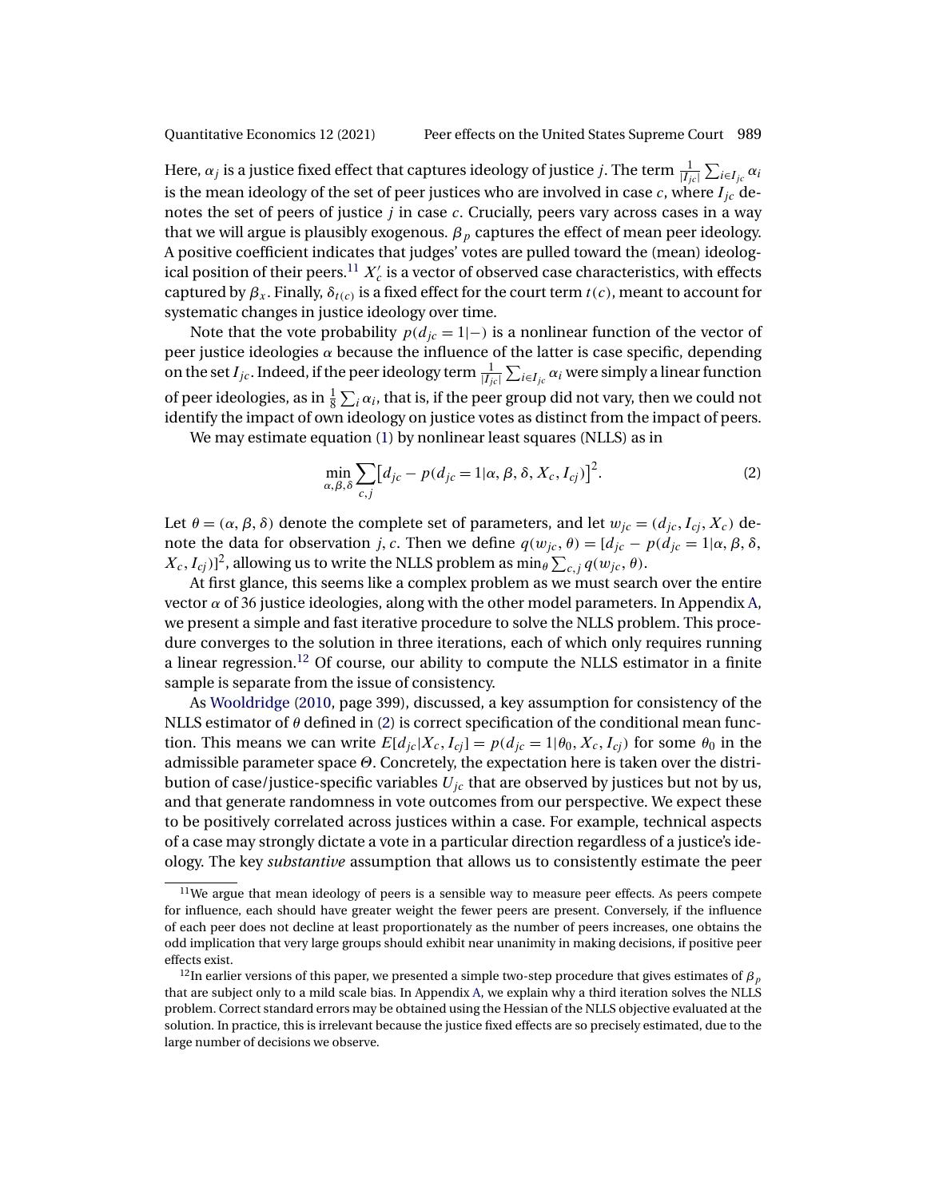Here, $\alpha_j$ is a justice fixed effect that captures ideology of justice $j$. The term $\frac{1}{|I_{jc}|}\sum_{i\in I_{jc}}\alpha_i$ is the mean ideology of the set of peer justices who are involved in case $c$, where $I_{jc}$ denotes the set of peers of justice $j$ in case $c$. Crucially, peers vary across cases in a way that we will argue is plausibly exogenous. $\beta_p$ captures the effect of mean peer ideology. A positive coefficient indicates that judges' votes are pulled toward the (mean) ideological position of their peers.[11] $X_c'$ is a vector of observed case characteristics, with effects captured by $\beta_x$. Finally, $\delta_{t(c)}$ is a fixed effect for the court term $t(c)$, meant to account for systematic changes in justice ideology over time.

Note that the vote probability $p(d_{jc}=1|-)$ is a nonlinear function of the vector of peer justice ideologies $\alpha$ because the influence of the latter is case specific, depending on the set $I_{jc}$. Indeed, if the peer ideology term $\frac{1}{|I_{jc}|}\sum_{i\in I_{jc}}\alpha_i$ were simply a linear function of peer ideologies, as in $\frac{1}{8}\sum_i \alpha_i$, that is, if the peer group did not vary, then we could not identify the impact of own ideology on justice votes as distinct from the impact of peers.

We may estimate equation (1) by nonlinear least squares (NLLS) as in

$$\min_{\alpha,\beta,\delta}\sum_{c,j}\left[d_{jc}-p(d_{jc}=1|\alpha,\beta,\delta,X_c,I_{cj})\right]^2. \tag{2}$$

Let $\theta=(\alpha,\beta,\delta)$ denote the complete set of parameters, and let $w_{jc}=(d_{jc},I_{cj},X_c)$ denote the data for observation $j,c$. Then we define $q(w_{jc},\theta)=[d_{jc}-p(d_{jc}=1|\alpha,\beta,\delta,X_c,I_{cj})]^2$, allowing us to write the NLLS problem as $\min_\theta \sum_{c,j} q(w_{jc},\theta)$.

At first glance, this seems like a complex problem as we must search over the entire vector $\alpha$ of 36 justice ideologies, along with the other model parameters. In Appendix A, we present a simple and fast iterative procedure to solve the NLLS problem. This procedure converges to the solution in three iterations, each of which only requires running a linear regression.[12] Of course, our ability to compute the NLLS estimator in a finite sample is separate from the issue of consistency.

As Wooldridge (2010, page 399), discussed, a key assumption for consistency of the NLLS estimator of $\theta$ defined in (2) is correct specification of the conditional mean function. This means we can write $E[d_{jc}|X_c,I_{cj}]=p(d_{jc}=1|\theta_0,X_c,I_{cj})$ for some $\theta_0$ in the admissible parameter space $\Theta$. Concretely, the expectation here is taken over the distribution of case/justice-specific variables $U_{jc}$ that are observed by justices but not by us, and that generate randomness in vote outcomes from our perspective. We expect these to be positively correlated across justices within a case. For example, technical aspects of a case may strongly dictate a vote in a particular direction regardless of a justice's ideology. The key *substantive* assumption that allows us to consistently estimate the peer

[11] We argue that mean ideology of peers is a sensible way to measure peer effects. As peers compete for influence, each should have greater weight the fewer peers are present. Conversely, if the influence of each peer does not decline at least proportionately as the number of peers increases, one obtains the odd implication that very large groups should exhibit near unanimity in making decisions, if positive peer effects exist.

[12] In earlier versions of this paper, we presented a simple two-step procedure that gives estimates of $\beta_p$ that are subject only to a mild scale bias. In Appendix A, we explain why a third iteration solves the NLLS problem. Correct standard errors may be obtained using the Hessian of the NLLS objective evaluated at the solution. In practice, this is irrelevant because the justice fixed effects are so precisely estimated, due to the large number of decisions we observe.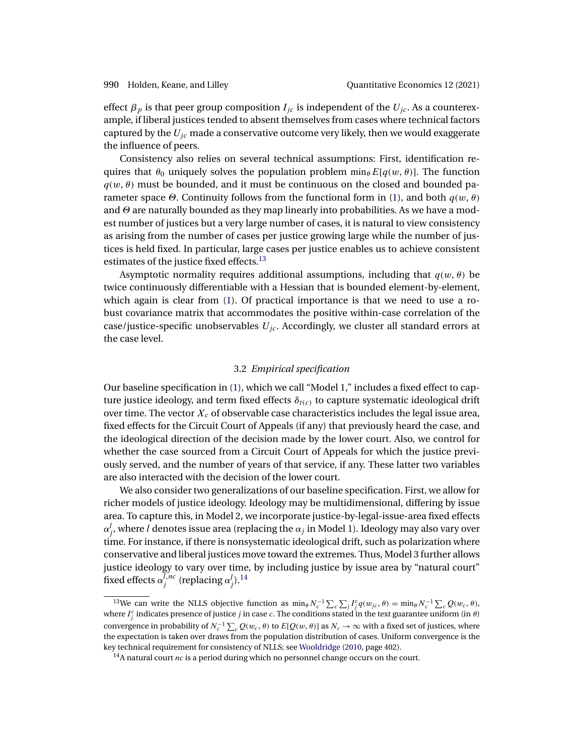effect $\beta_p$ is that peer group composition $I_{jc}$ is independent of the $U_{jc}$. As a counterexample, if liberal justices tended to absent themselves from cases where technical factors captured by the $U_{jc}$ made a conservative outcome very likely, then we would exaggerate the influence of peers.

Consistency also relies on several technical assumptions: First, identification requires that $\theta_0$ uniquely solves the population problem $\min_\theta E[q(w, \theta)]$. The function $q(w, \theta)$ must be bounded, and it must be continuous on the closed and bounded parameter space $\Theta$. Continuity follows from the functional form in (1), and both $q(w, \theta)$ and $\Theta$ are naturally bounded as they map linearly into probabilities. As we have a modest number of justices but a very large number of cases, it is natural to view consistency as arising from the number of cases per justice growing large while the number of justices is held fixed. In particular, large cases per justice enables us to achieve consistent estimates of the justice fixed effects.[13]

Asymptotic normality requires additional assumptions, including that $q(w, \theta)$ be twice continuously differentiable with a Hessian that is bounded element-by-element, which again is clear from (1). Of practical importance is that we need to use a robust covariance matrix that accommodates the positive within-case correlation of the case/justice-specific unobservables $U_{jc}$. Accordingly, we cluster all standard errors at the case level.

### 3.2 *Empirical specification*

Our baseline specification in (1), which we call "Model 1," includes a fixed effect to capture justice ideology, and term fixed effects $\delta_{t(c)}$ to capture systematic ideological drift over time. The vector $X_c$ of observable case characteristics includes the legal issue area, fixed effects for the Circuit Court of Appeals (if any) that previously heard the case, and the ideological direction of the decision made by the lower court. Also, we control for whether the case sourced from a Circuit Court of Appeals for which the justice previously served, and the number of years of that service, if any. These latter two variables are also interacted with the decision of the lower court.

We also consider two generalizations of our baseline specification. First, we allow for richer models of justice ideology. Ideology may be multidimensional, differing by issue area. To capture this, in Model 2, we incorporate justice-by-legal-issue-area fixed effects $\alpha_j^l$, where $l$ denotes issue area (replacing the $\alpha_j$ in Model 1). Ideology may also vary over time. For instance, if there is nonsystematic ideological drift, such as polarization where conservative and liberal justices move toward the extremes. Thus, Model 3 further allows justice ideology to vary over time, by including justice by issue area by "natural court" fixed effects $\alpha_j^{l,nc}$ (replacing $\alpha_j^l$).[14]

---

[13] We can write the NLLS objective function as $\min_\theta N_c^{-1} \sum_c \sum_j I_j^c q(w_{jc}, \theta) = \min_\theta N_c^{-1} \sum_c Q(w_c, \theta)$, where $I_j^c$ indicates presence of justice $j$ in case $c$. The conditions stated in the text guarantee uniform (in $\theta$) convergence in probability of $N_c^{-1} \sum_c Q(w_c, \theta)$ to $E[Q(w, \theta)]$ as $N_c \to \infty$ with a fixed set of justices, where the expectation is taken over draws from the population distribution of cases. Uniform convergence is the key technical requirement for consistency of NLLS; see Wooldridge (2010, page 402).

[14] A natural court $nc$ is a period during which no personnel change occurs on the court.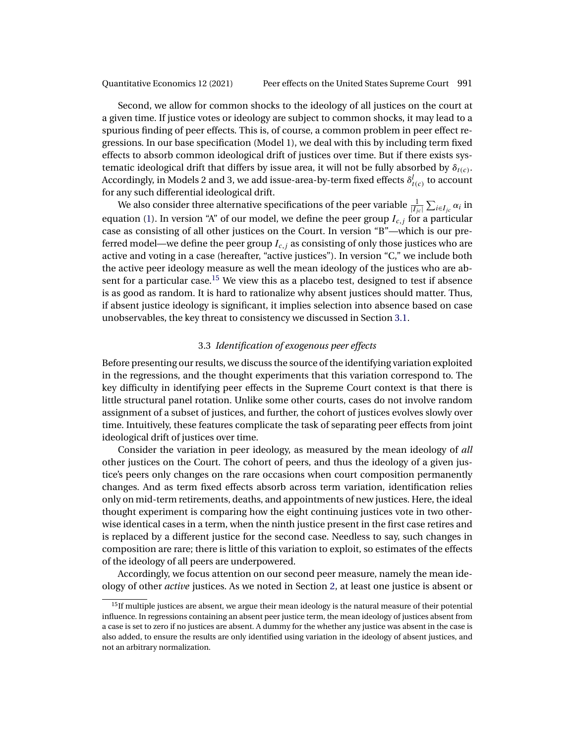Second, we allow for common shocks to the ideology of all justices on the court at a given time. If justice votes or ideology are subject to common shocks, it may lead to a spurious finding of peer effects. This is, of course, a common problem in peer effect regressions. In our base specification (Model 1), we deal with this by including term fixed effects to absorb common ideological drift of justices over time. But if there exists systematic ideological drift that differs by issue area, it will not be fully absorbed by $\delta_{t(c)}$. Accordingly, in Models 2 and 3, we add issue-area-by-term fixed effects $\delta^{l}_{t(c)}$ to account for any such differential ideological drift.

We also consider three alternative specifications of the peer variable $\frac{1}{|I_{jc}|}\sum_{i\in I_{jc}}\alpha_i$ in equation (1). In version "A" of our model, we define the peer group $I_{c,j}$ for a particular case as consisting of all other justices on the Court. In version "B"—which is our preferred model—we define the peer group $I_{c,j}$ as consisting of only those justices who are active and voting in a case (hereafter, "active justices"). In version "C," we include both the active peer ideology measure as well the mean ideology of the justices who are absent for a particular case.[15] We view this as a placebo test, designed to test if absence is as good as random. It is hard to rationalize why absent justices should matter. Thus, if absent justice ideology is significant, it implies selection into absence based on case unobservables, the key threat to consistency we discussed in Section 3.1.

### 3.3 *Identification of exogenous peer effects*

Before presenting our results, we discuss the source of the identifying variation exploited in the regressions, and the thought experiments that this variation correspond to. The key difficulty in identifying peer effects in the Supreme Court context is that there is little structural panel rotation. Unlike some other courts, cases do not involve random assignment of a subset of justices, and further, the cohort of justices evolves slowly over time. Intuitively, these features complicate the task of separating peer effects from joint ideological drift of justices over time.

Consider the variation in peer ideology, as measured by the mean ideology of *all* other justices on the Court. The cohort of peers, and thus the ideology of a given justice's peers only changes on the rare occasions when court composition permanently changes. And as term fixed effects absorb across term variation, identification relies only on mid-term retirements, deaths, and appointments of new justices. Here, the ideal thought experiment is comparing how the eight continuing justices vote in two otherwise identical cases in a term, when the ninth justice present in the first case retires and is replaced by a different justice for the second case. Needless to say, such changes in composition are rare; there is little of this variation to exploit, so estimates of the effects of the ideology of all peers are underpowered.

Accordingly, we focus attention on our second peer measure, namely the mean ideology of other *active* justices. As we noted in Section 2, at least one justice is absent or

[15] If multiple justices are absent, we argue their mean ideology is the natural measure of their potential influence. In regressions containing an absent peer justice term, the mean ideology of justices absent from a case is set to zero if no justices are absent. A dummy for the whether any justice was absent in the case is also added, to ensure the results are only identified using variation in the ideology of absent justices, and not an arbitrary normalization.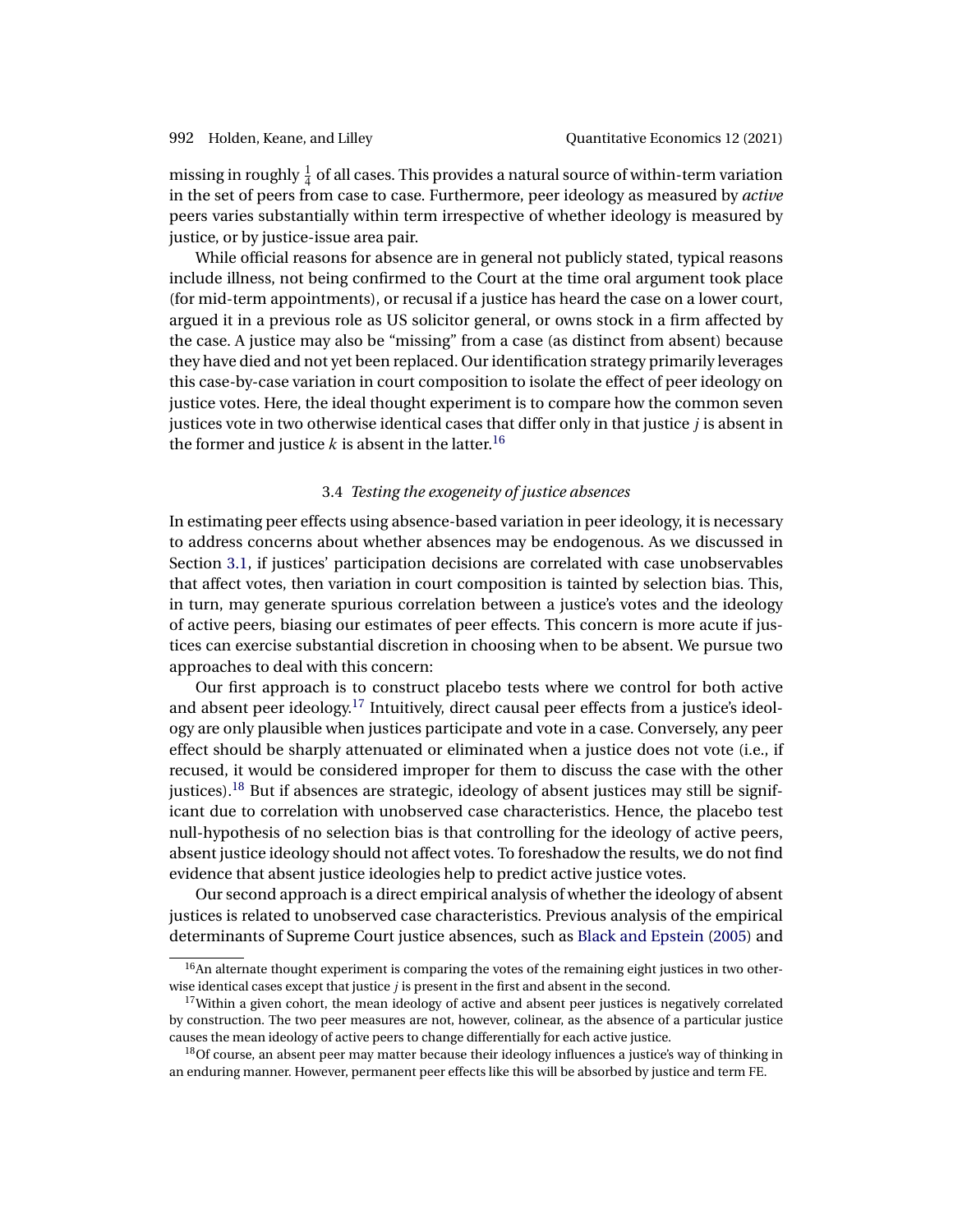missing in roughly $\frac{1}{4}$ of all cases. This provides a natural source of within-term variation in the set of peers from case to case. Furthermore, peer ideology as measured by *active* peers varies substantially within term irrespective of whether ideology is measured by justice, or by justice-issue area pair.

While official reasons for absence are in general not publicly stated, typical reasons include illness, not being confirmed to the Court at the time oral argument took place (for mid-term appointments), or recusal if a justice has heard the case on a lower court, argued it in a previous role as US solicitor general, or owns stock in a firm affected by the case. A justice may also be "missing" from a case (as distinct from absent) because they have died and not yet been replaced. Our identification strategy primarily leverages this case-by-case variation in court composition to isolate the effect of peer ideology on justice votes. Here, the ideal thought experiment is to compare how the common seven justices vote in two otherwise identical cases that differ only in that justice $j$ is absent in the former and justice $k$ is absent in the latter.[16]

### 3.4 *Testing the exogeneity of justice absences*

In estimating peer effects using absence-based variation in peer ideology, it is necessary to address concerns about whether absences may be endogenous. As we discussed in Section 3.1, if justices' participation decisions are correlated with case unobservables that affect votes, then variation in court composition is tainted by selection bias. This, in turn, may generate spurious correlation between a justice's votes and the ideology of active peers, biasing our estimates of peer effects. This concern is more acute if justices can exercise substantial discretion in choosing when to be absent. We pursue two approaches to deal with this concern:

Our first approach is to construct placebo tests where we control for both active and absent peer ideology.[17] Intuitively, direct causal peer effects from a justice's ideology are only plausible when justices participate and vote in a case. Conversely, any peer effect should be sharply attenuated or eliminated when a justice does not vote (i.e., if recused, it would be considered improper for them to discuss the case with the other justices).[18] But if absences are strategic, ideology of absent justices may still be significant due to correlation with unobserved case characteristics. Hence, the placebo test null-hypothesis of no selection bias is that controlling for the ideology of active peers, absent justice ideology should not affect votes. To foreshadow the results, we do not find evidence that absent justice ideologies help to predict active justice votes.

Our second approach is a direct empirical analysis of whether the ideology of absent justices is related to unobserved case characteristics. Previous analysis of the empirical determinants of Supreme Court justice absences, such as Black and Epstein (2005) and

---

[16] An alternate thought experiment is comparing the votes of the remaining eight justices in two otherwise identical cases except that justice $j$ is present in the first and absent in the second.

[17] Within a given cohort, the mean ideology of active and absent peer justices is negatively correlated by construction. The two peer measures are not, however, colinear, as the absence of a particular justice causes the mean ideology of active peers to change differentially for each active justice.

[18] Of course, an absent peer may matter because their ideology influences a justice's way of thinking in an enduring manner. However, permanent peer effects like this will be absorbed by justice and term FE.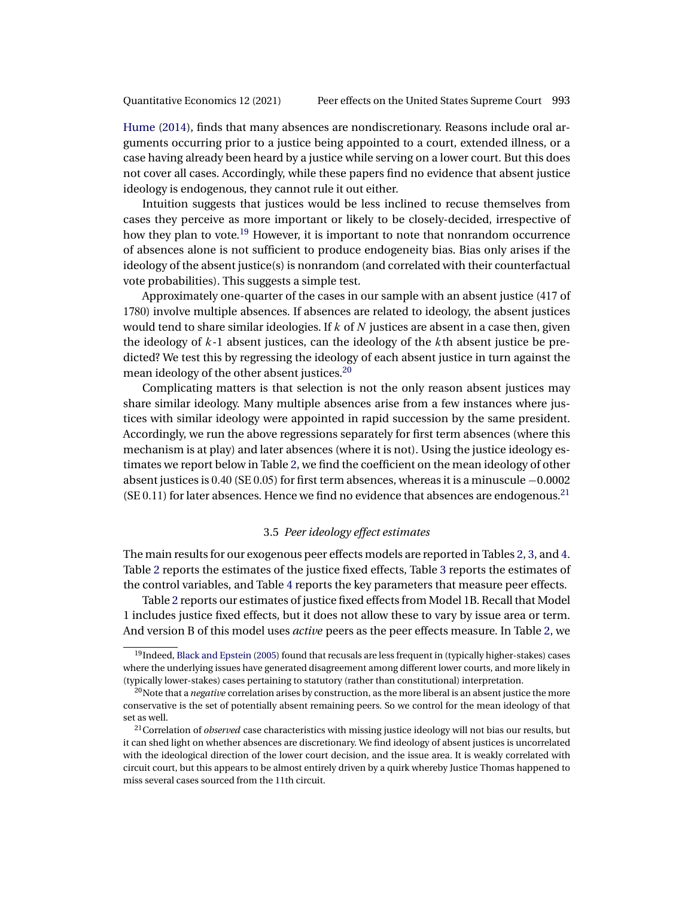Hume (2014), finds that many absences are nondiscretionary. Reasons include oral arguments occurring prior to a justice being appointed to a court, extended illness, or a case having already been heard by a justice while serving on a lower court. But this does not cover all cases. Accordingly, while these papers find no evidence that absent justice ideology is endogenous, they cannot rule it out either.

Intuition suggests that justices would be less inclined to recuse themselves from cases they perceive as more important or likely to be closely-decided, irrespective of how they plan to vote.[19] However, it is important to note that nonrandom occurrence of absences alone is not sufficient to produce endogeneity bias. Bias only arises if the ideology of the absent justice(s) is nonrandom (and correlated with their counterfactual vote probabilities). This suggests a simple test.

Approximately one-quarter of the cases in our sample with an absent justice (417 of 1780) involve multiple absences. If absences are related to ideology, the absent justices would tend to share similar ideologies. If $k$ of $N$ justices are absent in a case then, given the ideology of $k$-1 absent justices, can the ideology of the $k$th absent justice be predicted? We test this by regressing the ideology of each absent justice in turn against the mean ideology of the other absent justices.[20]

Complicating matters is that selection is not the only reason absent justices may share similar ideology. Many multiple absences arise from a few instances where justices with similar ideology were appointed in rapid succession by the same president. Accordingly, we run the above regressions separately for first term absences (where this mechanism is at play) and later absences (where it is not). Using the justice ideology estimates we report below in Table 2, we find the coefficient on the mean ideology of other absent justices is 0.40 (SE 0.05) for first term absences, whereas it is a minuscule $-0.0002$ (SE 0.11) for later absences. Hence we find no evidence that absences are endogenous.[21]

### 3.5 *Peer ideology effect estimates*

The main results for our exogenous peer effects models are reported in Tables 2, 3, and 4. Table 2 reports the estimates of the justice fixed effects, Table 3 reports the estimates of the control variables, and Table 4 reports the key parameters that measure peer effects.

Table 2 reports our estimates of justice fixed effects from Model 1B. Recall that Model 1 includes justice fixed effects, but it does not allow these to vary by issue area or term. And version B of this model uses *active* peers as the peer effects measure. In Table 2, we

---

[19] Indeed, Black and Epstein (2005) found that recusals are less frequent in (typically higher-stakes) cases where the underlying issues have generated disagreement among different lower courts, and more likely in (typically lower-stakes) cases pertaining to statutory (rather than constitutional) interpretation.

[20] Note that a *negative* correlation arises by construction, as the more liberal is an absent justice the more conservative is the set of potentially absent remaining peers. So we control for the mean ideology of that set as well.

[21] Correlation of *observed* case characteristics with missing justice ideology will not bias our results, but it can shed light on whether absences are discretionary. We find ideology of absent justices is uncorrelated with the ideological direction of the lower court decision, and the issue area. It is weakly correlated with circuit court, but this appears to be almost entirely driven by a quirk whereby Justice Thomas happened to miss several cases sourced from the 11th circuit.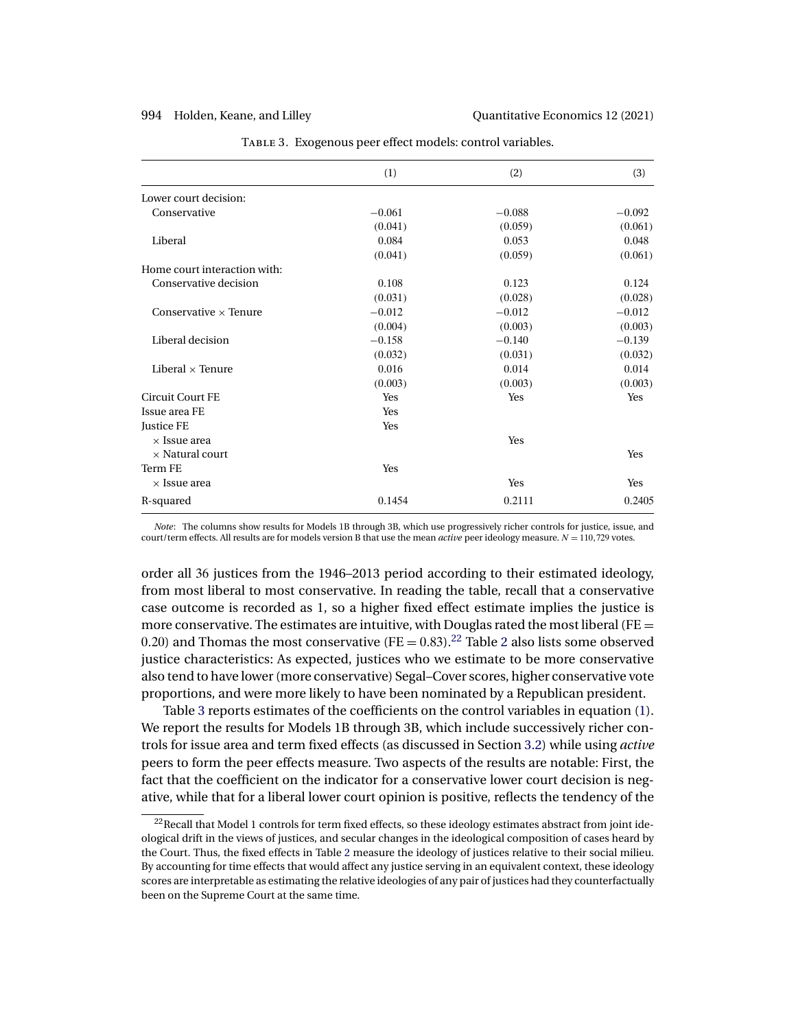Table 3. Exogenous peer effect models: control variables.

| | (1) | (2) | (3) |
|---|---|---|---|
| Lower court decision: | | | |
| Conservative | −0.061 | −0.088 | −0.092 |
| | (0.041) | (0.059) | (0.061) |
| Liberal | 0.084 | 0.053 | 0.048 |
| | (0.041) | (0.059) | (0.061) |
| Home court interaction with: | | | |
| Conservative decision | 0.108 | 0.123 | 0.124 |
| | (0.031) | (0.028) | (0.028) |
| Conservative × Tenure | −0.012 | −0.012 | −0.012 |
| | (0.004) | (0.003) | (0.003) |
| Liberal decision | −0.158 | −0.140 | −0.139 |
| | (0.032) | (0.031) | (0.032) |
| Liberal × Tenure | 0.016 | 0.014 | 0.014 |
| | (0.003) | (0.003) | (0.003) |
| Circuit Court FE | Yes | Yes | Yes |
| Issue area FE | Yes | | |
| Justice FE | Yes | | |
| × Issue area | | Yes | |
| × Natural court | | | Yes |
| Term FE | Yes | | |
| × Issue area | | Yes | Yes |
| R-squared | 0.1454 | 0.2111 | 0.2405 |

*Note*: The columns show results for Models 1B through 3B, which use progressively richer controls for justice, issue, and court/term effects. All results are for models version B that use the mean *active* peer ideology measure. $N = 110{,}729$ votes.

order all 36 justices from the 1946–2013 period according to their estimated ideology, from most liberal to most conservative. In reading the table, recall that a conservative case outcome is recorded as 1, so a higher fixed effect estimate implies the justice is more conservative. The estimates are intuitive, with Douglas rated the most liberal (FE = 0.20) and Thomas the most conservative (FE = 0.83).[22] Table 2 also lists some observed justice characteristics: As expected, justices who we estimate to be more conservative also tend to have lower (more conservative) Segal–Cover scores, higher conservative vote proportions, and were more likely to have been nominated by a Republican president.

Table 3 reports estimates of the coefficients on the control variables in equation (1). We report the results for Models 1B through 3B, which include successively richer controls for issue area and term fixed effects (as discussed in Section 3.2) while using *active* peers to form the peer effects measure. Two aspects of the results are notable: First, the fact that the coefficient on the indicator for a conservative lower court decision is negative, while that for a liberal lower court opinion is positive, reflects the tendency of the

[22] Recall that Model 1 controls for term fixed effects, so these ideology estimates abstract from joint ideological drift in the views of justices, and secular changes in the ideological composition of cases heard by the Court. Thus, the fixed effects in Table 2 measure the ideology of justices relative to their social milieu. By accounting for time effects that would affect any justice serving in an equivalent context, these ideology scores are interpretable as estimating the relative ideologies of any pair of justices had they counterfactually been on the Supreme Court at the same time.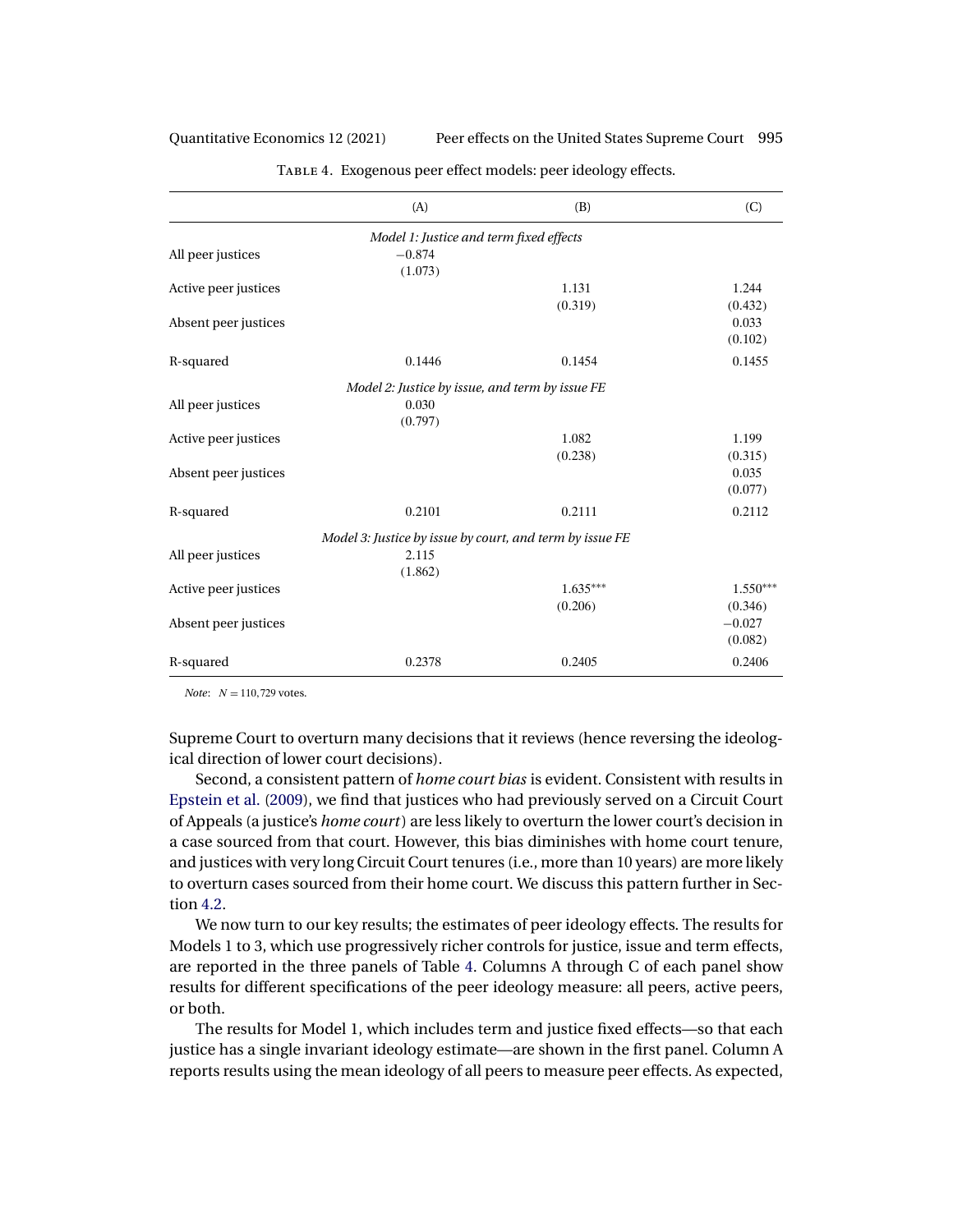Table 4. Exogenous peer effect models: peer ideology effects.

| | (A) | (B) | (C) |
|---|---|---|---|
| | *Model 1: Justice and term fixed effects* | | |
| All peer justices | −0.874 | | |
| | (1.073) | | |
| Active peer justices | | 1.131 | 1.244 |
| | | (0.319) | (0.432) |
| Absent peer justices | | | 0.033 |
| | | | (0.102) |
| R-squared | 0.1446 | 0.1454 | 0.1455 |
| | *Model 2: Justice by issue, and term by issue FE* | | |
| All peer justices | 0.030 | | |
| | (0.797) | | |
| Active peer justices | | 1.082 | 1.199 |
| | | (0.238) | (0.315) |
| Absent peer justices | | | 0.035 |
| | | | (0.077) |
| R-squared | 0.2101 | 0.2111 | 0.2112 |
| | *Model 3: Justice by issue by court, and term by issue FE* | | |
| All peer justices | 2.115 | | |
| | (1.862) | | |
| Active peer justices | | 1.635*** | 1.550*** |
| | | (0.206) | (0.346) |
| Absent peer justices | | | −0.027 |
| | | | (0.082) |
| R-squared | 0.2378 | 0.2405 | 0.2406 |

*Note*: $N = 110{,}729$ votes.

Supreme Court to overturn many decisions that it reviews (hence reversing the ideological direction of lower court decisions).

Second, a consistent pattern of *home court bias* is evident. Consistent with results in Epstein et al. (2009), we find that justices who had previously served on a Circuit Court of Appeals (a justice's *home court*) are less likely to overturn the lower court's decision in a case sourced from that court. However, this bias diminishes with home court tenure, and justices with very long Circuit Court tenures (i.e., more than 10 years) are more likely to overturn cases sourced from their home court. We discuss this pattern further in Section 4.2.

We now turn to our key results; the estimates of peer ideology effects. The results for Models 1 to 3, which use progressively richer controls for justice, issue and term effects, are reported in the three panels of Table 4. Columns A through C of each panel show results for different specifications of the peer ideology measure: all peers, active peers, or both.

The results for Model 1, which includes term and justice fixed effects—so that each justice has a single invariant ideology estimate—are shown in the first panel. Column A reports results using the mean ideology of all peers to measure peer effects. As expected,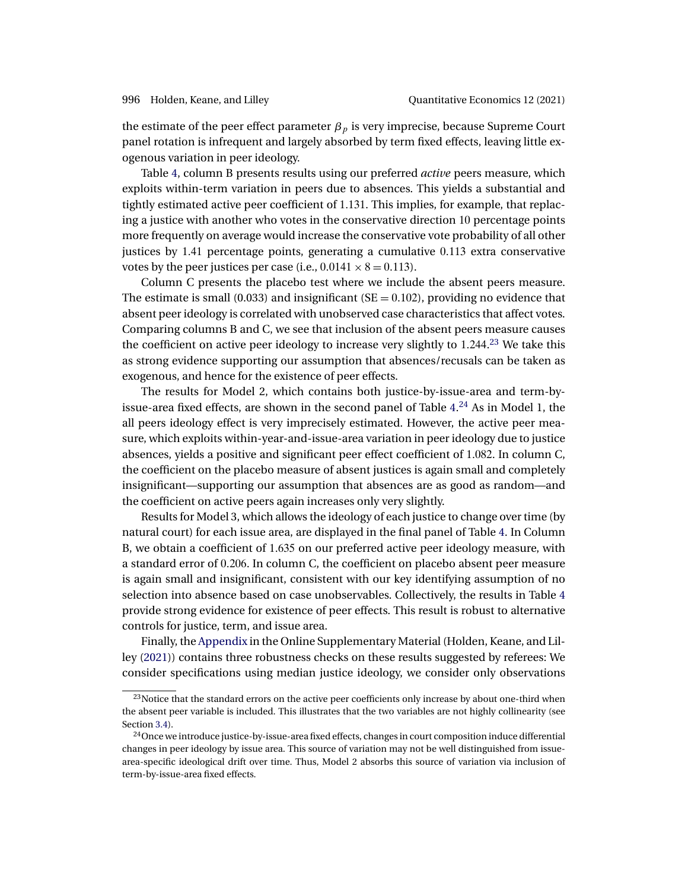the estimate of the peer effect parameter $\beta_p$ is very imprecise, because Supreme Court panel rotation is infrequent and largely absorbed by term fixed effects, leaving little exogenous variation in peer ideology.

Table 4, column B presents results using our preferred *active* peers measure, which exploits within-term variation in peers due to absences. This yields a substantial and tightly estimated active peer coefficient of 1.131. This implies, for example, that replacing a justice with another who votes in the conservative direction 10 percentage points more frequently on average would increase the conservative vote probability of all other justices by 1.41 percentage points, generating a cumulative 0.113 extra conservative votes by the peer justices per case (i.e., $0.0141 \times 8 = 0.113$).

Column C presents the placebo test where we include the absent peers measure. The estimate is small (0.033) and insignificant (SE $= 0.102$), providing no evidence that absent peer ideology is correlated with unobserved case characteristics that affect votes. Comparing columns B and C, we see that inclusion of the absent peers measure causes the coefficient on active peer ideology to increase very slightly to 1.244.[23] We take this as strong evidence supporting our assumption that absences/recusals can be taken as exogenous, and hence for the existence of peer effects.

The results for Model 2, which contains both justice-by-issue-area and term-by-issue-area fixed effects, are shown in the second panel of Table 4.[24] As in Model 1, the all peers ideology effect is very imprecisely estimated. However, the active peer measure, which exploits within-year-and-issue-area variation in peer ideology due to justice absences, yields a positive and significant peer effect coefficient of 1.082. In column C, the coefficient on the placebo measure of absent justices is again small and completely insignificant—supporting our assumption that absences are as good as random—and the coefficient on active peers again increases only very slightly.

Results for Model 3, which allows the ideology of each justice to change over time (by natural court) for each issue area, are displayed in the final panel of Table 4. In Column B, we obtain a coefficient of 1.635 on our preferred active peer ideology measure, with a standard error of 0.206. In column C, the coefficient on placebo absent peer measure is again small and insignificant, consistent with our key identifying assumption of no selection into absence based on case unobservables. Collectively, the results in Table 4 provide strong evidence for existence of peer effects. This result is robust to alternative controls for justice, term, and issue area.

Finally, the Appendix in the Online Supplementary Material (Holden, Keane, and Lilley (2021)) contains three robustness checks on these results suggested by referees: We consider specifications using median justice ideology, we consider only observations

[23] Notice that the standard errors on the active peer coefficients only increase by about one-third when the absent peer variable is included. This illustrates that the two variables are not highly collinearity (see Section 3.4).

[24] Once we introduce justice-by-issue-area fixed effects, changes in court composition induce differential changes in peer ideology by issue area. This source of variation may not be well distinguished from issue-area-specific ideological drift over time. Thus, Model 2 absorbs this source of variation via inclusion of term-by-issue-area fixed effects.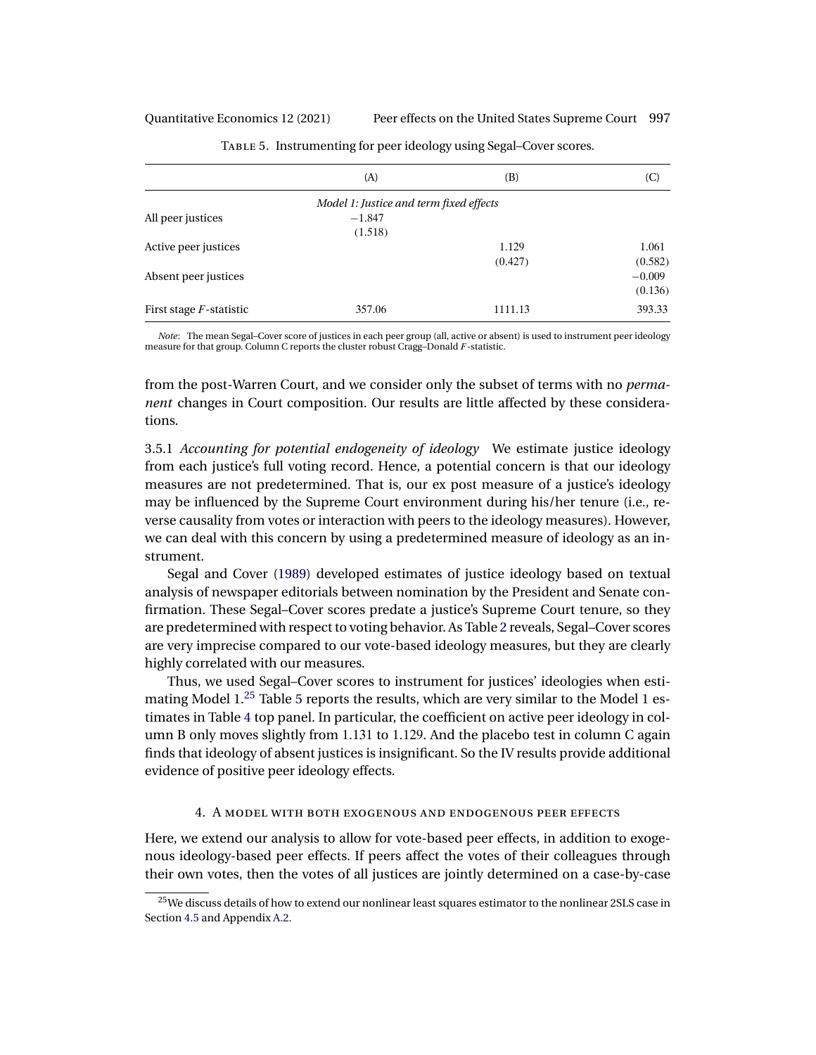Table 5. Instrumenting for peer ideology using Segal–Cover scores.

| | (A) | (B) | (C) |
|---|---|---|---|
| | *Model 1: Justice and term fixed effects* | | |
| All peer justices | −1.847 | | |
| | (1.518) | | |
| Active peer justices | | 1.129 | 1.061 |
| | | (0.427) | (0.582) |
| Absent peer justices | | | −0.009 |
| | | | (0.136) |
| First stage $F$-statistic | 357.06 | 1111.13 | 393.33 |

*Note*: The mean Segal–Cover score of justices in each peer group (all, active or absent) is used to instrument peer ideology measure for that group. Column C reports the cluster robust Cragg–Donald $F$-statistic.

from the post-Warren Court, and we consider only the subset of terms with no *permanent* changes in Court composition. Our results are little affected by these considerations.

3.5.1 *Accounting for potential endogeneity of ideology* We estimate justice ideology from each justice's full voting record. Hence, a potential concern is that our ideology measures are not predetermined. That is, our ex post measure of a justice's ideology may be influenced by the Supreme Court environment during his/her tenure (i.e., reverse causality from votes or interaction with peers to the ideology measures). However, we can deal with this concern by using a predetermined measure of ideology as an instrument.

Segal and Cover (1989) developed estimates of justice ideology based on textual analysis of newspaper editorials between nomination by the President and Senate confirmation. These Segal–Cover scores predate a justice's Supreme Court tenure, so they are predetermined with respect to voting behavior. As Table 2 reveals, Segal–Cover scores are very imprecise compared to our vote-based ideology measures, but they are clearly highly correlated with our measures.

Thus, we used Segal–Cover scores to instrument for justices' ideologies when estimating Model 1.[25] Table 5 reports the results, which are very similar to the Model 1 estimates in Table 4 top panel. In particular, the coefficient on active peer ideology in column B only moves slightly from 1.131 to 1.129. And the placebo test in column C again finds that ideology of absent justices is insignificant. So the IV results provide additional evidence of positive peer ideology effects.

## 4. A model with both exogenous and endogenous peer effects

Here, we extend our analysis to allow for vote-based peer effects, in addition to exogenous ideology-based peer effects. If peers affect the votes of their colleagues through their own votes, then the votes of all justices are jointly determined on a case-by-case

[25] We discuss details of how to extend our nonlinear least squares estimator to the nonlinear 2SLS case in Section 4.5 and Appendix A.2.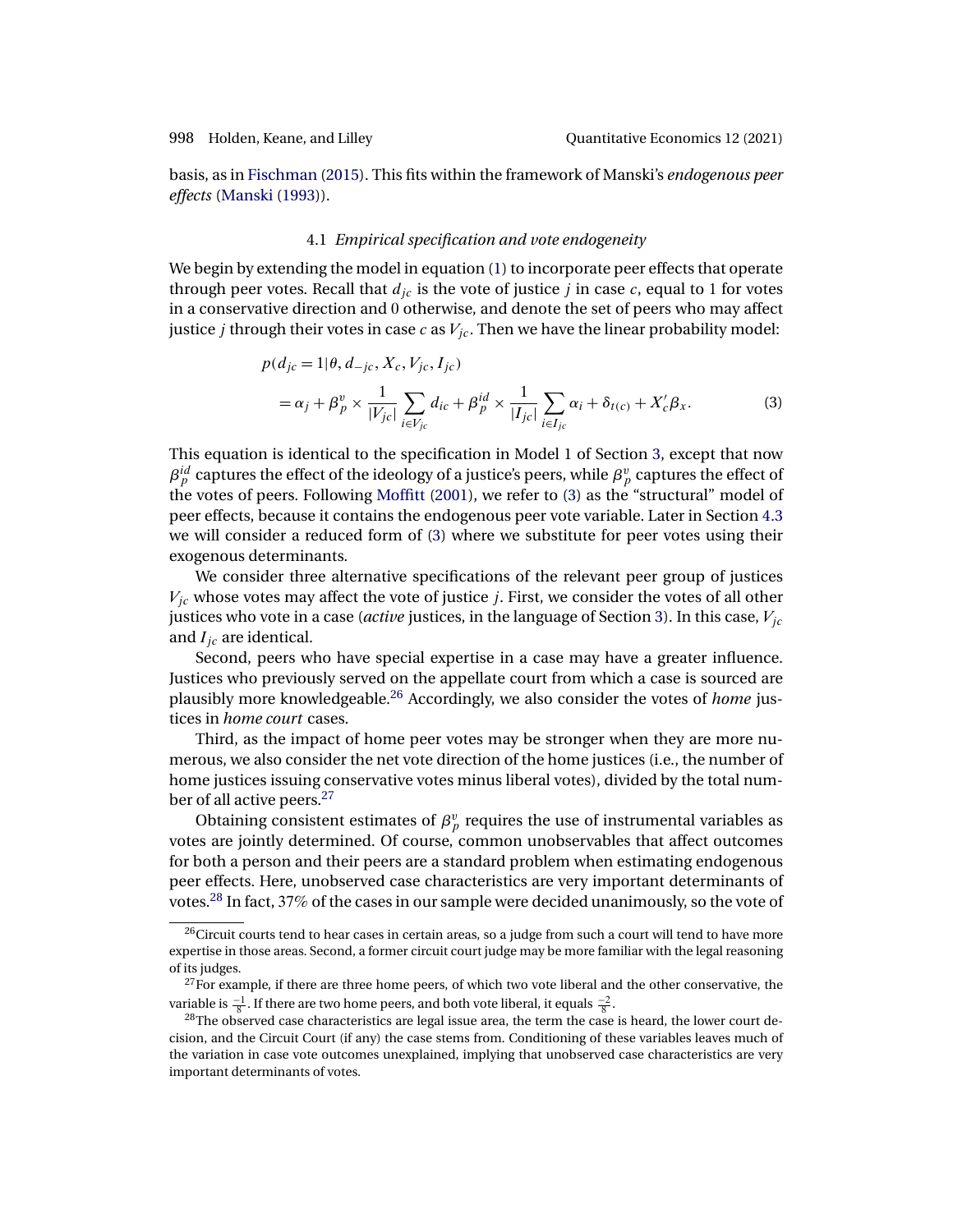basis, as in Fischman (2015). This fits within the framework of Manski's *endogenous peer effects* (Manski (1993)).

### 4.1 *Empirical specification and vote endogeneity*

We begin by extending the model in equation (1) to incorporate peer effects that operate through peer votes. Recall that $d_{jc}$ is the vote of justice $j$ in case $c$, equal to 1 for votes in a conservative direction and 0 otherwise, and denote the set of peers who may affect justice $j$ through their votes in case $c$ as $V_{jc}$. Then we have the linear probability model:

$$
\begin{aligned}
&p(d_{jc}=1|\theta, d_{-jc}, X_c, V_{jc}, I_{jc}) \\
&\quad = \alpha_j + \beta_p^v \times \frac{1}{|V_{jc}|}\sum_{i\in V_{jc}} d_{ic} + \beta_p^{id} \times \frac{1}{|I_{jc}|}\sum_{i\in I_{jc}} \alpha_i + \delta_{t(c)} + X_c'\beta_x. \qquad (3)
\end{aligned}
$$

This equation is identical to the specification in Model 1 of Section 3, except that now $\beta_p^{id}$ captures the effect of the ideology of a justice's peers, while $\beta_p^v$ captures the effect of the votes of peers. Following Moffitt (2001), we refer to (3) as the "structural" model of peer effects, because it contains the endogenous peer vote variable. Later in Section 4.3 we will consider a reduced form of (3) where we substitute for peer votes using their exogenous determinants.

We consider three alternative specifications of the relevant peer group of justices $V_{jc}$ whose votes may affect the vote of justice $j$. First, we consider the votes of all other justices who vote in a case (*active* justices, in the language of Section 3). In this case, $V_{jc}$ and $I_{jc}$ are identical.

Second, peers who have special expertise in a case may have a greater influence. Justices who previously served on the appellate court from which a case is sourced are plausibly more knowledgeable.[26] Accordingly, we also consider the votes of *home* justices in *home court* cases.

Third, as the impact of home peer votes may be stronger when they are more numerous, we also consider the net vote direction of the home justices (i.e., the number of home justices issuing conservative votes minus liberal votes), divided by the total number of all active peers.[27]

Obtaining consistent estimates of $\beta_p^v$ requires the use of instrumental variables as votes are jointly determined. Of course, common unobservables that affect outcomes for both a person and their peers are a standard problem when estimating endogenous peer effects. Here, unobserved case characteristics are very important determinants of votes.[28] In fact, 37% of the cases in our sample were decided unanimously, so the vote of

---

[26] Circuit courts tend to hear cases in certain areas, so a judge from such a court will tend to have more expertise in those areas. Second, a former circuit court judge may be more familiar with the legal reasoning of its judges.

[27] For example, if there are three home peers, of which two vote liberal and the other conservative, the variable is $\frac{-1}{8}$. If there are two home peers, and both vote liberal, it equals $\frac{-2}{8}$.

[28] The observed case characteristics are legal issue area, the term the case is heard, the lower court decision, and the Circuit Court (if any) the case stems from. Conditioning of these variables leaves much of the variation in case vote outcomes unexplained, implying that unobserved case characteristics are very important determinants of votes.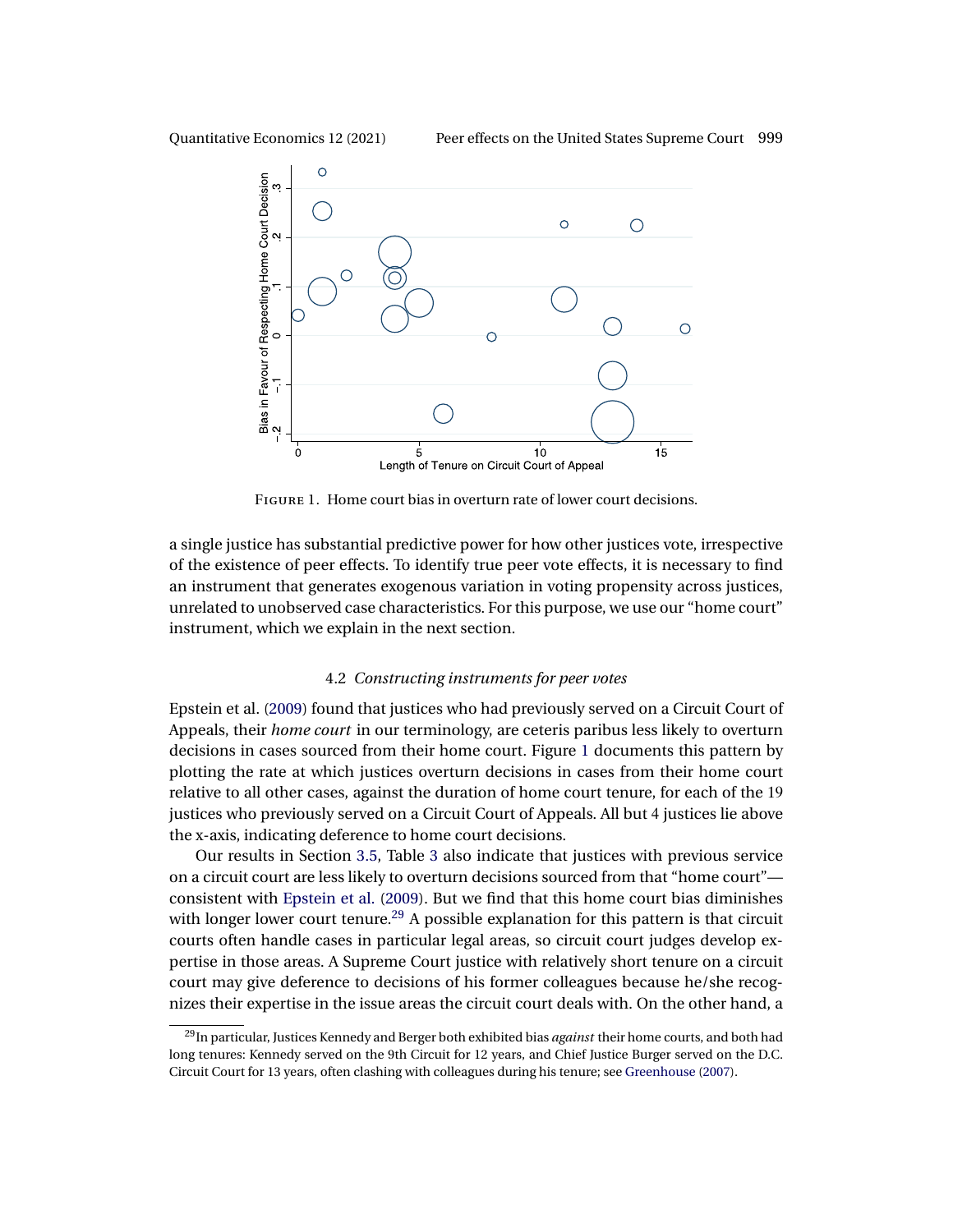FIGURE 1. Home court bias in overturn rate of lower court decisions.

a single justice has substantial predictive power for how other justices vote, irrespective of the existence of peer effects. To identify true peer vote effects, it is necessary to find an instrument that generates exogenous variation in voting propensity across justices, unrelated to unobserved case characteristics. For this purpose, we use our "home court" instrument, which we explain in the next section.

### 4.2 *Constructing instruments for peer votes*

Epstein et al. (2009) found that justices who had previously served on a Circuit Court of Appeals, their *home court* in our terminology, are ceteris paribus less likely to overturn decisions in cases sourced from their home court. Figure 1 documents this pattern by plotting the rate at which justices overturn decisions in cases from their home court relative to all other cases, against the duration of home court tenure, for each of the 19 justices who previously served on a Circuit Court of Appeals. All but 4 justices lie above the x-axis, indicating deference to home court decisions.

Our results in Section 3.5, Table 3 also indicate that justices with previous service on a circuit court are less likely to overturn decisions sourced from that "home court"—consistent with Epstein et al. (2009). But we find that this home court bias diminishes with longer lower court tenure.[29] A possible explanation for this pattern is that circuit courts often handle cases in particular legal areas, so circuit court judges develop expertise in those areas. A Supreme Court justice with relatively short tenure on a circuit court may give deference to decisions of his former colleagues because he/she recognizes their expertise in the issue areas the circuit court deals with. On the other hand, a

[29] In particular, Justices Kennedy and Berger both exhibited bias *against* their home courts, and both had long tenures: Kennedy served on the 9th Circuit for 12 years, and Chief Justice Burger served on the D.C. Circuit Court for 13 years, often clashing with colleagues during his tenure; see Greenhouse (2007).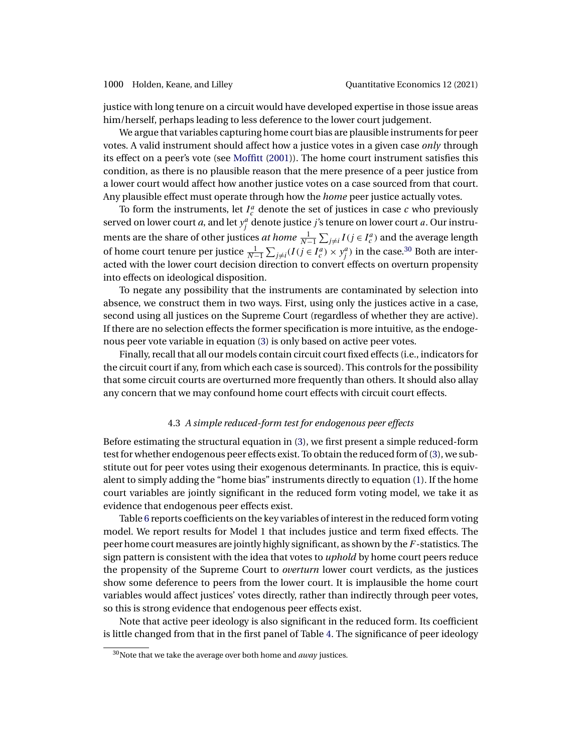justice with long tenure on a circuit would have developed expertise in those issue areas him/herself, perhaps leading to less deference to the lower court judgement.

We argue that variables capturing home court bias are plausible instruments for peer votes. A valid instrument should affect how a justice votes in a given case *only* through its effect on a peer's vote (see Moffitt (2001)). The home court instrument satisfies this condition, as there is no plausible reason that the mere presence of a peer justice from a lower court would affect how another justice votes on a case sourced from that court. Any plausible effect must operate through how the *home* peer justice actually votes.

To form the instruments, let $I_c^a$ denote the set of justices in case $c$ who previously served on lower court $a$, and let $y_j^a$ denote justice $j$'s tenure on lower court $a$. Our instruments are the share of other justices *at home* $\frac{1}{N-1}\sum_{j\neq i} I(j \in I_c^a)$ and the average length of home court tenure per justice $\frac{1}{N-1}\sum_{j\neq i}(I(j \in I_c^a) \times y_j^a)$ in the case.[30] Both are interacted with the lower court decision direction to convert effects on overturn propensity into effects on ideological disposition.

To negate any possibility that the instruments are contaminated by selection into absence, we construct them in two ways. First, using only the justices active in a case, second using all justices on the Supreme Court (regardless of whether they are active). If there are no selection effects the former specification is more intuitive, as the endogenous peer vote variable in equation (3) is only based on active peer votes.

Finally, recall that all our models contain circuit court fixed effects (i.e., indicators for the circuit court if any, from which each case is sourced). This controls for the possibility that some circuit courts are overturned more frequently than others. It should also allay any concern that we may confound home court effects with circuit court effects.

### 4.3 *A simple reduced-form test for endogenous peer effects*

Before estimating the structural equation in (3), we first present a simple reduced-form test for whether endogenous peer effects exist. To obtain the reduced form of (3), we substitute out for peer votes using their exogenous determinants. In practice, this is equivalent to simply adding the "home bias" instruments directly to equation (1). If the home court variables are jointly significant in the reduced form voting model, we take it as evidence that endogenous peer effects exist.

Table 6 reports coefficients on the key variables of interest in the reduced form voting model. We report results for Model 1 that includes justice and term fixed effects. The peer home court measures are jointly highly significant, as shown by the $F$-statistics. The sign pattern is consistent with the idea that votes to *uphold* by home court peers reduce the propensity of the Supreme Court to *overturn* lower court verdicts, as the justices show some deference to peers from the lower court. It is implausible the home court variables would affect justices' votes directly, rather than indirectly through peer votes, so this is strong evidence that endogenous peer effects exist.

Note that active peer ideology is also significant in the reduced form. Its coefficient is little changed from that in the first panel of Table 4. The significance of peer ideology

[30] Note that we take the average over both home and *away* justices.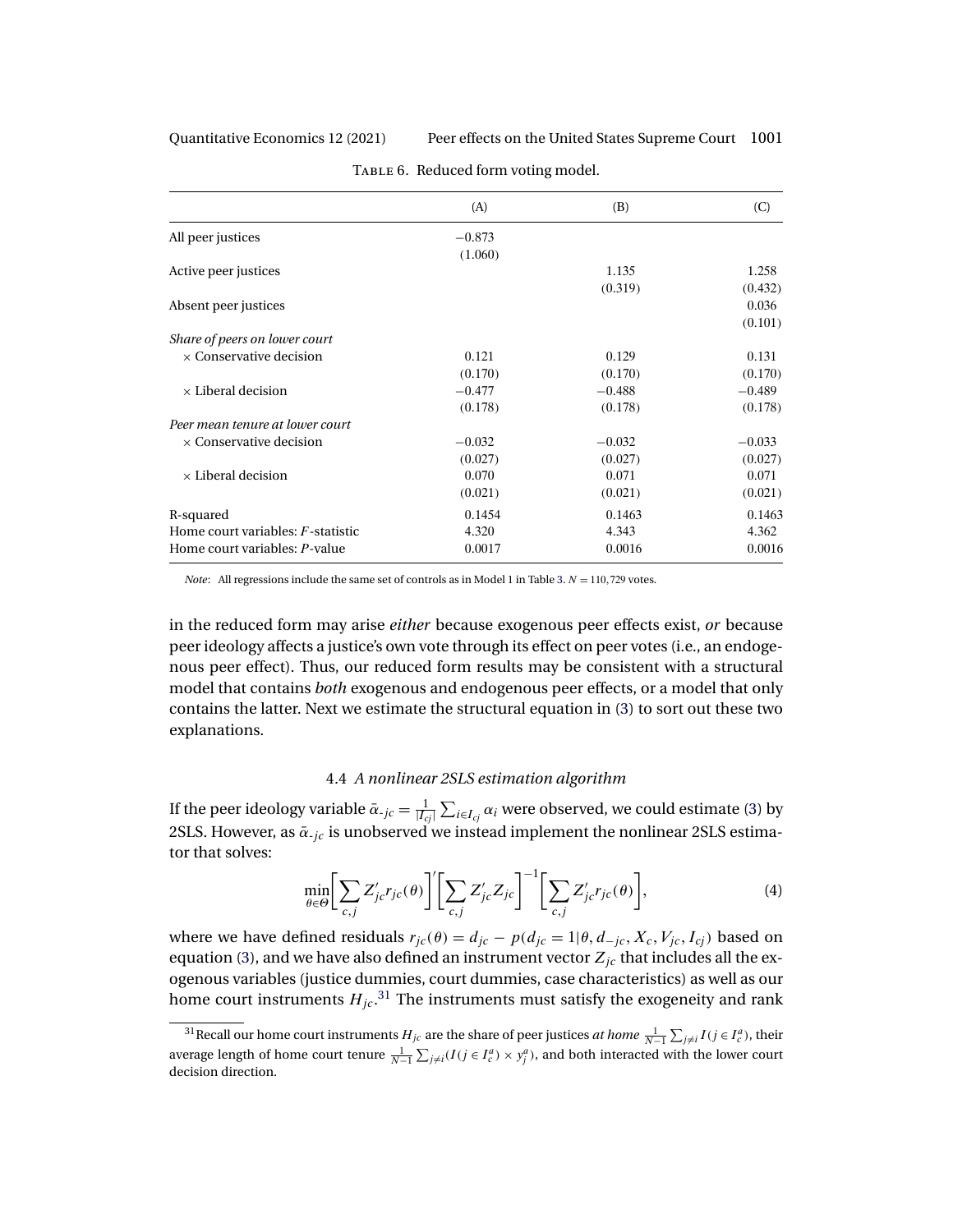TABLE 6. Reduced form voting model.

| | (A) | (B) | (C) |
|---|---|---|---|
| All peer justices | −0.873 | | |
| | (1.060) | | |
| Active peer justices | | 1.135 | 1.258 |
| | | (0.319) | (0.432) |
| Absent peer justices | | | 0.036 |
| | | | (0.101) |
| *Share of peers on lower court* | | | |
| × Conservative decision | 0.121 | 0.129 | 0.131 |
| | (0.170) | (0.170) | (0.170) |
| × Liberal decision | −0.477 | −0.488 | −0.489 |
| | (0.178) | (0.178) | (0.178) |
| *Peer mean tenure at lower court* | | | |
| × Conservative decision | −0.032 | −0.032 | −0.033 |
| | (0.027) | (0.027) | (0.027) |
| × Liberal decision | 0.070 | 0.071 | 0.071 |
| | (0.021) | (0.021) | (0.021) |
| R-squared | 0.1454 | 0.1463 | 0.1463 |
| Home court variables: $F$-statistic | 4.320 | 4.343 | 4.362 |
| Home court variables: $P$-value | 0.0017 | 0.0016 | 0.0016 |

*Note*: All regressions include the same set of controls as in Model 1 in Table 3. $N = 110{,}729$ votes.

in the reduced form may arise *either* because exogenous peer effects exist, *or* because peer ideology affects a justice's own vote through its effect on peer votes (i.e., an endogenous peer effect). Thus, our reduced form results may be consistent with a structural model that contains *both* exogenous and endogenous peer effects, or a model that only contains the latter. Next we estimate the structural equation in (3) to sort out these two explanations.

### 4.4 *A nonlinear 2SLS estimation algorithm*

If the peer ideology variable $\bar{\alpha}_{\text{-}jc} = \frac{1}{|I_{cj}|}\sum_{i \in I_{cj}} \alpha_i$ were observed, we could estimate (3) by 2SLS. However, as $\bar{\alpha}_{\text{-}jc}$ is unobserved we instead implement the nonlinear 2SLS estimator that solves:

$$\min_{\theta \in \Theta} \left[\sum_{c,j} Z'_{jc} r_{jc}(\theta)\right]' \left[\sum_{c,j} Z'_{jc} Z_{jc}\right]^{-1} \left[\sum_{c,j} Z'_{jc} r_{jc}(\theta)\right], \tag{4}$$

where we have defined residuals $r_{jc}(\theta) = d_{jc} - p(d_{jc} = 1|\theta, d_{-jc}, X_c, V_{jc}, I_{cj})$ based on equation (3), and we have also defined an instrument vector $Z_{jc}$ that includes all the exogenous variables (justice dummies, court dummies, case characteristics) as well as our home court instruments $H_{jc}$.[31] The instruments must satisfy the exogeneity and rank

[31] Recall our home court instruments $H_{jc}$ are the share of peer justices *at home* $\frac{1}{N-1}\sum_{j \neq i} I(j \in I_c^a)$, their average length of home court tenure $\frac{1}{N-1}\sum_{j \neq i}(I(j \in I_c^a) \times y_j^a)$, and both interacted with the lower court decision direction.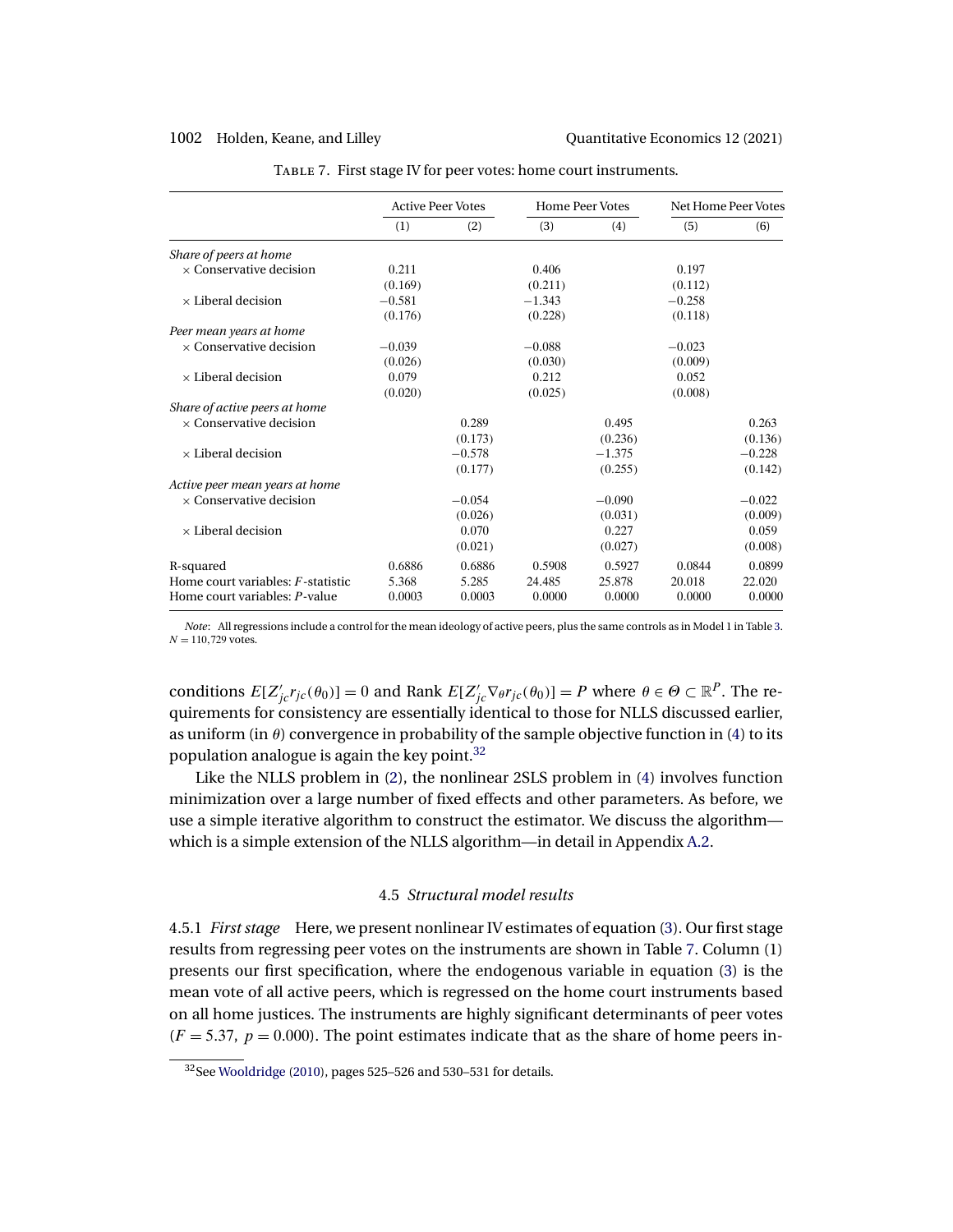TABLE 7. First stage IV for peer votes: home court instruments.

| | Active Peer Votes | | Home Peer Votes | | Net Home Peer Votes | |
|---|---|---|---|---|---|---|
| | (1) | (2) | (3) | (4) | (5) | (6) |
| *Share of peers at home* | | | | | | |
| × Conservative decision | 0.211 | | 0.406 | | 0.197 | |
| | (0.169) | | (0.211) | | (0.112) | |
| × Liberal decision | −0.581 | | −1.343 | | −0.258 | |
| | (0.176) | | (0.228) | | (0.118) | |
| *Peer mean years at home* | | | | | | |
| × Conservative decision | −0.039 | | −0.088 | | −0.023 | |
| | (0.026) | | (0.030) | | (0.009) | |
| × Liberal decision | 0.079 | | 0.212 | | 0.052 | |
| | (0.020) | | (0.025) | | (0.008) | |
| *Share of active peers at home* | | | | | | |
| × Conservative decision | | 0.289 | | 0.495 | | 0.263 |
| | | (0.173) | | (0.236) | | (0.136) |
| × Liberal decision | | −0.578 | | −1.375 | | −0.228 |
| | | (0.177) | | (0.255) | | (0.142) |
| *Active peer mean years at home* | | | | | | |
| × Conservative decision | | −0.054 | | −0.090 | | −0.022 |
| | | (0.026) | | (0.031) | | (0.009) |
| × Liberal decision | | 0.070 | | 0.227 | | 0.059 |
| | | (0.021) | | (0.027) | | (0.008) |
| R-squared | 0.6886 | 0.6886 | 0.5908 | 0.5927 | 0.0844 | 0.0899 |
| Home court variables: $F$-statistic | 5.368 | 5.285 | 24.485 | 25.878 | 20.018 | 22.020 |
| Home court variables: $P$-value | 0.0003 | 0.0003 | 0.0000 | 0.0000 | 0.0000 | 0.0000 |

*Note*: All regressions include a control for the mean ideology of active peers, plus the same controls as in Model 1 in Table 3. $N = 110{,}729$ votes.

conditions $E[Z'_{jc} r_{jc}(\theta_0)] = 0$ and Rank $E[Z'_{jc} \nabla_\theta r_{jc}(\theta_0)] = P$ where $\theta \in \Theta \subset \mathbb{R}^P$. The requirements for consistency are essentially identical to those for NLLS discussed earlier, as uniform (in $\theta$) convergence in probability of the sample objective function in (4) to its population analogue is again the key point.[32]

Like the NLLS problem in (2), the nonlinear 2SLS problem in (4) involves function minimization over a large number of fixed effects and other parameters. As before, we use a simple iterative algorithm to construct the estimator. We discuss the algorithm—which is a simple extension of the NLLS algorithm—in detail in Appendix A.2.

### 4.5 *Structural model results*

4.5.1 *First stage* Here, we present nonlinear IV estimates of equation (3). Our first stage results from regressing peer votes on the instruments are shown in Table 7. Column (1) presents our first specification, where the endogenous variable in equation (3) is the mean vote of all active peers, which is regressed on the home court instruments based on all home justices. The instruments are highly significant determinants of peer votes ($F = 5.37$, $p = 0.000$). The point estimates indicate that as the share of home peers in-

[32] See Wooldridge (2010), pages 525–526 and 530–531 for details.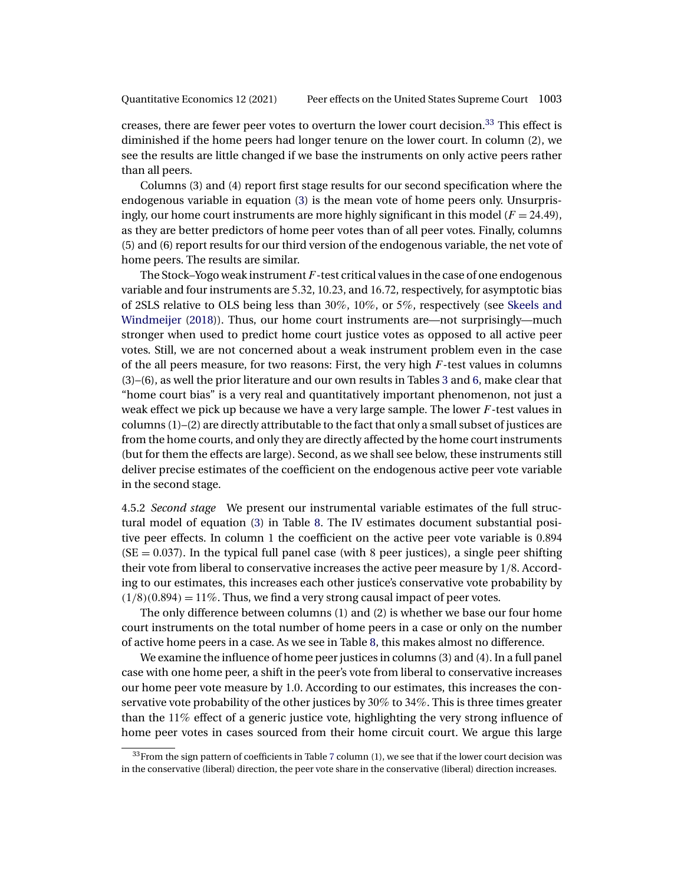creases, there are fewer peer votes to overturn the lower court decision.[33] This effect is diminished if the home peers had longer tenure on the lower court. In column (2), we see the results are little changed if we base the instruments on only active peers rather than all peers.

Columns (3) and (4) report first stage results for our second specification where the endogenous variable in equation (3) is the mean vote of home peers only. Unsurprisingly, our home court instruments are more highly significant in this model ($F = 24.49$), as they are better predictors of home peer votes than of all peer votes. Finally, columns (5) and (6) report results for our third version of the endogenous variable, the net vote of home peers. The results are similar.

The Stock–Yogo weak instrument $F$-test critical values in the case of one endogenous variable and four instruments are 5.32, 10.23, and 16.72, respectively, for asymptotic bias of 2SLS relative to OLS being less than 30%, 10%, or 5%, respectively (see Skeels and Windmeijer (2018)). Thus, our home court instruments are—not surprisingly—much stronger when used to predict home court justice votes as opposed to all active peer votes. Still, we are not concerned about a weak instrument problem even in the case of the all peers measure, for two reasons: First, the very high $F$-test values in columns (3)–(6), as well the prior literature and our own results in Tables 3 and 6, make clear that "home court bias" is a very real and quantitatively important phenomenon, not just a weak effect we pick up because we have a very large sample. The lower $F$-test values in columns (1)–(2) are directly attributable to the fact that only a small subset of justices are from the home courts, and only they are directly affected by the home court instruments (but for them the effects are large). Second, as we shall see below, these instruments still deliver precise estimates of the coefficient on the endogenous active peer vote variable in the second stage.

4.5.2 *Second stage* We present our instrumental variable estimates of the full structural model of equation (3) in Table 8. The IV estimates document substantial positive peer effects. In column 1 the coefficient on the active peer vote variable is 0.894 ($\text{SE} = 0.037$). In the typical full panel case (with 8 peer justices), a single peer shifting their vote from liberal to conservative increases the active peer measure by $1/8$. According to our estimates, this increases each other justice's conservative vote probability by $(1/8)(0.894) = 11\%$. Thus, we find a very strong causal impact of peer votes.

The only difference between columns (1) and (2) is whether we base our four home court instruments on the total number of home peers in a case or only on the number of active home peers in a case. As we see in Table 8, this makes almost no difference.

We examine the influence of home peer justices in columns (3) and (4). In a full panel case with one home peer, a shift in the peer's vote from liberal to conservative increases our home peer vote measure by 1.0. According to our estimates, this increases the conservative vote probability of the other justices by 30% to 34%. This is three times greater than the 11% effect of a generic justice vote, highlighting the very strong influence of home peer votes in cases sourced from their home circuit court. We argue this large

[33] From the sign pattern of coefficients in Table 7 column (1), we see that if the lower court decision was in the conservative (liberal) direction, the peer vote share in the conservative (liberal) direction increases.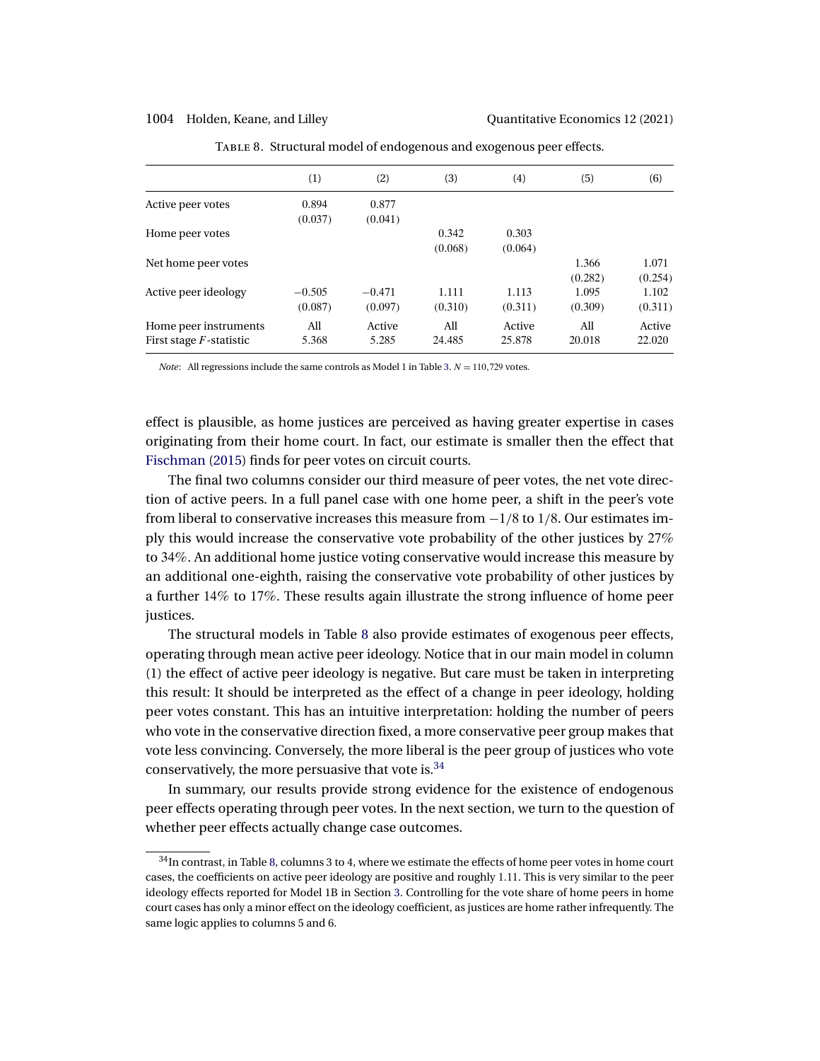Table 8. Structural model of endogenous and exogenous peer effects.

| | (1) | (2) | (3) | (4) | (5) | (6) |
|---|---|---|---|---|---|---|
| Active peer votes | 0.894 | 0.877 | | | | |
| | (0.037) | (0.041) | | | | |
| Home peer votes | | | 0.342 | 0.303 | | |
| | | | (0.068) | (0.064) | | |
| Net home peer votes | | | | | 1.366 | 1.071 |
| | | | | | (0.282) | (0.254) |
| Active peer ideology | −0.505 | −0.471 | 1.111 | 1.113 | 1.095 | 1.102 |
| | (0.087) | (0.097) | (0.310) | (0.311) | (0.309) | (0.311) |
| Home peer instruments | All | Active | All | Active | All | Active |
| First stage $F$-statistic | 5.368 | 5.285 | 24.485 | 25.878 | 20.018 | 22.020 |

*Note*: All regressions include the same controls as Model 1 in Table 3. $N = 110{,}729$ votes.

effect is plausible, as home justices are perceived as having greater expertise in cases originating from their home court. In fact, our estimate is smaller then the effect that Fischman (2015) finds for peer votes on circuit courts.

The final two columns consider our third measure of peer votes, the net vote direction of active peers. In a full panel case with one home peer, a shift in the peer's vote from liberal to conservative increases this measure from $-1/8$ to $1/8$. Our estimates imply this would increase the conservative vote probability of the other justices by 27% to 34%. An additional home justice voting conservative would increase this measure by an additional one-eighth, raising the conservative vote probability of other justices by a further 14% to 17%. These results again illustrate the strong influence of home peer justices.

The structural models in Table 8 also provide estimates of exogenous peer effects, operating through mean active peer ideology. Notice that in our main model in column (1) the effect of active peer ideology is negative. But care must be taken in interpreting this result: It should be interpreted as the effect of a change in peer ideology, holding peer votes constant. This has an intuitive interpretation: holding the number of peers who vote in the conservative direction fixed, a more conservative peer group makes that vote less convincing. Conversely, the more liberal is the peer group of justices who vote conservatively, the more persuasive that vote is.[34]

In summary, our results provide strong evidence for the existence of endogenous peer effects operating through peer votes. In the next section, we turn to the question of whether peer effects actually change case outcomes.

[34] In contrast, in Table 8, columns 3 to 4, where we estimate the effects of home peer votes in home court cases, the coefficients on active peer ideology are positive and roughly 1.11. This is very similar to the peer ideology effects reported for Model 1B in Section 3. Controlling for the vote share of home peers in home court cases has only a minor effect on the ideology coefficient, as justices are home rather infrequently. The same logic applies to columns 5 and 6.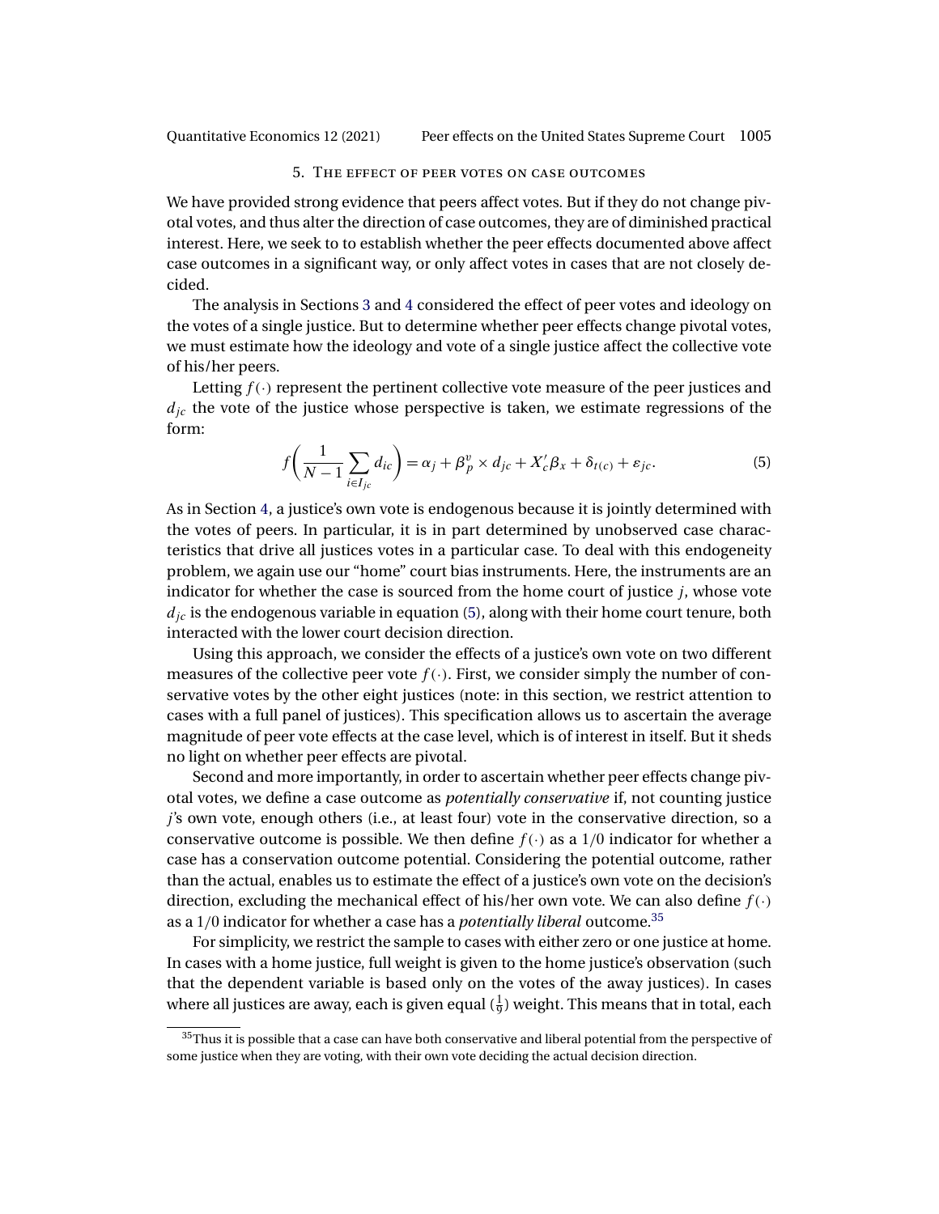## 5. The effect of peer votes on case outcomes

We have provided strong evidence that peers affect votes. But if they do not change pivotal votes, and thus alter the direction of case outcomes, they are of diminished practical interest. Here, we seek to to establish whether the peer effects documented above affect case outcomes in a significant way, or only affect votes in cases that are not closely decided.

The analysis in Sections 3 and 4 considered the effect of peer votes and ideology on the votes of a single justice. But to determine whether peer effects change pivotal votes, we must estimate how the ideology and vote of a single justice affect the collective vote of his/her peers.

Letting $f(\cdot)$ represent the pertinent collective vote measure of the peer justices and $d_{jc}$ the vote of the justice whose perspective is taken, we estimate regressions of the form:

$$f\left(\frac{1}{N-1}\sum_{i \in I_{jc}} d_{ic}\right) = \alpha_j + \beta_p^v \times d_{jc} + X_c'\beta_x + \delta_{t(c)} + \varepsilon_{jc}. \tag{5}$$

As in Section 4, a justice's own vote is endogenous because it is jointly determined with the votes of peers. In particular, it is in part determined by unobserved case characteristics that drive all justices votes in a particular case. To deal with this endogeneity problem, we again use our "home" court bias instruments. Here, the instruments are an indicator for whether the case is sourced from the home court of justice $j$, whose vote $d_{jc}$ is the endogenous variable in equation (5), along with their home court tenure, both interacted with the lower court decision direction.

Using this approach, we consider the effects of a justice's own vote on two different measures of the collective peer vote $f(\cdot)$. First, we consider simply the number of conservative votes by the other eight justices (note: in this section, we restrict attention to cases with a full panel of justices). This specification allows us to ascertain the average magnitude of peer vote effects at the case level, which is of interest in itself. But it sheds no light on whether peer effects are pivotal.

Second and more importantly, in order to ascertain whether peer effects change pivotal votes, we define a case outcome as *potentially conservative* if, not counting justice $j$'s own vote, enough others (i.e., at least four) vote in the conservative direction, so a conservative outcome is possible. We then define $f(\cdot)$ as a 1/0 indicator for whether a case has a conservation outcome potential. Considering the potential outcome, rather than the actual, enables us to estimate the effect of a justice's own vote on the decision's direction, excluding the mechanical effect of his/her own vote. We can also define $f(\cdot)$ as a 1/0 indicator for whether a case has a *potentially liberal* outcome.[35]

For simplicity, we restrict the sample to cases with either zero or one justice at home. In cases with a home justice, full weight is given to the home justice's observation (such that the dependent variable is based only on the votes of the away justices). In cases where all justices are away, each is given equal ($\frac{1}{9}$) weight. This means that in total, each

[35] Thus it is possible that a case can have both conservative and liberal potential from the perspective of some justice when they are voting, with their own vote deciding the actual decision direction.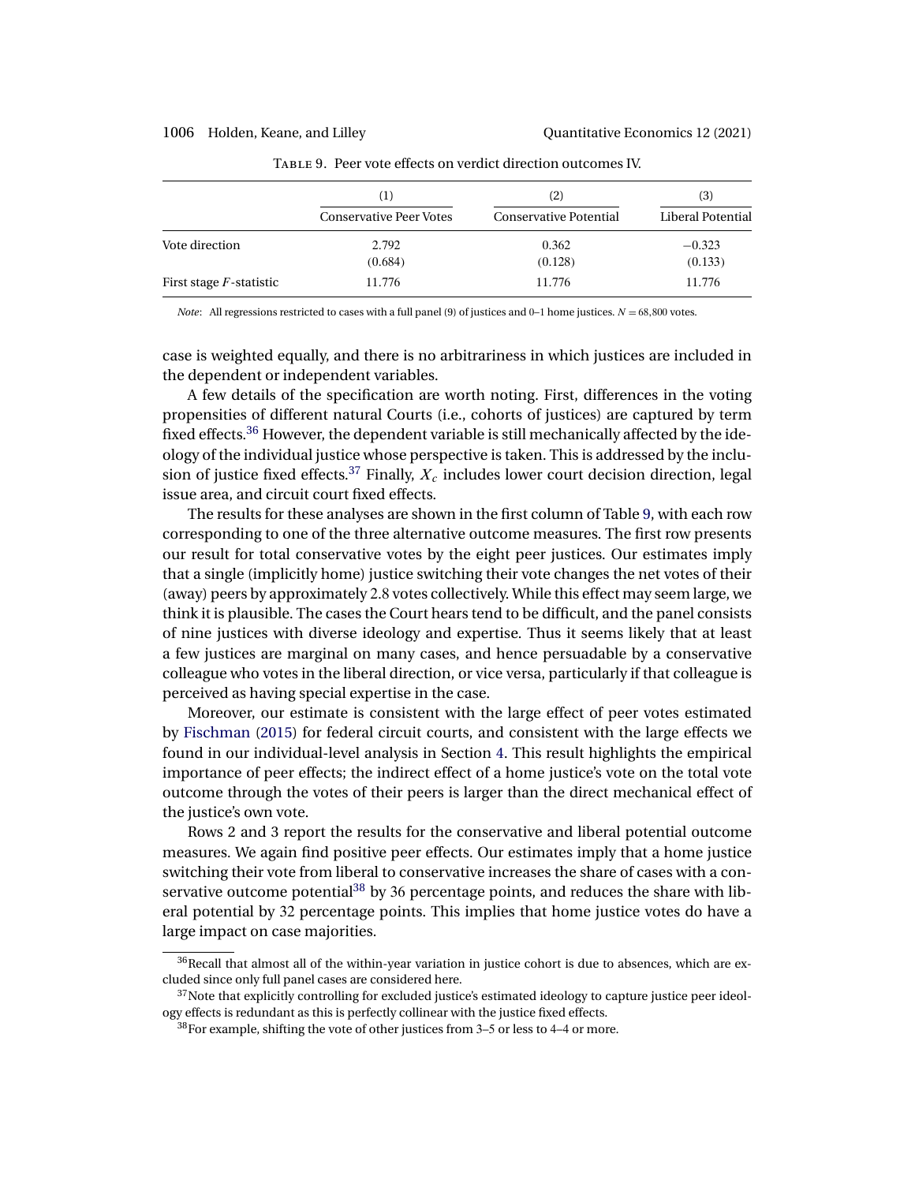Table 9. Peer vote effects on verdict direction outcomes IV.

| | (1) | (2) | (3) |
|---|---|---|---|
| | Conservative Peer Votes | Conservative Potential | Liberal Potential |
| Vote direction | 2.792 | 0.362 | −0.323 |
| | (0.684) | (0.128) | (0.133) |
| First stage $F$-statistic | 11.776 | 11.776 | 11.776 |

*Note*: All regressions restricted to cases with a full panel (9) of justices and 0–1 home justices. $N = 68{,}800$ votes.

case is weighted equally, and there is no arbitrariness in which justices are included in the dependent or independent variables.

A few details of the specification are worth noting. First, differences in the voting propensities of different natural Courts (i.e., cohorts of justices) are captured by term fixed effects.[36] However, the dependent variable is still mechanically affected by the ideology of the individual justice whose perspective is taken. This is addressed by the inclusion of justice fixed effects.[37] Finally, $X_c$ includes lower court decision direction, legal issue area, and circuit court fixed effects.

The results for these analyses are shown in the first column of Table 9, with each row corresponding to one of the three alternative outcome measures. The first row presents our result for total conservative votes by the eight peer justices. Our estimates imply that a single (implicitly home) justice switching their vote changes the net votes of their (away) peers by approximately 2.8 votes collectively. While this effect may seem large, we think it is plausible. The cases the Court hears tend to be difficult, and the panel consists of nine justices with diverse ideology and expertise. Thus it seems likely that at least a few justices are marginal on many cases, and hence persuadable by a conservative colleague who votes in the liberal direction, or vice versa, particularly if that colleague is perceived as having special expertise in the case.

Moreover, our estimate is consistent with the large effect of peer votes estimated by Fischman (2015) for federal circuit courts, and consistent with the large effects we found in our individual-level analysis in Section 4. This result highlights the empirical importance of peer effects; the indirect effect of a home justice's vote on the total vote outcome through the votes of their peers is larger than the direct mechanical effect of the justice's own vote.

Rows 2 and 3 report the results for the conservative and liberal potential outcome measures. We again find positive peer effects. Our estimates imply that a home justice switching their vote from liberal to conservative increases the share of cases with a conservative outcome potential[38] by 36 percentage points, and reduces the share with liberal potential by 32 percentage points. This implies that home justice votes do have a large impact on case majorities.

[36] Recall that almost all of the within-year variation in justice cohort is due to absences, which are excluded since only full panel cases are considered here.

[37] Note that explicitly controlling for excluded justice's estimated ideology to capture justice peer ideology effects is redundant as this is perfectly collinear with the justice fixed effects.

[38] For example, shifting the vote of other justices from 3–5 or less to 4–4 or more.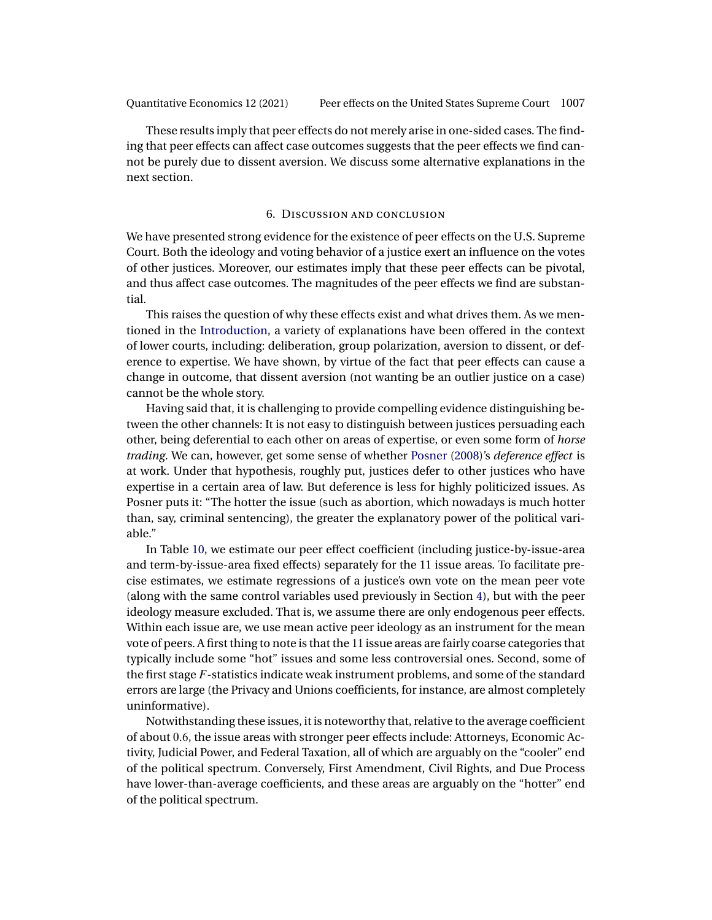These results imply that peer effects do not merely arise in one-sided cases. The finding that peer effects can affect case outcomes suggests that the peer effects we find cannot be purely due to dissent aversion. We discuss some alternative explanations in the next section.

## 6. Discussion and conclusion

We have presented strong evidence for the existence of peer effects on the U.S. Supreme Court. Both the ideology and voting behavior of a justice exert an influence on the votes of other justices. Moreover, our estimates imply that these peer effects can be pivotal, and thus affect case outcomes. The magnitudes of the peer effects we find are substantial.

This raises the question of why these effects exist and what drives them. As we mentioned in the Introduction, a variety of explanations have been offered in the context of lower courts, including: deliberation, group polarization, aversion to dissent, or deference to expertise. We have shown, by virtue of the fact that peer effects can cause a change in outcome, that dissent aversion (not wanting be an outlier justice on a case) cannot be the whole story.

Having said that, it is challenging to provide compelling evidence distinguishing between the other channels: It is not easy to distinguish between justices persuading each other, being deferential to each other on areas of expertise, or even some form of *horse trading*. We can, however, get some sense of whether Posner (2008)'s *deference effect* is at work. Under that hypothesis, roughly put, justices defer to other justices who have expertise in a certain area of law. But deference is less for highly politicized issues. As Posner puts it: "The hotter the issue (such as abortion, which nowadays is much hotter than, say, criminal sentencing), the greater the explanatory power of the political variable."

In Table 10, we estimate our peer effect coefficient (including justice-by-issue-area and term-by-issue-area fixed effects) separately for the 11 issue areas. To facilitate precise estimates, we estimate regressions of a justice's own vote on the mean peer vote (along with the same control variables used previously in Section 4), but with the peer ideology measure excluded. That is, we assume there are only endogenous peer effects. Within each issue are, we use mean active peer ideology as an instrument for the mean vote of peers. A first thing to note is that the 11 issue areas are fairly coarse categories that typically include some "hot" issues and some less controversial ones. Second, some of the first stage $F$-statistics indicate weak instrument problems, and some of the standard errors are large (the Privacy and Unions coefficients, for instance, are almost completely uninformative).

Notwithstanding these issues, it is noteworthy that, relative to the average coefficient of about 0.6, the issue areas with stronger peer effects include: Attorneys, Economic Activity, Judicial Power, and Federal Taxation, all of which are arguably on the "cooler" end of the political spectrum. Conversely, First Amendment, Civil Rights, and Due Process have lower-than-average coefficients, and these areas are arguably on the "hotter" end of the political spectrum.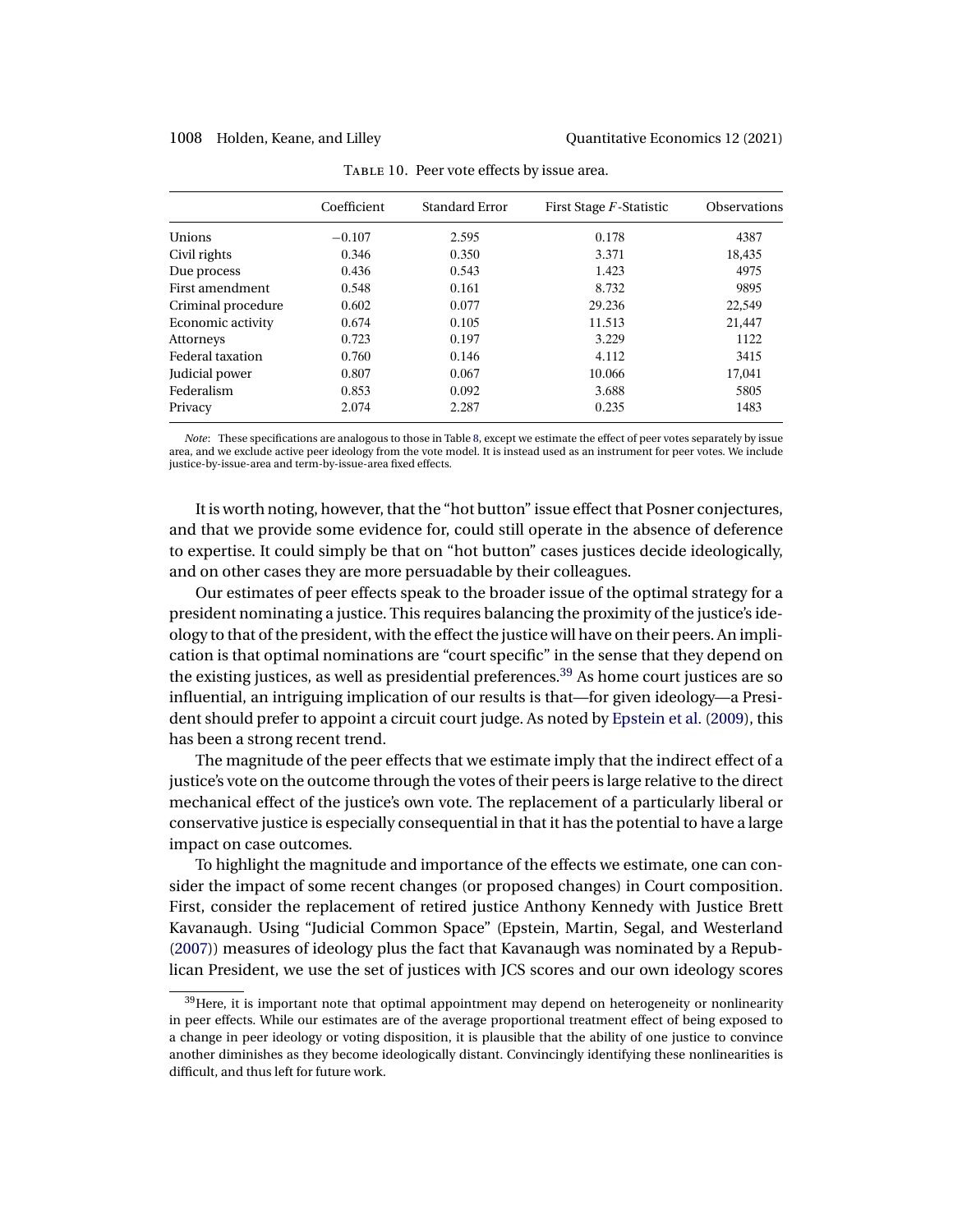Table 10. Peer vote effects by issue area.

| | Coefficient | Standard Error | First Stage $F$-Statistic | Observations |
|---|---|---|---|---|
| Unions | −0.107 | 2.595 | 0.178 | 4387 |
| Civil rights | 0.346 | 0.350 | 3.371 | 18,435 |
| Due process | 0.436 | 0.543 | 1.423 | 4975 |
| First amendment | 0.548 | 0.161 | 8.732 | 9895 |
| Criminal procedure | 0.602 | 0.077 | 29.236 | 22,549 |
| Economic activity | 0.674 | 0.105 | 11.513 | 21,447 |
| Attorneys | 0.723 | 0.197 | 3.229 | 1122 |
| Federal taxation | 0.760 | 0.146 | 4.112 | 3415 |
| Judicial power | 0.807 | 0.067 | 10.066 | 17,041 |
| Federalism | 0.853 | 0.092 | 3.688 | 5805 |
| Privacy | 2.074 | 2.287 | 0.235 | 1483 |

*Note*: These specifications are analogous to those in Table 8, except we estimate the effect of peer votes separately by issue area, and we exclude active peer ideology from the vote model. It is instead used as an instrument for peer votes. We include justice-by-issue-area and term-by-issue-area fixed effects.

It is worth noting, however, that the "hot button" issue effect that Posner conjectures, and that we provide some evidence for, could still operate in the absence of deference to expertise. It could simply be that on "hot button" cases justices decide ideologically, and on other cases they are more persuadable by their colleagues.

Our estimates of peer effects speak to the broader issue of the optimal strategy for a president nominating a justice. This requires balancing the proximity of the justice's ideology to that of the president, with the effect the justice will have on their peers. An implication is that optimal nominations are "court specific" in the sense that they depend on the existing justices, as well as presidential preferences.[39] As home court justices are so influential, an intriguing implication of our results is that—for given ideology—a President should prefer to appoint a circuit court judge. As noted by Epstein et al. (2009), this has been a strong recent trend.

The magnitude of the peer effects that we estimate imply that the indirect effect of a justice's vote on the outcome through the votes of their peers is large relative to the direct mechanical effect of the justice's own vote. The replacement of a particularly liberal or conservative justice is especially consequential in that it has the potential to have a large impact on case outcomes.

To highlight the magnitude and importance of the effects we estimate, one can consider the impact of some recent changes (or proposed changes) in Court composition. First, consider the replacement of retired justice Anthony Kennedy with Justice Brett Kavanaugh. Using "Judicial Common Space" (Epstein, Martin, Segal, and Westerland (2007)) measures of ideology plus the fact that Kavanaugh was nominated by a Republican President, we use the set of justices with JCS scores and our own ideology scores

[39] Here, it is important note that optimal appointment may depend on heterogeneity or nonlinearity in peer effects. While our estimates are of the average proportional treatment effect of being exposed to a change in peer ideology or voting disposition, it is plausible that the ability of one justice to convince another diminishes as they become ideologically distant. Convincingly identifying these nonlinearities is difficult, and thus left for future work.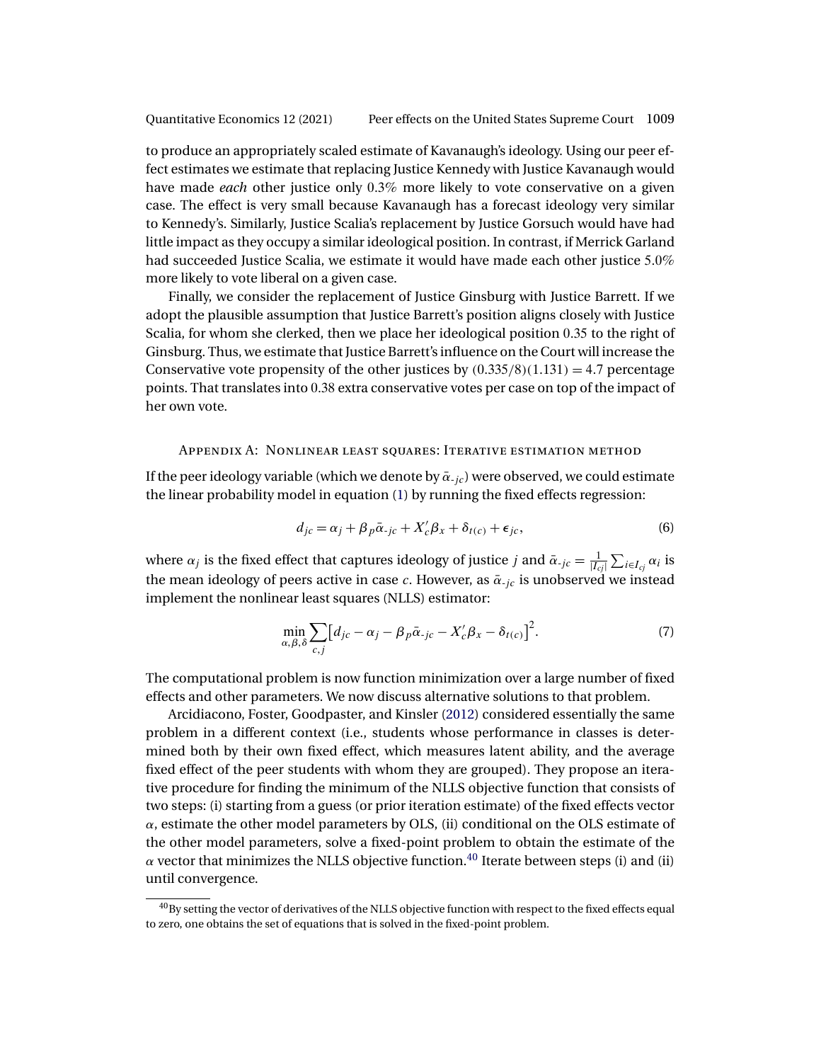to produce an appropriately scaled estimate of Kavanaugh's ideology. Using our peer effect estimates we estimate that replacing Justice Kennedy with Justice Kavanaugh would have made *each* other justice only 0.3% more likely to vote conservative on a given case. The effect is very small because Kavanaugh has a forecast ideology very similar to Kennedy's. Similarly, Justice Scalia's replacement by Justice Gorsuch would have had little impact as they occupy a similar ideological position. In contrast, if Merrick Garland had succeeded Justice Scalia, we estimate it would have made each other justice 5.0% more likely to vote liberal on a given case.

Finally, we consider the replacement of Justice Ginsburg with Justice Barrett. If we adopt the plausible assumption that Justice Barrett's position aligns closely with Justice Scalia, for whom she clerked, then we place her ideological position 0.35 to the right of Ginsburg. Thus, we estimate that Justice Barrett's influence on the Court will increase the Conservative vote propensity of the other justices by $(0.335/8)(1.131) = 4.7$ percentage points. That translates into 0.38 extra conservative votes per case on top of the impact of her own vote.

## Appendix A: Nonlinear least squares: Iterative estimation method

If the peer ideology variable (which we denote by $\bar{\alpha}_{\text{-}jc}$) were observed, we could estimate the linear probability model in equation (1) by running the fixed effects regression:

$$d_{jc} = \alpha_j + \beta_p \bar{\alpha}_{\text{-}jc} + X_c' \beta_x + \delta_{t(c)} + \epsilon_{jc}, \tag{6}$$

where $\alpha_j$ is the fixed effect that captures ideology of justice $j$ and $\bar{\alpha}_{\text{-}jc} = \frac{1}{|I_{cj}|} \sum_{i \in I_{cj}} \alpha_i$ is the mean ideology of peers active in case $c$. However, as $\bar{\alpha}_{\text{-}jc}$ is unobserved we instead implement the nonlinear least squares (NLLS) estimator:

$$\min_{\alpha, \beta, \delta} \sum_{c,j} \left[ d_{jc} - \alpha_j - \beta_p \bar{\alpha}_{\text{-}jc} - X_c' \beta_x - \delta_{t(c)} \right]^2. \tag{7}$$

The computational problem is now function minimization over a large number of fixed effects and other parameters. We now discuss alternative solutions to that problem.

Arcidiacono, Foster, Goodpaster, and Kinsler (2012) considered essentially the same problem in a different context (i.e., students whose performance in classes is determined both by their own fixed effect, which measures latent ability, and the average fixed effect of the peer students with whom they are grouped). They propose an iterative procedure for finding the minimum of the NLLS objective function that consists of two steps: (i) starting from a guess (or prior iteration estimate) of the fixed effects vector $\alpha$, estimate the other model parameters by OLS, (ii) conditional on the OLS estimate of the other model parameters, solve a fixed-point problem to obtain the estimate of the $\alpha$ vector that minimizes the NLLS objective function.[40] Iterate between steps (i) and (ii) until convergence.

[40] By setting the vector of derivatives of the NLLS objective function with respect to the fixed effects equal to zero, one obtains the set of equations that is solved in the fixed-point problem.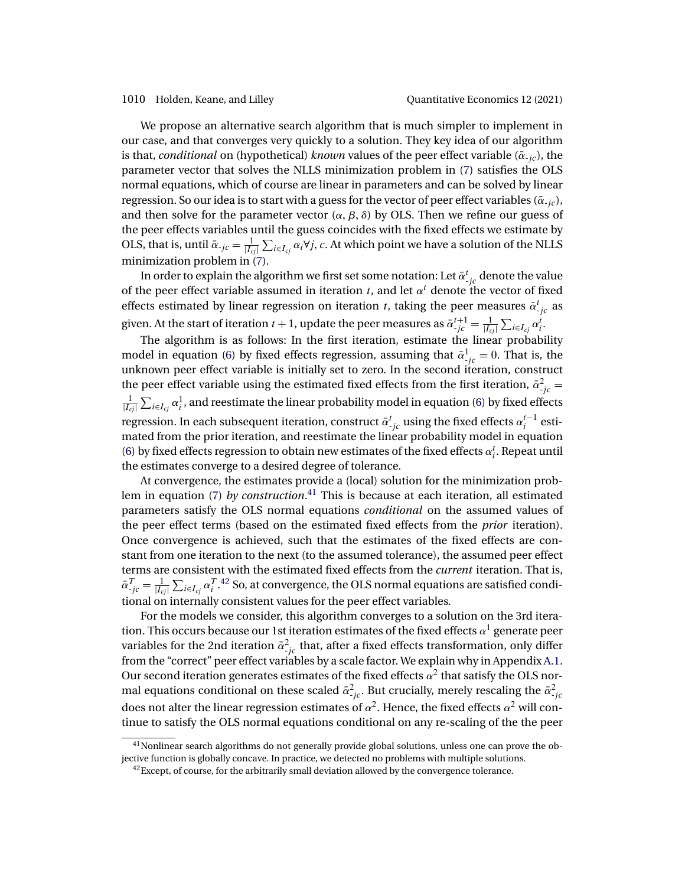We propose an alternative search algorithm that is much simpler to implement in our case, and that converges very quickly to a solution. They key idea of our algorithm is that, *conditional* on (hypothetical) *known* values of the peer effect variable ($\bar{\alpha}_{\text{-}jc}$), the parameter vector that solves the NLLS minimization problem in (7) satisfies the OLS normal equations, which of course are linear in parameters and can be solved by linear regression. So our idea is to start with a guess for the vector of peer effect variables ($\bar{\alpha}_{\text{-}jc}$), and then solve for the parameter vector ($\alpha$, $\beta$, $\delta$) by OLS. Then we refine our guess of the peer effects variables until the guess coincides with the fixed effects we estimate by OLS, that is, until $\bar{\alpha}_{\text{-}jc} = \frac{1}{|I_{cj}|}\sum_{i \in I_{cj}} \alpha_i \forall j, c$. At which point we have a solution of the NLLS minimization problem in (7).

In order to explain the algorithm we first set some notation: Let $\bar{\alpha}^t_{\text{-}jc}$ denote the value of the peer effect variable assumed in iteration $t$, and let $\alpha^t$ denote the vector of fixed effects estimated by linear regression on iteration $t$, taking the peer measures $\bar{\alpha}^t_{\text{-}jc}$ as given. At the start of iteration $t+1$, update the peer measures as $\bar{\alpha}^{t+1}_{\text{-}jc} = \frac{1}{|I_{cj}|}\sum_{i \in I_{cj}} \alpha^t_i$.

The algorithm is as follows: In the first iteration, estimate the linear probability model in equation (6) by fixed effects regression, assuming that $\bar{\alpha}^1_{\text{-}jc} = 0$. That is, the unknown peer effect variable is initially set to zero. In the second iteration, construct the peer effect variable using the estimated fixed effects from the first iteration, $\bar{\alpha}^2_{\text{-}jc} = \frac{1}{|I_{cj}|}\sum_{i \in I_{cj}} \alpha^1_i$, and reestimate the linear probability model in equation (6) by fixed effects regression. In each subsequent iteration, construct $\bar{\alpha}^t_{\text{-}jc}$ using the fixed effects $\alpha^{t-1}_i$ estimated from the prior iteration, and reestimate the linear probability model in equation (6) by fixed effects regression to obtain new estimates of the fixed effects $\alpha^t_i$. Repeat until the estimates converge to a desired degree of tolerance.

At convergence, the estimates provide a (local) solution for the minimization problem in equation (7) *by construction*.[41] This is because at each iteration, all estimated parameters satisfy the OLS normal equations *conditional* on the assumed values of the peer effect terms (based on the estimated fixed effects from the *prior* iteration). Once convergence is achieved, such that the estimates of the fixed effects are constant from one iteration to the next (to the assumed tolerance), the assumed peer effect terms are consistent with the estimated fixed effects from the *current* iteration. That is, $\bar{\alpha}^T_{\text{-}jc} = \frac{1}{|I_{cj}|}\sum_{i \in I_{cj}} \alpha^T_i$.[42] So, at convergence, the OLS normal equations are satisfied conditional on internally consistent values for the peer effect variables.

For the models we consider, this algorithm converges to a solution on the 3rd iteration. This occurs because our 1st iteration estimates of the fixed effects $\alpha^1$ generate peer variables for the 2nd iteration $\bar{\alpha}^2_{\text{-}jc}$ that, after a fixed effects transformation, only differ from the "correct" peer effect variables by a scale factor. We explain why in Appendix A.1. Our second iteration generates estimates of the fixed effects $\alpha^2$ that satisfy the OLS normal equations conditional on these scaled $\bar{\alpha}^2_{\text{-}jc}$. But crucially, merely rescaling the $\bar{\alpha}^2_{\text{-}jc}$ does not alter the linear regression estimates of $\alpha^2$. Hence, the fixed effects $\alpha^2$ will continue to satisfy the OLS normal equations conditional on any re-scaling of the the peer

[41] Nonlinear search algorithms do not generally provide global solutions, unless one can prove the objective function is globally concave. In practice, we detected no problems with multiple solutions.

[42] Except, of course, for the arbitrarily small deviation allowed by the convergence tolerance.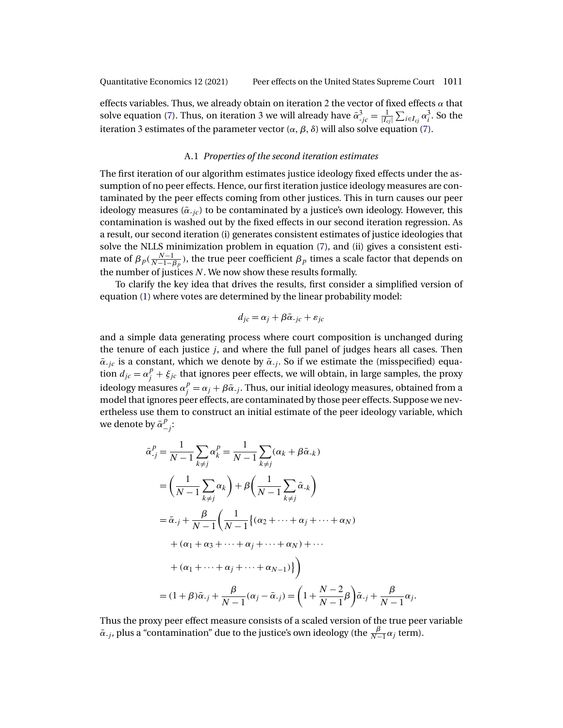effects variables. Thus, we already obtain on iteration 2 the vector of fixed effects $\alpha$ that solve equation (7). Thus, on iteration 3 we will already have $\bar{\alpha}^3_{\text{-}jc} = \frac{1}{|I_{cj}|}\sum_{i \in I_{cj}} \alpha^3_i$. So the iteration 3 estimates of the parameter vector $(\alpha, \beta, \delta)$ will also solve equation (7).

### A.1 *Properties of the second iteration estimates*

The first iteration of our algorithm estimates justice ideology fixed effects under the assumption of no peer effects. Hence, our first iteration justice ideology measures are contaminated by the peer effects coming from other justices. This in turn causes our peer ideology measures ($\bar{\alpha}_{\text{-}jc}$) to be contaminated by a justice's own ideology. However, this contamination is washed out by the fixed effects in our second iteration regression. As a result, our second iteration (i) generates consistent estimates of justice ideologies that solve the NLLS minimization problem in equation (7), and (ii) gives a consistent estimate of $\beta_p(\frac{N-1}{N-1-\beta_p})$, the true peer coefficient $\beta_p$ times a scale factor that depends on the number of justices $N$. We now show these results formally.

To clarify the key idea that drives the results, first consider a simplified version of equation (1) where votes are determined by the linear probability model:

$$d_{jc} = \alpha_j + \beta\bar{\alpha}_{\text{-}jc} + \varepsilon_{jc}$$

and a simple data generating process where court composition is unchanged during the tenure of each justice $j$, and where the full panel of judges hears all cases. Then $\bar{\alpha}_{\text{-}jc}$ is a constant, which we denote by $\bar{\alpha}_{\text{-}j}$. So if we estimate the (misspecified) equation $d_{jc} = \alpha^p_j + \xi_{jc}$ that ignores peer effects, we will obtain, in large samples, the proxy ideology measures $\alpha^p_j = \alpha_j + \beta\bar{\alpha}_{\text{-}j}$. Thus, our initial ideology measures, obtained from a model that ignores peer effects, are contaminated by those peer effects. Suppose we nevertheless use them to construct an initial estimate of the peer ideology variable, which we denote by $\bar{\alpha}^p_{-j}$:

$$\begin{aligned}
\bar{\alpha}^p_{\text{-}j} &= \frac{1}{N-1}\sum_{k \neq j}\alpha^p_k = \frac{1}{N-1}\sum_{k \neq j}(\alpha_k + \beta\bar{\alpha}_{\text{-}k}) \\
&= \left(\frac{1}{N-1}\sum_{k \neq j}\alpha_k\right) + \beta\left(\frac{1}{N-1}\sum_{k \neq j}\bar{\alpha}_{\text{-}k}\right) \\
&= \bar{\alpha}_{\text{-}j} + \frac{\beta}{N-1}\left(\frac{1}{N-1}\big\{(\alpha_2 + \cdots + \alpha_j + \cdots + \alpha_N) \right. \\
&\quad + (\alpha_1 + \alpha_3 + \cdots + \alpha_j + \cdots + \alpha_N) + \cdots \\
&\quad \left. + (\alpha_1 + \cdots + \alpha_j + \cdots + \alpha_{N-1})\big\}\right) \\
&= (1+\beta)\bar{\alpha}_{\text{-}j} + \frac{\beta}{N-1}(\alpha_j - \bar{\alpha}_{\text{-}j}) = \left(1 + \frac{N-2}{N-1}\beta\right)\bar{\alpha}_{\text{-}j} + \frac{\beta}{N-1}\alpha_j.
\end{aligned}$$

Thus the proxy peer effect measure consists of a scaled version of the true peer variable $\bar{\alpha}_{\text{-}j}$, plus a "contamination" due to the justice's own ideology (the $\frac{\beta}{N-1}\alpha_j$ term).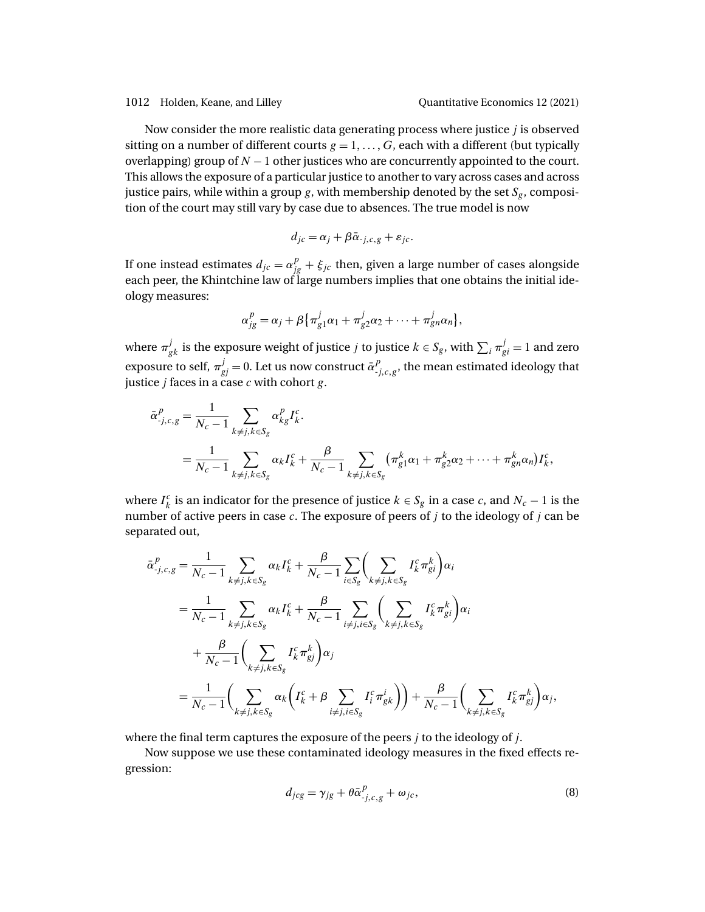Now consider the more realistic data generating process where justice $j$ is observed sitting on a number of different courts $g = 1, \dots, G$, each with a different (but typically overlapping) group of $N - 1$ other justices who are concurrently appointed to the court. This allows the exposure of a particular justice to another to vary across cases and across justice pairs, while within a group $g$, with membership denoted by the set $S_g$, composition of the court may still vary by case due to absences. The true model is now

$$d_{jc} = \alpha_j + \beta\bar{\alpha}_{\text{-}j,c,g} + \varepsilon_{jc}.$$

If one instead estimates $d_{jc} = \alpha^p_{jg} + \xi_{jc}$ then, given a large number of cases alongside each peer, the Khintchine law of large numbers implies that one obtains the initial ideology measures:

$$\alpha^p_{jg} = \alpha_j + \beta\left\{\pi^j_{g1}\alpha_1 + \pi^j_{g2}\alpha_2 + \dots + \pi^j_{gn}\alpha_n\right\},$$

where $\pi^j_{gk}$ is the exposure weight of justice $j$ to justice $k \in S_g$, with $\sum_i \pi^j_{gi} = 1$ and zero exposure to self, $\pi^j_{gj} = 0$. Let us now construct $\bar{\alpha}^p_{\text{-}j,c,g}$, the mean estimated ideology that justice $j$ faces in a case $c$ with cohort $g$.

$$\begin{aligned}
\bar{\alpha}^p_{\text{-}j,c,g} &= \frac{1}{N_c - 1}\sum_{k \neq j, k \in S_g} \alpha^p_{kg} I^c_k. \\
&= \frac{1}{N_c - 1}\sum_{k \neq j, k \in S_g} \alpha_k I^c_k + \frac{\beta}{N_c - 1}\sum_{k \neq j, k \in S_g} \left(\pi^k_{g1}\alpha_1 + \pi^k_{g2}\alpha_2 + \dots + \pi^k_{gn}\alpha_n\right) I^c_k,
\end{aligned}$$

where $I^c_k$ is an indicator for the presence of justice $k \in S_g$ in a case $c$, and $N_c - 1$ is the number of active peers in case $c$. The exposure of peers of $j$ to the ideology of $j$ can be separated out,

$$\begin{aligned}
\bar{\alpha}^p_{\text{-}j,c,g} &= \frac{1}{N_c - 1}\sum_{k \neq j, k \in S_g} \alpha_k I^c_k + \frac{\beta}{N_c - 1}\sum_{i \in S_g}\left(\sum_{k \neq j, k \in S_g} I^c_k \pi^k_{gi}\right)\alpha_i \\
&= \frac{1}{N_c - 1}\sum_{k \neq j, k \in S_g} \alpha_k I^c_k + \frac{\beta}{N_c - 1}\sum_{i \neq j, i \in S_g}\left(\sum_{k \neq j, k \in S_g} I^c_k \pi^k_{gi}\right)\alpha_i \\
&\quad + \frac{\beta}{N_c - 1}\left(\sum_{k \neq j, k \in S_g} I^c_k \pi^k_{gj}\right)\alpha_j \\
&= \frac{1}{N_c - 1}\left(\sum_{k \neq j, k \in S_g} \alpha_k \left(I^c_k + \beta \sum_{i \neq j, i \in S_g} I^c_i \pi^i_{gk}\right)\right) + \frac{\beta}{N_c - 1}\left(\sum_{k \neq j, k \in S_g} I^c_k \pi^k_{gj}\right)\alpha_j,
\end{aligned}$$

where the final term captures the exposure of the peers $j$ to the ideology of $j$.

Now suppose we use these contaminated ideology measures in the fixed effects regression:

$$d_{jcg} = \gamma_{jg} + \theta\bar{\alpha}^p_{\text{-}j,c,g} + \omega_{jc}, \tag{8}$$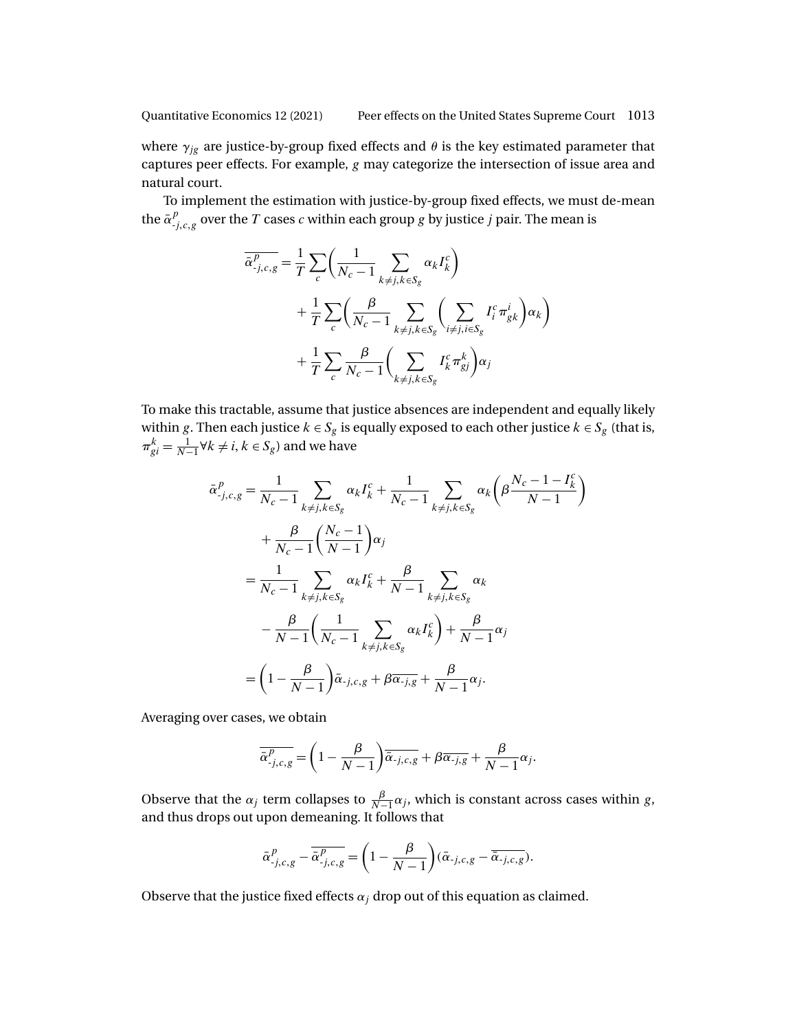where $\gamma_{jg}$ are justice-by-group fixed effects and $\theta$ is the key estimated parameter that captures peer effects. For example, $g$ may categorize the intersection of issue area and natural court.

To implement the estimation with justice-by-group fixed effects, we must de-mean the $\bar{\alpha}^{p}_{-j,c,g}$ over the $T$ cases $c$ within each group $g$ by justice $j$ pair. The mean is

$$
\begin{aligned}
\overline{\bar{\alpha}^{p}_{-j,c,g}} &= \frac{1}{T}\sum_{c}\left(\frac{1}{N_c-1}\sum_{k\neq j,k\in S_g}\alpha_k I_k^c\right) \\
&\quad + \frac{1}{T}\sum_{c}\left(\frac{\beta}{N_c-1}\sum_{k\neq j,k\in S_g}\left(\sum_{i\neq j,i\in S_g} I_i^c \pi^i_{gk}\right)\alpha_k\right) \\
&\quad + \frac{1}{T}\sum_{c}\frac{\beta}{N_c-1}\left(\sum_{k\neq j,k\in S_g} I_k^c \pi^k_{gj}\right)\alpha_j
\end{aligned}
$$

To make this tractable, assume that justice absences are independent and equally likely within $g$. Then each justice $k \in S_g$ is equally exposed to each other justice $k \in S_g$ (that is, $\pi^k_{gi} = \frac{1}{N-1}\forall k \neq i, k \in S_g$) and we have

$$
\begin{aligned}
\bar{\alpha}^{p}_{-j,c,g} &= \frac{1}{N_c-1}\sum_{k\neq j,k\in S_g}\alpha_k I_k^c + \frac{1}{N_c-1}\sum_{k\neq j,k\in S_g}\alpha_k\left(\beta\frac{N_c-1-I_k^c}{N-1}\right) \\
&\quad + \frac{\beta}{N_c-1}\left(\frac{N_c-1}{N-1}\right)\alpha_j \\
&= \frac{1}{N_c-1}\sum_{k\neq j,k\in S_g}\alpha_k I_k^c + \frac{\beta}{N-1}\sum_{k\neq j,k\in S_g}\alpha_k \\
&\quad - \frac{\beta}{N-1}\left(\frac{1}{N_c-1}\sum_{k\neq j,k\in S_g}\alpha_k I_k^c\right) + \frac{\beta}{N-1}\alpha_j \\
&= \left(1-\frac{\beta}{N-1}\right)\bar{\alpha}_{-j,c,g} + \beta\overline{\alpha_{-j,g}} + \frac{\beta}{N-1}\alpha_j.
\end{aligned}
$$

Averaging over cases, we obtain

$$
\overline{\bar{\alpha}^{p}_{-j,c,g}} = \left(1-\frac{\beta}{N-1}\right)\overline{\bar{\alpha}_{-j,c,g}} + \beta\overline{\alpha_{-j,g}} + \frac{\beta}{N-1}\alpha_j.
$$

Observe that the $\alpha_j$ term collapses to $\frac{\beta}{N-1}\alpha_j$, which is constant across cases within $g$, and thus drops out upon demeaning. It follows that

$$
\bar{\alpha}^{p}_{-j,c,g} - \overline{\bar{\alpha}^{p}_{-j,c,g}} = \left(1-\frac{\beta}{N-1}\right)\left(\bar{\alpha}_{-j,c,g} - \overline{\bar{\alpha}_{-j,c,g}}\right).
$$

Observe that the justice fixed effects $\alpha_j$ drop out of this equation as claimed.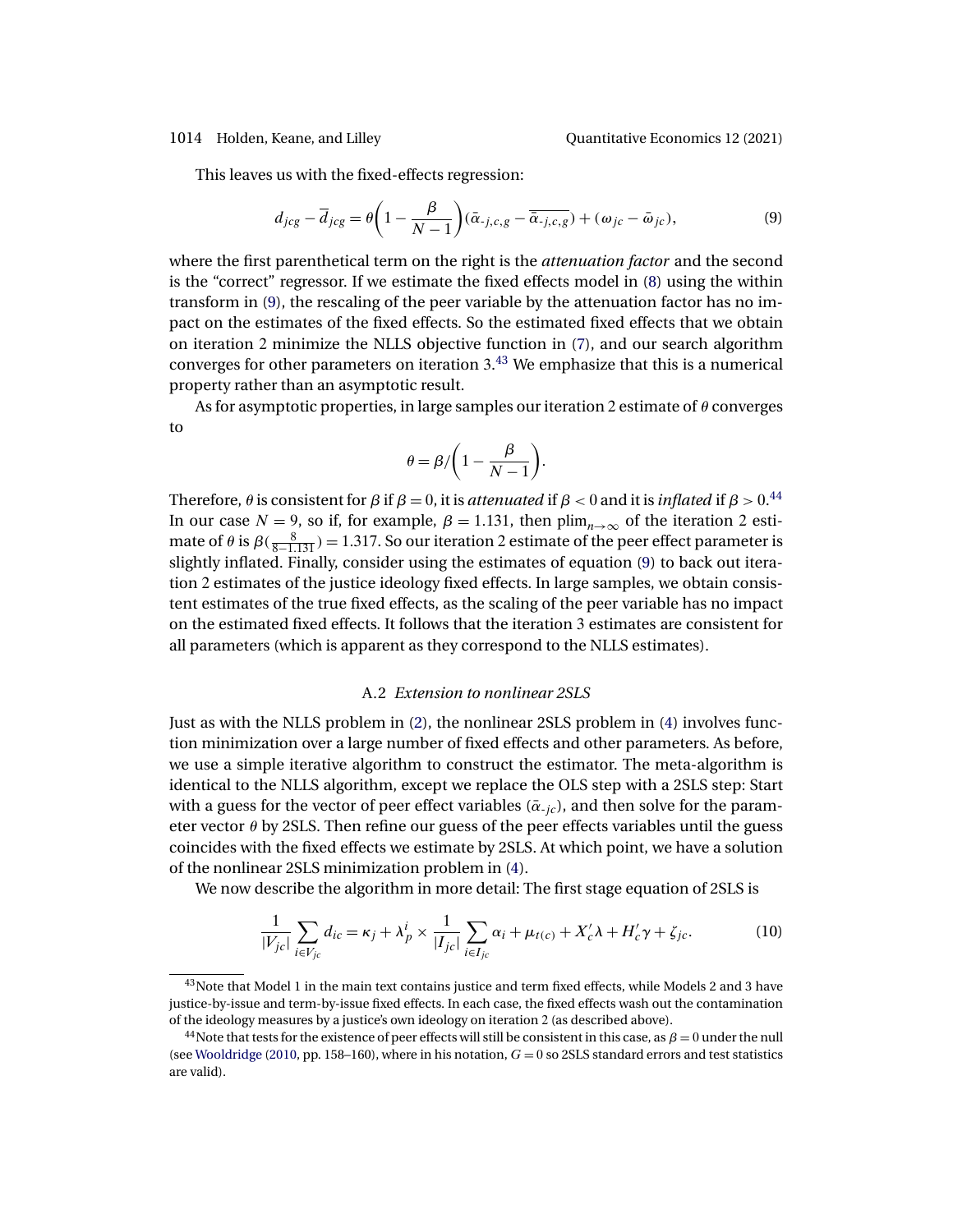This leaves us with the fixed-effects regression:

$$d_{jcg} - \overline{d}_{jcg} = \theta\left(1 - \frac{\beta}{N-1}\right)(\bar{\alpha}_{\text{-}j,c,g} - \overline{\bar{\alpha}_{\text{-}j,c,g}}) + (\omega_{jc} - \bar{\omega}_{jc}), \tag{9}$$

where the first parenthetical term on the right is the *attenuation factor* and the second is the "correct" regressor. If we estimate the fixed effects model in (8) using the within transform in (9), the rescaling of the peer variable by the attenuation factor has no impact on the estimates of the fixed effects. So the estimated fixed effects that we obtain on iteration 2 minimize the NLLS objective function in (7), and our search algorithm converges for other parameters on iteration 3.[43] We emphasize that this is a numerical property rather than an asymptotic result.

As for asymptotic properties, in large samples our iteration 2 estimate of $\theta$ converges to

$$\theta = \beta \Big/ \left(1 - \frac{\beta}{N-1}\right).$$

Therefore, $\theta$ is consistent for $\beta$ if $\beta = 0$, it is *attenuated* if $\beta < 0$ and it is *inflated* if $\beta > 0$.[44] In our case $N = 9$, so if, for example, $\beta = 1.131$, then $\text{plim}_{n\to\infty}$ of the iteration 2 estimate of $\theta$ is $\beta(\frac{8}{8-1.131}) = 1.317$. So our iteration 2 estimate of the peer effect parameter is slightly inflated. Finally, consider using the estimates of equation (9) to back out iteration 2 estimates of the justice ideology fixed effects. In large samples, we obtain consistent estimates of the true fixed effects, as the scaling of the peer variable has no impact on the estimated fixed effects. It follows that the iteration 3 estimates are consistent for all parameters (which is apparent as they correspond to the NLLS estimates).

### A.2 *Extension to nonlinear 2SLS*

Just as with the NLLS problem in (2), the nonlinear 2SLS problem in (4) involves function minimization over a large number of fixed effects and other parameters. As before, we use a simple iterative algorithm to construct the estimator. The meta-algorithm is identical to the NLLS algorithm, except we replace the OLS step with a 2SLS step: Start with a guess for the vector of peer effect variables ($\bar{\alpha}_{\text{-}jc}$), and then solve for the parameter vector $\theta$ by 2SLS. Then refine our guess of the peer effects variables until the guess coincides with the fixed effects we estimate by 2SLS. At which point, we have a solution of the nonlinear 2SLS minimization problem in (4).

We now describe the algorithm in more detail: The first stage equation of 2SLS is

$$\frac{1}{|V_{jc}|}\sum_{i\in V_{jc}} d_{ic} = \kappa_j + \lambda_p^i \times \frac{1}{|I_{jc}|}\sum_{i\in I_{jc}} \alpha_i + \mu_{t(c)} + X_c'\lambda + H_c'\gamma + \zeta_{jc}. \tag{10}$$

---

[43] Note that Model 1 in the main text contains justice and term fixed effects, while Models 2 and 3 have justice-by-issue and term-by-issue fixed effects. In each case, the fixed effects wash out the contamination of the ideology measures by a justice's own ideology on iteration 2 (as described above).

[44] Note that tests for the existence of peer effects will still be consistent in this case, as $\beta = 0$ under the null (see Wooldridge (2010, pp. 158–160), where in his notation, $G = 0$ so 2SLS standard errors and test statistics are valid).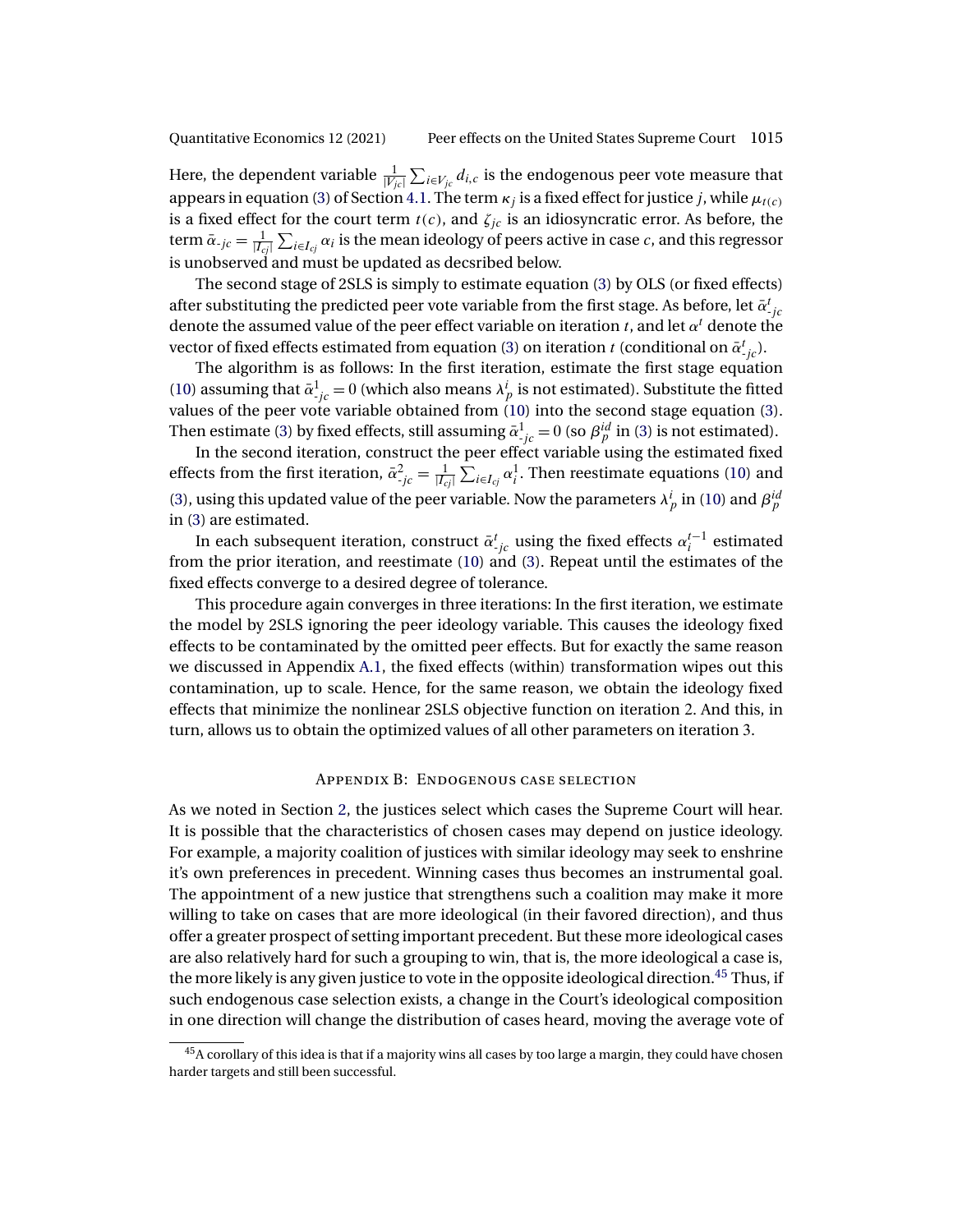Here, the dependent variable $\frac{1}{|V_{jc}|}\sum_{i\in V_{jc}} d_{i,c}$ is the endogenous peer vote measure that appears in equation (3) of Section 4.1. The term $\kappa_j$ is a fixed effect for justice $j$, while $\mu_{t(c)}$ is a fixed effect for the court term $t(c)$, and $\zeta_{jc}$ is an idiosyncratic error. As before, the term $\bar{\alpha}_{\text{-}jc} = \frac{1}{|I_{cj}|}\sum_{i\in I_{cj}} \alpha_i$ is the mean ideology of peers active in case $c$, and this regressor is unobserved and must be updated as decsribed below.

The second stage of 2SLS is simply to estimate equation (3) by OLS (or fixed effects) after substituting the predicted peer vote variable from the first stage. As before, let $\bar{\alpha}^t_{\text{-}jc}$ denote the assumed value of the peer effect variable on iteration $t$, and let $\alpha^t$ denote the vector of fixed effects estimated from equation (3) on iteration $t$ (conditional on $\bar{\alpha}^t_{\text{-}jc}$).

The algorithm is as follows: In the first iteration, estimate the first stage equation (10) assuming that $\bar{\alpha}^1_{\text{-}jc} = 0$ (which also means $\lambda^i_p$ is not estimated). Substitute the fitted values of the peer vote variable obtained from (10) into the second stage equation (3). Then estimate (3) by fixed effects, still assuming $\bar{\alpha}^1_{\text{-}jc} = 0$ (so $\beta^{id}_p$ in (3) is not estimated).

In the second iteration, construct the peer effect variable using the estimated fixed effects from the first iteration, $\bar{\alpha}^2_{\text{-}jc} = \frac{1}{|I_{cj}|}\sum_{i\in I_{cj}} \alpha^1_i$. Then reestimate equations (10) and (3), using this updated value of the peer variable. Now the parameters $\lambda^i_p$ in (10) and $\beta^{id}_p$ in (3) are estimated.

In each subsequent iteration, construct $\bar{\alpha}^t_{\text{-}jc}$ using the fixed effects $\alpha^{t-1}_i$ estimated from the prior iteration, and reestimate (10) and (3). Repeat until the estimates of the fixed effects converge to a desired degree of tolerance.

This procedure again converges in three iterations: In the first iteration, we estimate the model by 2SLS ignoring the peer ideology variable. This causes the ideology fixed effects to be contaminated by the omitted peer effects. But for exactly the same reason we discussed in Appendix A.1, the fixed effects (within) transformation wipes out this contamination, up to scale. Hence, for the same reason, we obtain the ideology fixed effects that minimize the nonlinear 2SLS objective function on iteration 2. And this, in turn, allows us to obtain the optimized values of all other parameters on iteration 3.

## Appendix B: Endogenous case selection

As we noted in Section 2, the justices select which cases the Supreme Court will hear. It is possible that the characteristics of chosen cases may depend on justice ideology. For example, a majority coalition of justices with similar ideology may seek to enshrine it's own preferences in precedent. Winning cases thus becomes an instrumental goal. The appointment of a new justice that strengthens such a coalition may make it more willing to take on cases that are more ideological (in their favored direction), and thus offer a greater prospect of setting important precedent. But these more ideological cases are also relatively hard for such a grouping to win, that is, the more ideological a case is, the more likely is any given justice to vote in the opposite ideological direction.[45] Thus, if such endogenous case selection exists, a change in the Court's ideological composition in one direction will change the distribution of cases heard, moving the average vote of

[45] A corollary of this idea is that if a majority wins all cases by too large a margin, they could have chosen harder targets and still been successful.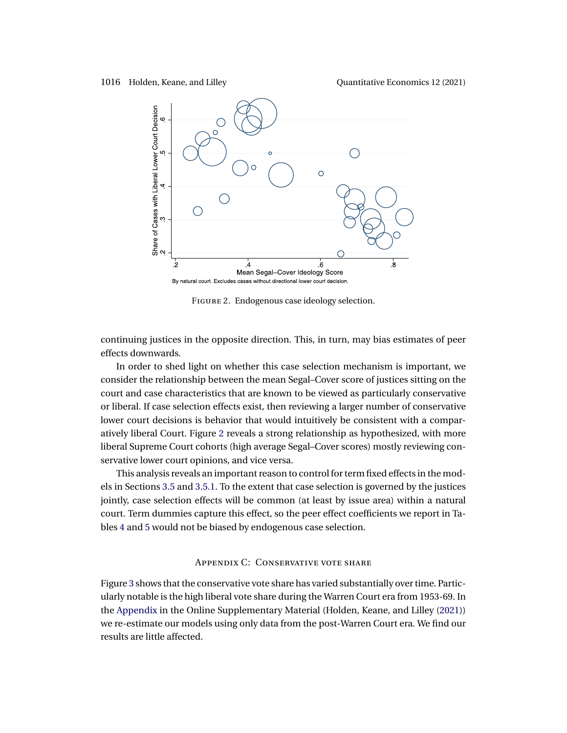FIGURE 2. Endogenous case ideology selection.

continuing justices in the opposite direction. This, in turn, may bias estimates of peer effects downwards.

In order to shed light on whether this case selection mechanism is important, we consider the relationship between the mean Segal–Cover score of justices sitting on the court and case characteristics that are known to be viewed as particularly conservative or liberal. If case selection effects exist, then reviewing a larger number of conservative lower court decisions is behavior that would intuitively be consistent with a comparatively liberal Court. Figure 2 reveals a strong relationship as hypothesized, with more liberal Supreme Court cohorts (high average Segal–Cover scores) mostly reviewing conservative lower court opinions, and vice versa.

This analysis reveals an important reason to control for term fixed effects in the models in Sections 3.5 and 3.5.1. To the extent that case selection is governed by the justices jointly, case selection effects will be common (at least by issue area) within a natural court. Term dummies capture this effect, so the peer effect coefficients we report in Tables 4 and 5 would not be biased by endogenous case selection.

## Appendix C: Conservative vote share

Figure 3 shows that the conservative vote share has varied substantially over time. Particularly notable is the high liberal vote share during the Warren Court era from 1953-69. In the Appendix in the Online Supplementary Material (Holden, Keane, and Lilley (2021)) we re-estimate our models using only data from the post-Warren Court era. We find our results are little affected.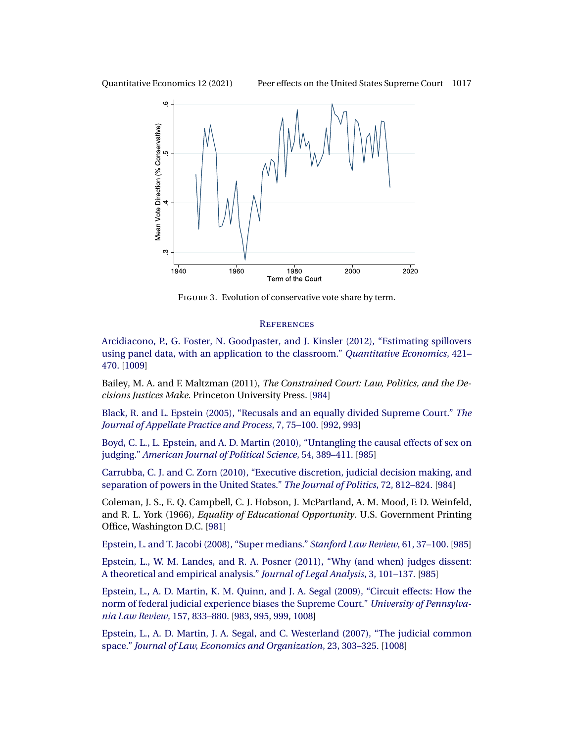FIGURE 3. Evolution of conservative vote share by term.

## REFERENCES

Arcidiacono, P., G. Foster, N. Goodpaster, and J. Kinsler (2012), "Estimating spillovers using panel data, with an application to the classroom." *Quantitative Economics*, 421–470. [1009]

Bailey, M. A. and F. Maltzman (2011), *The Constrained Court: Law, Politics, and the Decisions Justices Make*. Princeton University Press. [984]

Black, R. and L. Epstein (2005), "Recusals and an equally divided Supreme Court." *The Journal of Appellate Practice and Process*, 7, 75–100. [992, 993]

Boyd, C. L., L. Epstein, and A. D. Martin (2010), "Untangling the causal effects of sex on judging." *American Journal of Political Science*, 54, 389–411. [985]

Carrubba, C. J. and C. Zorn (2010), "Executive discretion, judicial decision making, and separation of powers in the United States." *The Journal of Politics*, 72, 812–824. [984]

Coleman, J. S., E. Q. Campbell, C. J. Hobson, J. McPartland, A. M. Mood, F. D. Weinfeld, and R. L. York (1966), *Equality of Educational Opportunity*. U.S. Government Printing Office, Washington D.C. [981]

Epstein, L. and T. Jacobi (2008), "Super medians." *Stanford Law Review*, 61, 37–100. [985]

Epstein, L., W. M. Landes, and R. A. Posner (2011), "Why (and when) judges dissent: A theoretical and empirical analysis." *Journal of Legal Analysis*, 3, 101–137. [985]

Epstein, L., A. D. Martin, K. M. Quinn, and J. A. Segal (2009), "Circuit effects: How the norm of federal judicial experience biases the Supreme Court." *University of Pennsylvania Law Review*, 157, 833–880. [983, 995, 999, 1008]

Epstein, L., A. D. Martin, J. A. Segal, and C. Westerland (2007), "The judicial common space." *Journal of Law, Economics and Organization*, 23, 303–325. [1008]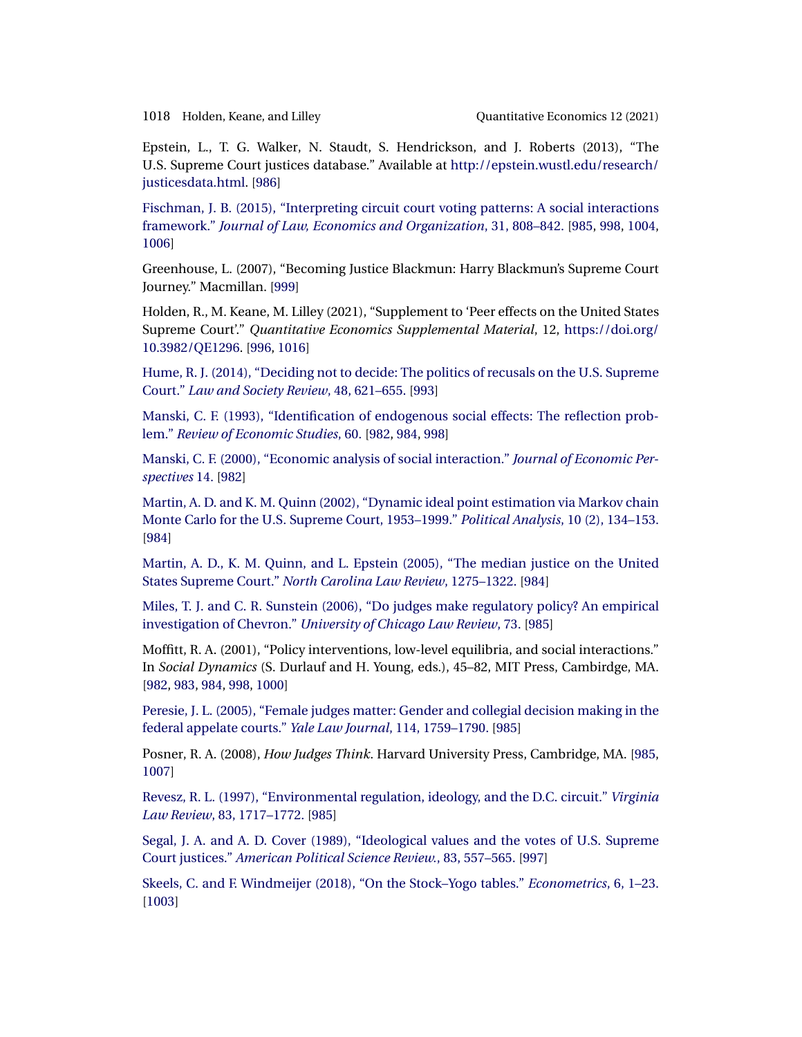Epstein, L., T. G. Walker, N. Staudt, S. Hendrickson, and J. Roberts (2013), "The U.S. Supreme Court justices database." Available at http://epstein.wustl.edu/research/justicesdata.html. [986]

Fischman, J. B. (2015), "Interpreting circuit court voting patterns: A social interactions framework." *Journal of Law, Economics and Organization*, 31, 808–842. [985, 998, 1004, 1006]

Greenhouse, L. (2007), "Becoming Justice Blackmun: Harry Blackmun's Supreme Court Journey." Macmillan. [999]

Holden, R., M. Keane, M. Lilley (2021), "Supplement to 'Peer effects on the United States Supreme Court'." *Quantitative Economics Supplemental Material*, 12, https://doi.org/10.3982/QE1296. [996, 1016]

Hume, R. J. (2014), "Deciding not to decide: The politics of recusals on the U.S. Supreme Court." *Law and Society Review*, 48, 621–655. [993]

Manski, C. F. (1993), "Identification of endogenous social effects: The reflection problem." *Review of Economic Studies*, 60. [982, 984, 998]

Manski, C. F. (2000), "Economic analysis of social interaction." *Journal of Economic Perspectives* 14. [982]

Martin, A. D. and K. M. Quinn (2002), "Dynamic ideal point estimation via Markov chain Monte Carlo for the U.S. Supreme Court, 1953–1999." *Political Analysis*, 10 (2), 134–153. [984]

Martin, A. D., K. M. Quinn, and L. Epstein (2005), "The median justice on the United States Supreme Court." *North Carolina Law Review*, 1275–1322. [984]

Miles, T. J. and C. R. Sunstein (2006), "Do judges make regulatory policy? An empirical investigation of Chevron." *University of Chicago Law Review*, 73. [985]

Moffitt, R. A. (2001), "Policy interventions, low-level equilibria, and social interactions." In *Social Dynamics* (S. Durlauf and H. Young, eds.), 45–82, MIT Press, Cambirdge, MA. [982, 983, 984, 998, 1000]

Peresie, J. L. (2005), "Female judges matter: Gender and collegial decision making in the federal appelate courts." *Yale Law Journal*, 114, 1759–1790. [985]

Posner, R. A. (2008), *How Judges Think*. Harvard University Press, Cambridge, MA. [985, 1007]

Revesz, R. L. (1997), "Environmental regulation, ideology, and the D.C. circuit." *Virginia Law Review*, 83, 1717–1772. [985]

Segal, J. A. and A. D. Cover (1989), "Ideological values and the votes of U.S. Supreme Court justices." *American Political Science Review.*, 83, 557–565. [997]

Skeels, C. and F. Windmeijer (2018), "On the Stock–Yogo tables." *Econometrics*, 6, 1–23. [1003]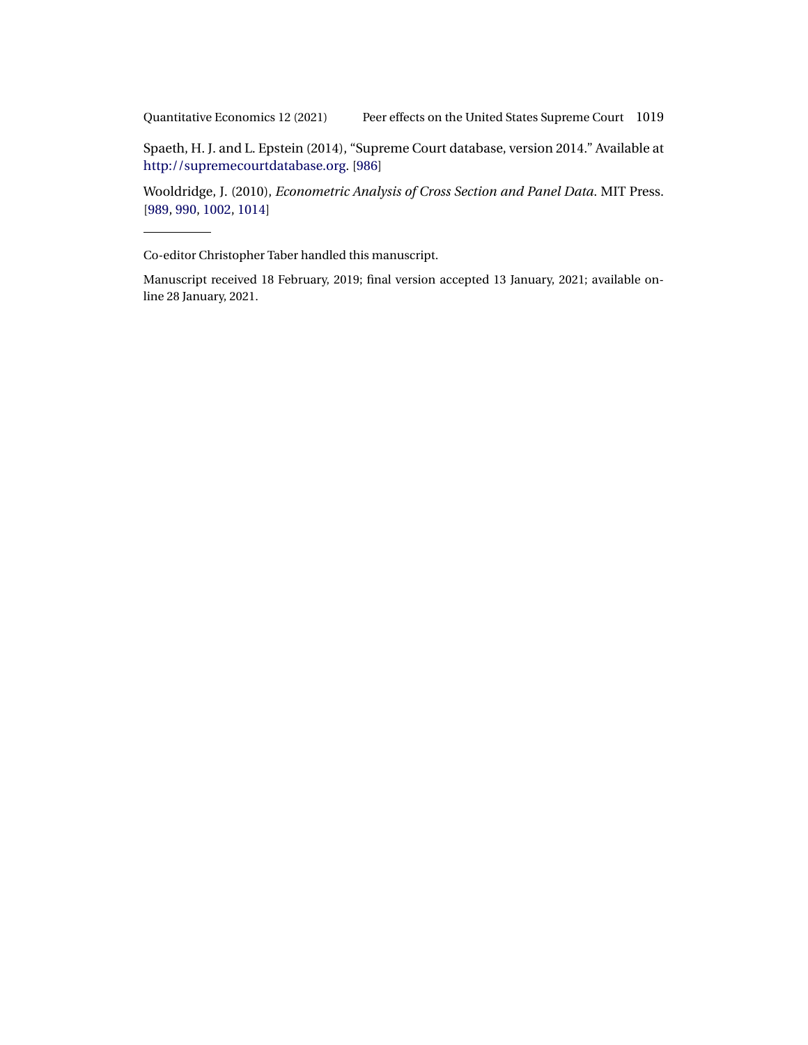Spaeth, H. J. and L. Epstein (2014), "Supreme Court database, version 2014." Available at http://supremecourtdatabase.org. [986]

Wooldridge, J. (2010), *Econometric Analysis of Cross Section and Panel Data*. MIT Press. [989, 990, 1002, 1014]

---

Co-editor Christopher Taber handled this manuscript.

Manuscript received 18 February, 2019; final version accepted 13 January, 2021; available online 28 January, 2021.